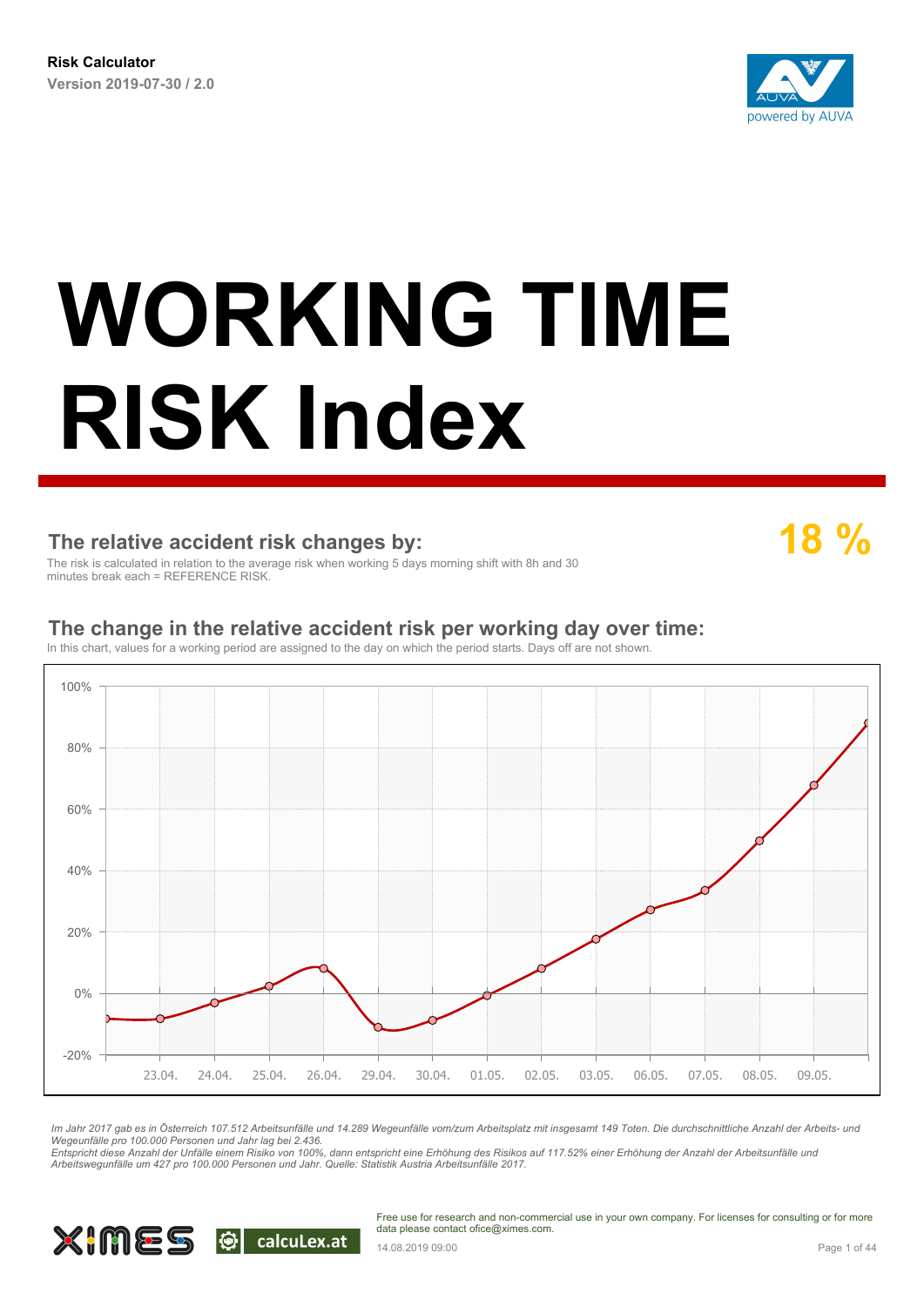**Risk Calculator**
**Version 2019-07-30 / 2.0**

# WORKING TIME RISK Index

## The relative accident risk changes by:

**18 %**

The risk is calculated in relation to the average risk when working 5 days morning shift with 8h and 30 minutes break each = REFERENCE RISK.

## The change in the relative accident risk per working day over time:

In this chart, values for a working period are assigned to the day on which the period starts. Days off are not shown.

*Im Jahr 2017 gab es in Österreich 107.512 Arbeitsunfälle und 14.289 Wegeunfälle vom/zum Arbeitsplatz mit insgesamt 149 Toten. Die durchschnittliche Anzahl der Arbeits- und Wegeunfälle pro 100.000 Personen und Jahr lag bei 2.436.*
*Entspricht diese Anzahl der Unfälle einem Risiko von 100%, dann entspricht eine Erhöhung des Risikos auf 117.52% einer Erhöhung der Anzahl der Arbeitsunfälle und Arbeitswegunfälle um 427 pro 100.000 Personen und Jahr. Quelle: Statistik Austria Arbeitsunfälle 2017.*

Free use for research and non-commercial use in your own company. For licenses for consulting or for more data please contact ofice@ximes.com.

14.08.2019 09:00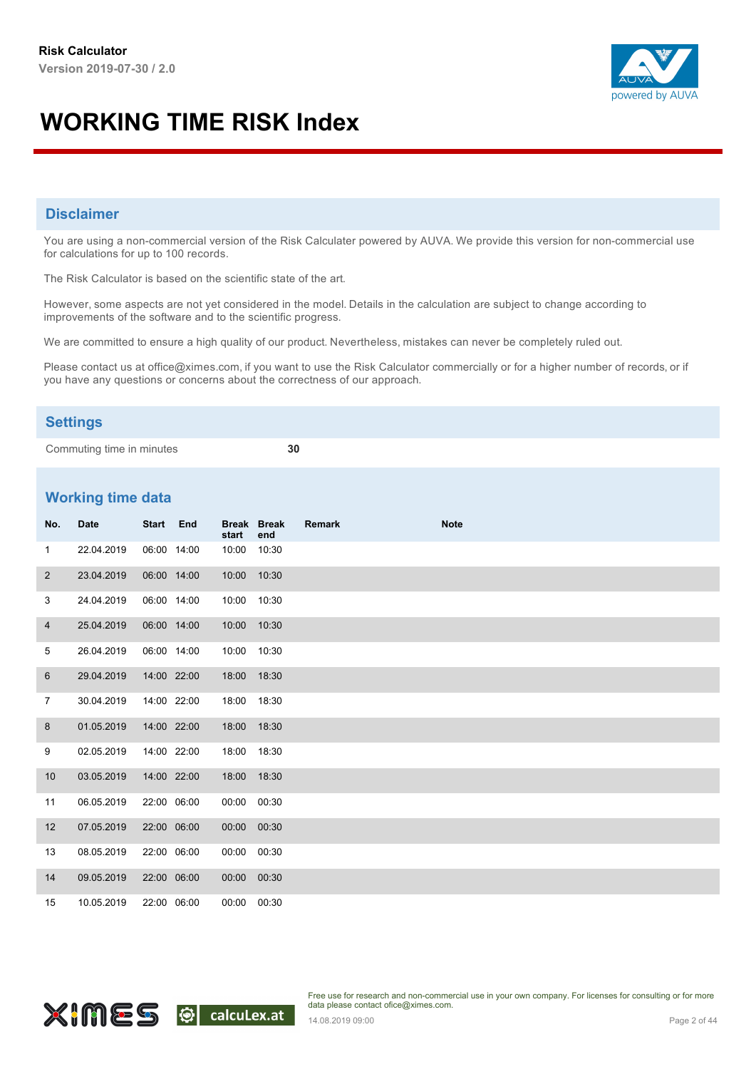Risk Calculator
Version 2019-07-30 / 2.0

# WORKING TIME RISK Index

## Disclaimer

You are using a non-commercial version of the Risk Calculater powered by AUVA. We provide this version for non-commercial use for calculations for up to 100 records.

The Risk Calculator is based on the scientific state of the art.

However, some aspects are not yet considered in the model. Details in the calculation are subject to change according to improvements of the software and to the scientific progress.

We are committed to ensure a high quality of our product. Nevertheless, mistakes can never be completely ruled out.

Please contact us at office@ximes.com, if you want to use the Risk Calculator commercially or for a higher number of records, or if you have any questions or concerns about the correctness of our approach.

## Settings

| Commuting time in minutes | 30 |
|---|---|

## Working time data

| No. | Date | Start | End | Break start | Break end | Remark | Note |
|---|---|---|---|---|---|---|---|
| 1 | 22.04.2019 | 06:00 | 14:00 | 10:00 | 10:30 | | |
| 2 | 23.04.2019 | 06:00 | 14:00 | 10:00 | 10:30 | | |
| 3 | 24.04.2019 | 06:00 | 14:00 | 10:00 | 10:30 | | |
| 4 | 25.04.2019 | 06:00 | 14:00 | 10:00 | 10:30 | | |
| 5 | 26.04.2019 | 06:00 | 14:00 | 10:00 | 10:30 | | |
| 6 | 29.04.2019 | 14:00 | 22:00 | 18:00 | 18:30 | | |
| 7 | 30.04.2019 | 14:00 | 22:00 | 18:00 | 18:30 | | |
| 8 | 01.05.2019 | 14:00 | 22:00 | 18:00 | 18:30 | | |
| 9 | 02.05.2019 | 14:00 | 22:00 | 18:00 | 18:30 | | |
| 10 | 03.05.2019 | 14:00 | 22:00 | 18:00 | 18:30 | | |
| 11 | 06.05.2019 | 22:00 | 06:00 | 00:00 | 00:30 | | |
| 12 | 07.05.2019 | 22:00 | 06:00 | 00:00 | 00:30 | | |
| 13 | 08.05.2019 | 22:00 | 06:00 | 00:00 | 00:30 | | |
| 14 | 09.05.2019 | 22:00 | 06:00 | 00:00 | 00:30 | | |
| 15 | 10.05.2019 | 22:00 | 06:00 | 00:00 | 00:30 | | |

Free use for research and non-commercial use in your own company. For licenses for consulting or for more data please contact ofice@ximes.com.

14.08.2019 09:00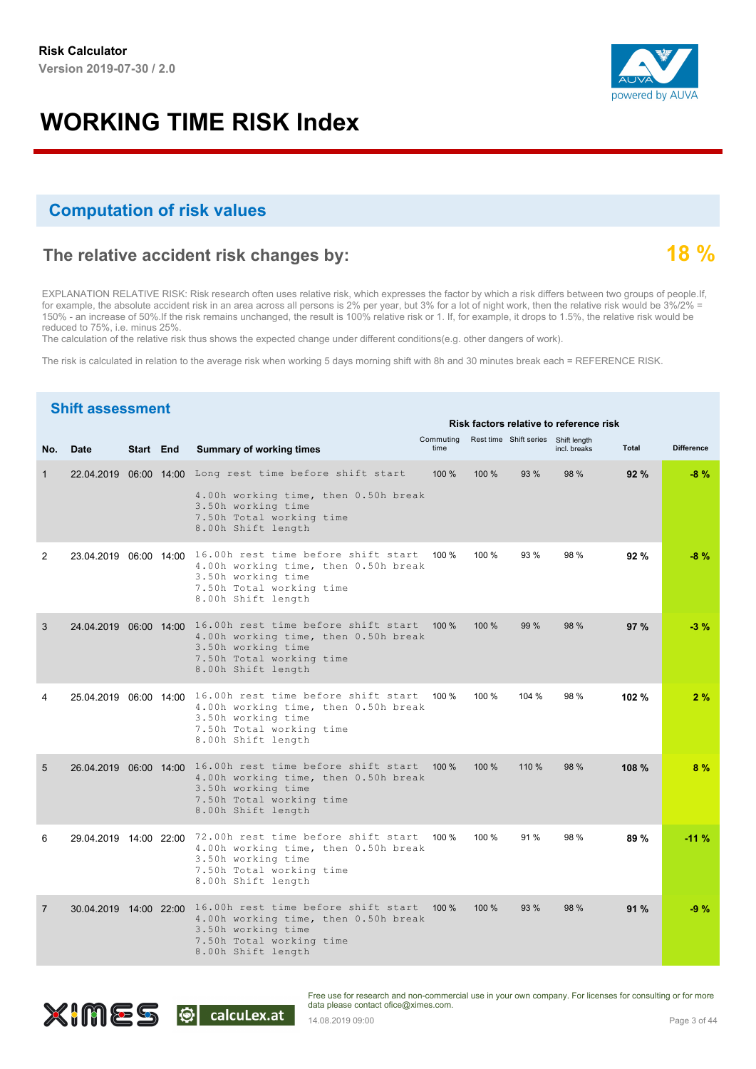**Risk Calculator**
**Version 2019-07-30 / 2.0**

# WORKING TIME RISK Index

## Computation of risk values

### The relative accident risk changes by: 18 %

EXPLANATION RELATIVE RISK: Risk research often uses relative risk, which expresses the factor by which a risk differs between two groups of people.If, for example, the absolute accident risk in an area across all persons is 2% per year, but 3% for a lot of night work, then the relative risk would be 3%/2% = 150% - an increase of 50%.If the risk remains unchanged, the result is 100% relative risk or 1. If, for example, it drops to 1.5%, the relative risk would be reduced to 75%, i.e. minus 25%.
The calculation of the relative risk thus shows the expected change under different conditions(e.g. other dangers of work).

The risk is calculated in relation to the average risk when working 5 days morning shift with 8h and 30 minutes break each = REFERENCE RISK.

## Shift assessment

| | | | | | Risk factors relative to reference risk | | | | | |
|---|---|---|---|---|---|---|---|---|---|---|
| No. | Date | Start | End | Summary of working times | Commuting time | Rest time | Shift series | Shift length incl. breaks | Total | Difference |
| 1 | 22.04.2019 | 06:00 | 14:00 | Long rest time before shift start<br>4.00h working time, then 0.50h break<br>3.50h working time<br>7.50h Total working time<br>8.00h Shift length | 100 % | 100 % | 93 % | 98 % | **92 %** | **-8 %** |
| 2 | 23.04.2019 | 06:00 | 14:00 | 16.00h rest time before shift start<br>4.00h working time, then 0.50h break<br>3.50h working time<br>7.50h Total working time<br>8.00h Shift length | 100 % | 100 % | 93 % | 98 % | **92 %** | **-8 %** |
| 3 | 24.04.2019 | 06:00 | 14:00 | 16.00h rest time before shift start<br>4.00h working time, then 0.50h break<br>3.50h working time<br>7.50h Total working time<br>8.00h Shift length | 100 % | 100 % | 99 % | 98 % | **97 %** | **-3 %** |
| 4 | 25.04.2019 | 06:00 | 14:00 | 16.00h rest time before shift start<br>4.00h working time, then 0.50h break<br>3.50h working time<br>7.50h Total working time<br>8.00h Shift length | 100 % | 100 % | 104 % | 98 % | **102 %** | **2 %** |
| 5 | 26.04.2019 | 06:00 | 14:00 | 16.00h rest time before shift start<br>4.00h working time, then 0.50h break<br>3.50h working time<br>7.50h Total working time<br>8.00h Shift length | 100 % | 100 % | 110 % | 98 % | **108 %** | **8 %** |
| 6 | 29.04.2019 | 14:00 | 22:00 | 72.00h rest time before shift start<br>4.00h working time, then 0.50h break<br>3.50h working time<br>7.50h Total working time<br>8.00h Shift length | 100 % | 100 % | 91 % | 98 % | **89 %** | **-11 %** |
| 7 | 30.04.2019 | 14:00 | 22:00 | 16.00h rest time before shift start<br>4.00h working time, then 0.50h break<br>3.50h working time<br>7.50h Total working time<br>8.00h Shift length | 100 % | 100 % | 93 % | 98 % | **91 %** | **-9 %** |

Free use for research and non-commercial use in your own company. For licenses for consulting or for more data please contact ofice@ximes.com.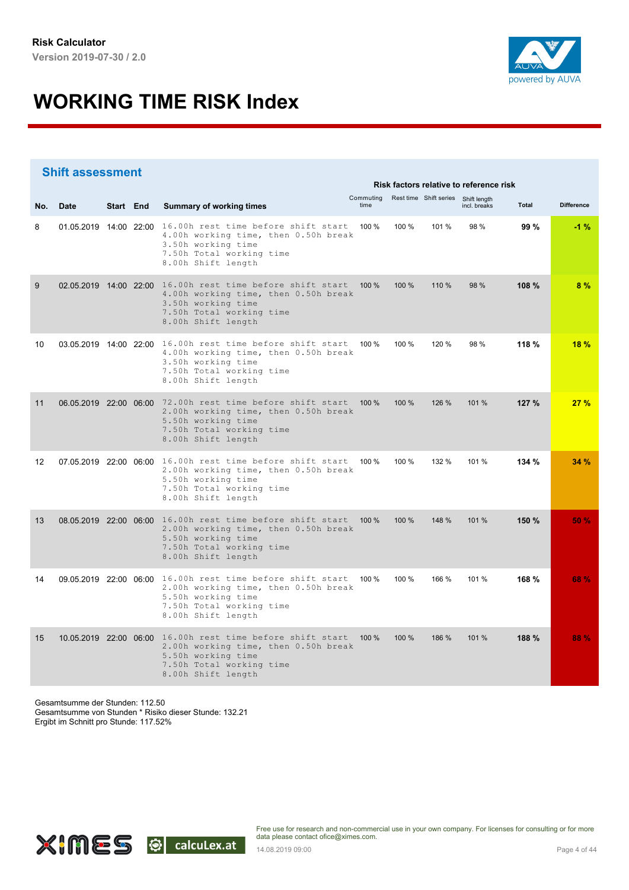**Risk Calculator**

**Version 2019-07-30 / 2.0**

# WORKING TIME RISK Index

## Shift assessment

| No. | Date | Start | End | Summary of working times | Risk factors relative to reference risk: Commuting time | Rest time | Shift series | Shift length incl. breaks | Total | Difference |
|---|---|---|---|---|---|---|---|---|---|---|
| 8 | 01.05.2019 | 14:00 | 22:00 | 16.00h rest time before shift start<br>4.00h working time, then 0.50h break<br>3.50h working time<br>7.50h Total working time<br>8.00h Shift length | 100 % | 100 % | 101 % | 98 % | **99 %** | **-1 %** |
| 9 | 02.05.2019 | 14:00 | 22:00 | 16.00h rest time before shift start<br>4.00h working time, then 0.50h break<br>3.50h working time<br>7.50h Total working time<br>8.00h Shift length | 100 % | 100 % | 110 % | 98 % | **108 %** | **8 %** |
| 10 | 03.05.2019 | 14:00 | 22:00 | 16.00h rest time before shift start<br>4.00h working time, then 0.50h break<br>3.50h working time<br>7.50h Total working time<br>8.00h Shift length | 100 % | 100 % | 120 % | 98 % | **118 %** | **18 %** |
| 11 | 06.05.2019 | 22:00 | 06:00 | 72.00h rest time before shift start<br>2.00h working time, then 0.50h break<br>5.50h working time<br>7.50h Total working time<br>8.00h Shift length | 100 % | 100 % | 126 % | 101 % | **127 %** | **27 %** |
| 12 | 07.05.2019 | 22:00 | 06:00 | 16.00h rest time before shift start<br>2.00h working time, then 0.50h break<br>5.50h working time<br>7.50h Total working time<br>8.00h Shift length | 100 % | 100 % | 132 % | 101 % | **134 %** | **34 %** |
| 13 | 08.05.2019 | 22:00 | 06:00 | 16.00h rest time before shift start<br>2.00h working time, then 0.50h break<br>5.50h working time<br>7.50h Total working time<br>8.00h Shift length | 100 % | 100 % | 148 % | 101 % | **150 %** | **50 %** |
| 14 | 09.05.2019 | 22:00 | 06:00 | 16.00h rest time before shift start<br>2.00h working time, then 0.50h break<br>5.50h working time<br>7.50h Total working time<br>8.00h Shift length | 100 % | 100 % | 166 % | 101 % | **168 %** | **68 %** |
| 15 | 10.05.2019 | 22:00 | 06:00 | 16.00h rest time before shift start<br>2.00h working time, then 0.50h break<br>5.50h working time<br>7.50h Total working time<br>8.00h Shift length | 100 % | 100 % | 186 % | 101 % | **188 %** | **88 %** |

Gesamtsumme der Stunden: 112.50
Gesamtsumme von Stunden * Risiko dieser Stunde: 132.21
Ergibt im Schnitt pro Stunde: 117.52%

Free use for research and non-commercial use in your own company. For licenses for consulting or for more data please contact ofice@ximes.com.

14.08.2019 09:00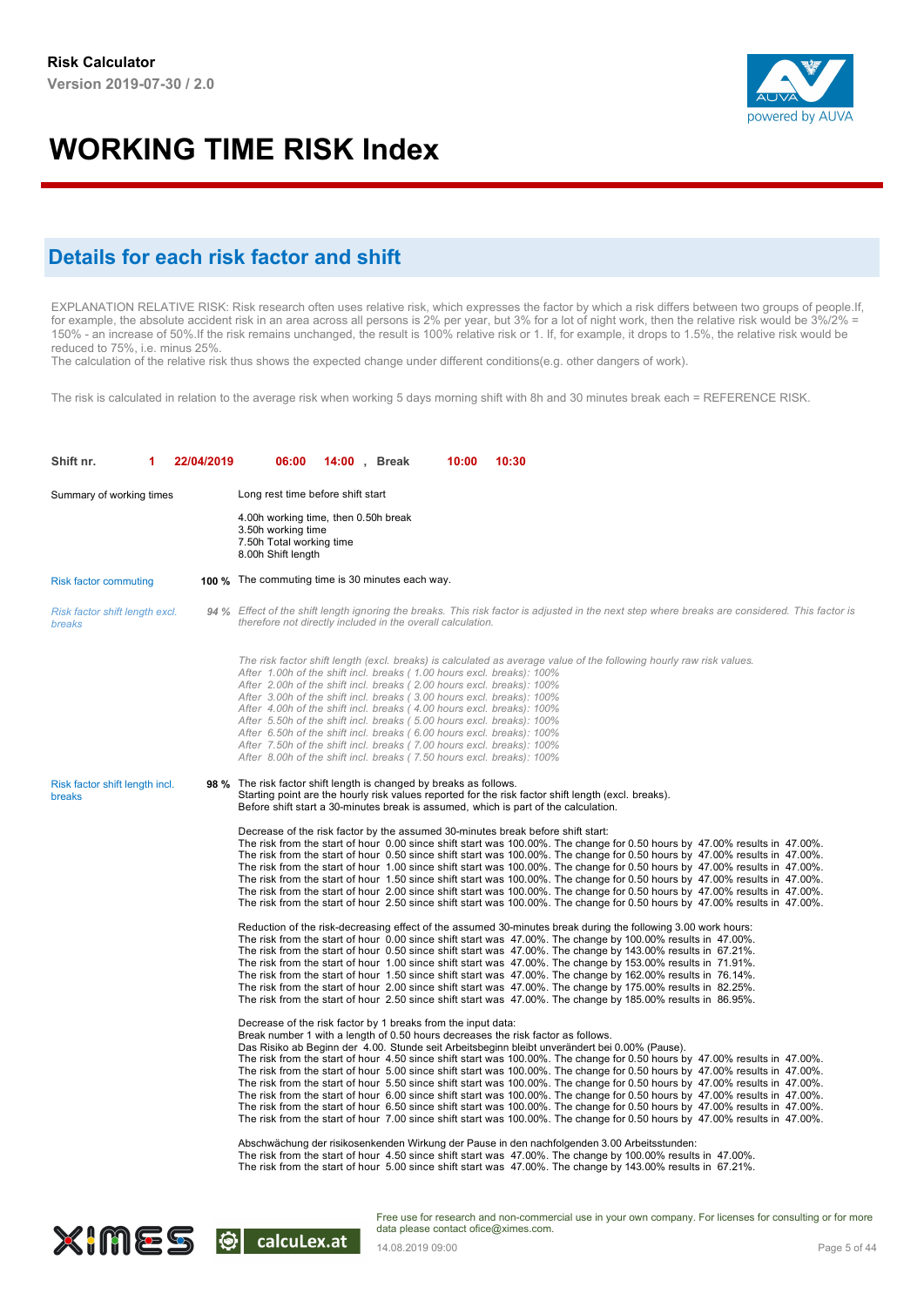# WORKING TIME RISK Index

## Details for each risk factor and shift

EXPLANATION RELATIVE RISK: Risk research often uses relative risk, which expresses the factor by which a risk differs between two groups of people.If, for example, the absolute accident risk in an area across all persons is 2% per year, but 3% for a lot of night work, then the relative risk would be 3%/2% = 150% - an increase of 50%.If the risk remains unchanged, the result is 100% relative risk or 1. If, for example, it drops to 1.5%, the relative risk would be reduced to 75%, i.e. minus 25%.
The calculation of the relative risk thus shows the expected change under different conditions(e.g. other dangers of work).

The risk is calculated in relation to the average risk when working 5 days morning shift with 8h and 30 minutes break each = REFERENCE RISK.

**Shift nr. 1 22/04/2019 06:00 14:00 , Break 10:00 10:30**

Summary of working times

Long rest time before shift start

4.00h working time, then 0.50h break
3.50h working time
7.50h Total working time
8.00h Shift length

Risk factor commuting — **100 %** The commuting time is 30 minutes each way.

*Risk factor shift length excl. breaks* — *94 %* *Effect of the shift length ignoring the breaks. This risk factor is adjusted in the next step where breaks are considered. This factor is therefore not directly included in the overall calculation.*

*The risk factor shift length (excl. breaks) is calculated as average value of the following hourly raw risk values.*
*After 1.00h of the shift incl. breaks ( 1.00 hours excl. breaks): 100%*
*After 2.00h of the shift incl. breaks ( 2.00 hours excl. breaks): 100%*
*After 3.00h of the shift incl. breaks ( 3.00 hours excl. breaks): 100%*
*After 4.00h of the shift incl. breaks ( 4.00 hours excl. breaks): 100%*
*After 5.50h of the shift incl. breaks ( 5.00 hours excl. breaks): 100%*
*After 6.50h of the shift incl. breaks ( 6.00 hours excl. breaks): 100%*
*After 7.50h of the shift incl. breaks ( 7.00 hours excl. breaks): 100%*
*After 8.00h of the shift incl. breaks ( 7.50 hours excl. breaks): 100%*

Risk factor shift length incl. breaks — **98 %** The risk factor shift length is changed by breaks as follows.
Starting point are the hourly risk values reported for the risk factor shift length (excl. breaks).
Before shift start a 30-minutes break is assumed, which is part of the calculation.

Decrease of the risk factor by the assumed 30-minutes break before shift start:
The risk from the start of hour 0.00 since shift start was 100.00%. The change for 0.50 hours by 47.00% results in 47.00%.
The risk from the start of hour 0.50 since shift start was 100.00%. The change for 0.50 hours by 47.00% results in 47.00%.
The risk from the start of hour 1.00 since shift start was 100.00%. The change for 0.50 hours by 47.00% results in 47.00%.
The risk from the start of hour 1.50 since shift start was 100.00%. The change for 0.50 hours by 47.00% results in 47.00%.
The risk from the start of hour 2.00 since shift start was 100.00%. The change for 0.50 hours by 47.00% results in 47.00%.
The risk from the start of hour 2.50 since shift start was 100.00%. The change for 0.50 hours by 47.00% results in 47.00%.

Reduction of the risk-decreasing effect of the assumed 30-minutes break during the following 3.00 work hours:
The risk from the start of hour 0.00 since shift start was 47.00%. The change by 100.00% results in 47.00%.
The risk from the start of hour 0.50 since shift start was 47.00%. The change by 143.00% results in 67.21%.
The risk from the start of hour 1.00 since shift start was 47.00%. The change by 153.00% results in 71.91%.
The risk from the start of hour 1.50 since shift start was 47.00%. The change by 162.00% results in 76.14%.
The risk from the start of hour 2.00 since shift start was 47.00%. The change by 175.00% results in 82.25%.
The risk from the start of hour 2.50 since shift start was 47.00%. The change by 185.00% results in 86.95%.

Decrease of the risk factor by 1 breaks from the input data:
Break number 1 with a length of 0.50 hours decreases the risk factor as follows.
Das Risiko ab Beginn der 4.00. Stunde seit Arbeitsbeginn bleibt unverändert bei 0.00% (Pause).
The risk from the start of hour 4.50 since shift start was 100.00%. The change for 0.50 hours by 47.00% results in 47.00%.
The risk from the start of hour 5.00 since shift start was 100.00%. The change for 0.50 hours by 47.00% results in 47.00%.
The risk from the start of hour 5.50 since shift start was 100.00%. The change for 0.50 hours by 47.00% results in 47.00%.
The risk from the start of hour 6.00 since shift start was 100.00%. The change for 0.50 hours by 47.00% results in 47.00%.
The risk from the start of hour 6.50 since shift start was 100.00%. The change for 0.50 hours by 47.00% results in 47.00%.
The risk from the start of hour 7.00 since shift start was 100.00%. The change for 0.50 hours by 47.00% results in 47.00%.

Abschwächung der risikosenkenden Wirkung der Pause in den nachfolgenden 3.00 Arbeitsstunden:
The risk from the start of hour 4.50 since shift start was 47.00%. The change by 100.00% results in 47.00%.
The risk from the start of hour 5.00 since shift start was 47.00%. The change by 143.00% results in 67.21%.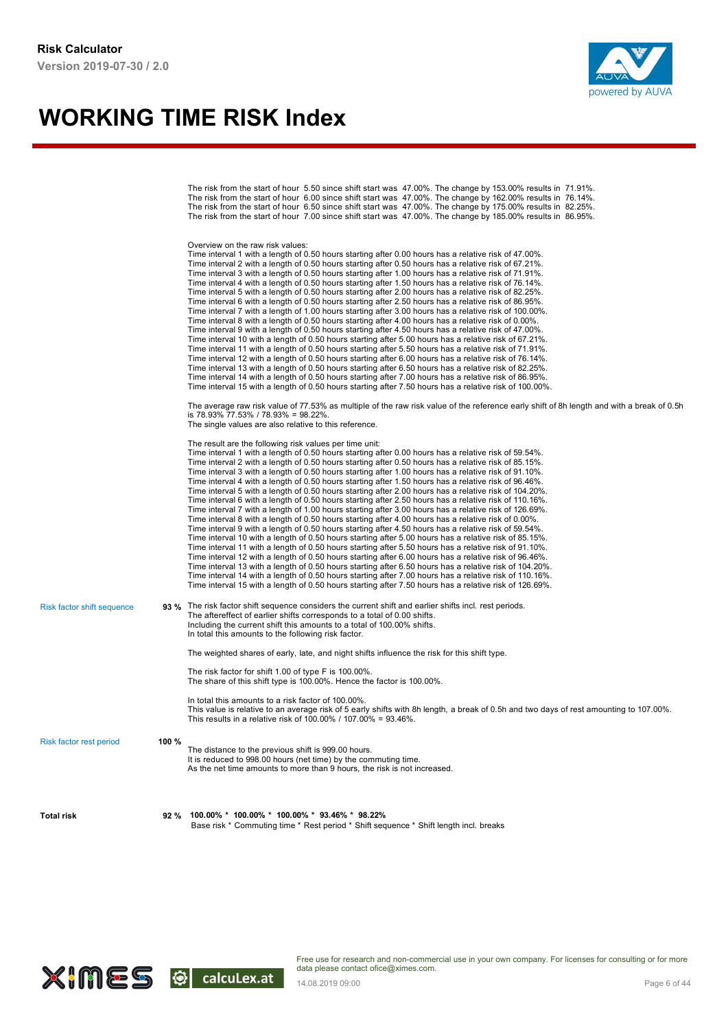The risk from the start of hour 5.50 since shift start was 47.00%. The change by 153.00% results in 71.91%.
The risk from the start of hour 6.00 since shift start was 47.00%. The change by 162.00% results in 76.14%.
The risk from the start of hour 6.50 since shift start was 47.00%. The change by 175.00% results in 82.25%.
The risk from the start of hour 7.00 since shift start was 47.00%. The change by 185.00% results in 86.95%.

Overview on the raw risk values:
Time interval 1 with a length of 0.50 hours starting after 0.00 hours has a relative risk of 47.00%.
Time interval 2 with a length of 0.50 hours starting after 0.50 hours has a relative risk of 67.21%.
Time interval 3 with a length of 0.50 hours starting after 1.00 hours has a relative risk of 71.91%.
Time interval 4 with a length of 0.50 hours starting after 1.50 hours has a relative risk of 76.14%.
Time interval 5 with a length of 0.50 hours starting after 2.00 hours has a relative risk of 82.25%.
Time interval 6 with a length of 0.50 hours starting after 2.50 hours has a relative risk of 86.95%.
Time interval 7 with a length of 1.00 hours starting after 3.00 hours has a relative risk of 100.00%.
Time interval 8 with a length of 0.50 hours starting after 4.00 hours has a relative risk of 0.00%.
Time interval 9 with a length of 0.50 hours starting after 4.50 hours has a relative risk of 47.00%.
Time interval 10 with a length of 0.50 hours starting after 5.00 hours has a relative risk of 67.21%.
Time interval 11 with a length of 0.50 hours starting after 5.50 hours has a relative risk of 71.91%.
Time interval 12 with a length of 0.50 hours starting after 6.00 hours has a relative risk of 76.14%.
Time interval 13 with a length of 0.50 hours starting after 6.50 hours has a relative risk of 82.25%.
Time interval 14 with a length of 0.50 hours starting after 7.00 hours has a relative risk of 86.95%.
Time interval 15 with a length of 0.50 hours starting after 7.50 hours has a relative risk of 100.00%.

The average raw risk value of 77.53% as multiple of the raw risk value of the reference early shift of 8h length and with a break of 0.5h is 78.93% 77.53% / 78.93% = 98.22%.
The single values are also relative to this reference.

The result are the following risk values per time unit:
Time interval 1 with a length of 0.50 hours starting after 0.00 hours has a relative risk of 59.54%.
Time interval 2 with a length of 0.50 hours starting after 0.50 hours has a relative risk of 85.15%.
Time interval 3 with a length of 0.50 hours starting after 1.00 hours has a relative risk of 91.10%.
Time interval 4 with a length of 0.50 hours starting after 1.50 hours has a relative risk of 96.46%.
Time interval 5 with a length of 0.50 hours starting after 2.00 hours has a relative risk of 104.20%.
Time interval 6 with a length of 0.50 hours starting after 2.50 hours has a relative risk of 110.16%.
Time interval 7 with a length of 1.00 hours starting after 3.00 hours has a relative risk of 126.69%.
Time interval 8 with a length of 0.50 hours starting after 4.00 hours has a relative risk of 0.00%.
Time interval 9 with a length of 0.50 hours starting after 4.50 hours has a relative risk of 59.54%.
Time interval 10 with a length of 0.50 hours starting after 5.00 hours has a relative risk of 85.15%.
Time interval 11 with a length of 0.50 hours starting after 5.50 hours has a relative risk of 91.10%.
Time interval 12 with a length of 0.50 hours starting after 6.00 hours has a relative risk of 96.46%.
Time interval 13 with a length of 0.50 hours starting after 6.50 hours has a relative risk of 104.20%.
Time interval 14 with a length of 0.50 hours starting after 7.00 hours has a relative risk of 110.16%.
Time interval 15 with a length of 0.50 hours starting after 7.50 hours has a relative risk of 126.69%.

**Risk factor shift sequence** — **93 %**

The risk factor shift sequence considers the current shift and earlier shifts incl. rest periods.
The aftereffect of earlier shifts corresponds to a total of 0.00 shifts.
Including the current shift this amounts to a total of 100.00% shifts.
In total this amounts to the following risk factor.

The weighted shares of early, late, and night shifts influence the risk for this shift type.

The risk factor for shift 1.00 of type F is 100.00%.
The share of this shift type is 100.00%. Hence the factor is 100.00%.

In total this amounts to a risk factor of 100.00%.
This value is relative to an average risk of 5 early shifts with 8h length, a break of 0.5h and two days of rest amounting to 107.00%.
This results in a relative risk of 100.00% / 107.00% = 93.46%.

**Risk factor rest period** — **100 %**

The distance to the previous shift is 999.00 hours.
It is reduced to 998.00 hours (net time) by the commuting time.
As the net time amounts to more than 9 hours, the risk is not increased.

**Total risk** — **92 %**

**100.00% * 100.00% * 100.00% * 93.46% * 98.22%**
Base risk * Commuting time * Rest period * Shift sequence * Shift length incl. breaks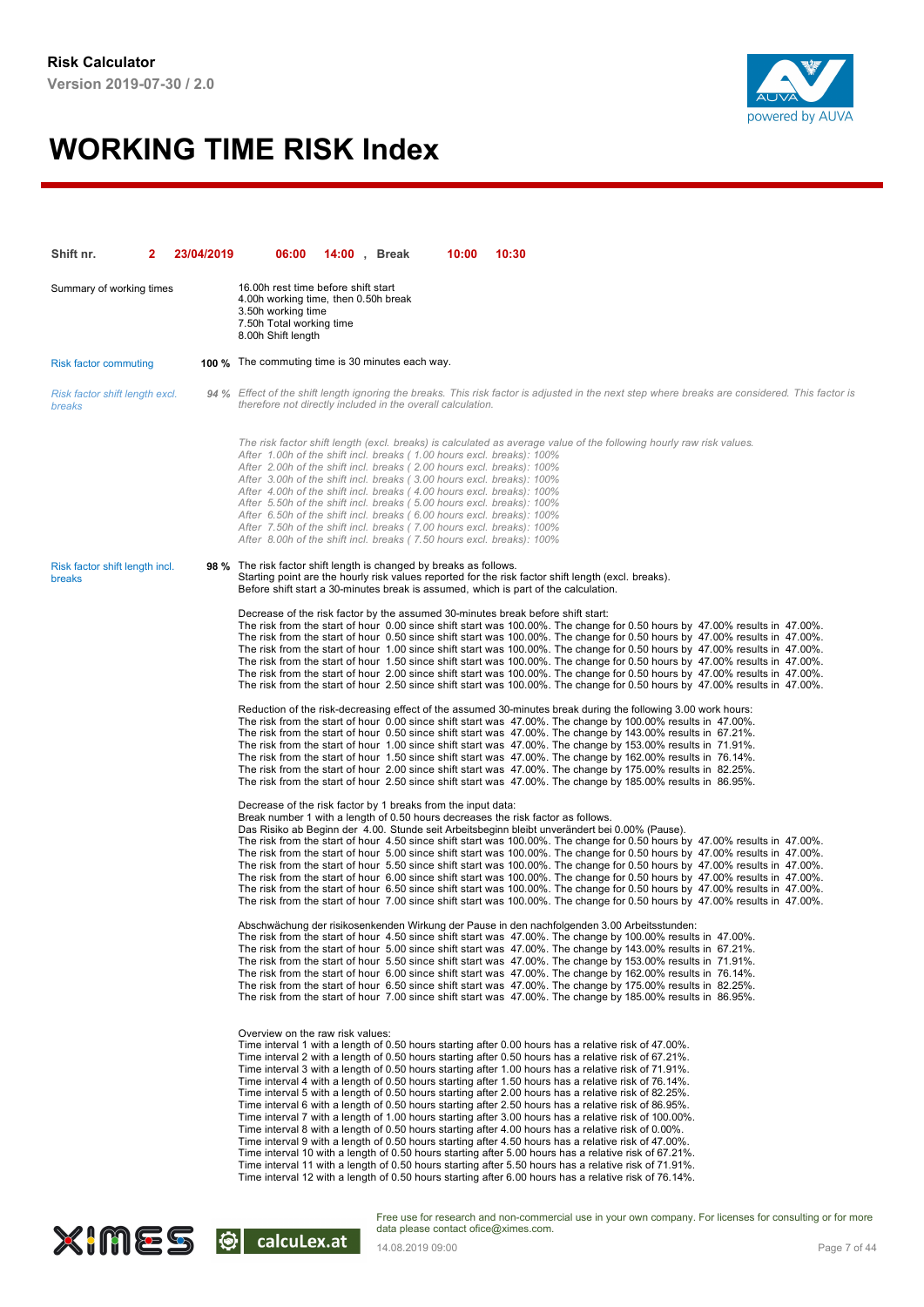**Risk Calculator**
**Version 2019-07-30 / 2.0**

# WORKING TIME RISK Index

| **Shift nr.** | **2** | **23/04/2019** | **06:00** | **14:00** | **, Break** | **10:00** | **10:30** |
|---|---|---|---|---|---|---|---|

Summary of working times

16.00h rest time before shift start
4.00h working time, then 0.50h break
3.50h working time
7.50h Total working time
8.00h Shift length

Risk factor commuting — **100 %** The commuting time is 30 minutes each way.

*Risk factor shift length excl. breaks* — *94 %* *Effect of the shift length ignoring the breaks. This risk factor is adjusted in the next step where breaks are considered. This factor is therefore not directly included in the overall calculation.*

*The risk factor shift length (excl. breaks) is calculated as average value of the following hourly raw risk values.*
*After 1.00h of the shift incl. breaks ( 1.00 hours excl. breaks): 100%*
*After 2.00h of the shift incl. breaks ( 2.00 hours excl. breaks): 100%*
*After 3.00h of the shift incl. breaks ( 3.00 hours excl. breaks): 100%*
*After 4.00h of the shift incl. breaks ( 4.00 hours excl. breaks): 100%*
*After 5.50h of the shift incl. breaks ( 5.00 hours excl. breaks): 100%*
*After 6.50h of the shift incl. breaks ( 6.00 hours excl. breaks): 100%*
*After 7.50h of the shift incl. breaks ( 7.00 hours excl. breaks): 100%*
*After 8.00h of the shift incl. breaks ( 7.50 hours excl. breaks): 100%*

Risk factor shift length incl. breaks — **98 %** The risk factor shift length is changed by breaks as follows.
Starting point are the hourly risk values reported for the risk factor shift length (excl. breaks).
Before shift start a 30-minutes break is assumed, which is part of the calculation.

Decrease of the risk factor by the assumed 30-minutes break before shift start:
The risk from the start of hour 0.00 since shift start was 100.00%. The change for 0.50 hours by 47.00% results in 47.00%.
The risk from the start of hour 0.50 since shift start was 100.00%. The change for 0.50 hours by 47.00% results in 47.00%.
The risk from the start of hour 1.00 since shift start was 100.00%. The change for 0.50 hours by 47.00% results in 47.00%.
The risk from the start of hour 1.50 since shift start was 100.00%. The change for 0.50 hours by 47.00% results in 47.00%.
The risk from the start of hour 2.00 since shift start was 100.00%. The change for 0.50 hours by 47.00% results in 47.00%.
The risk from the start of hour 2.50 since shift start was 100.00%. The change for 0.50 hours by 47.00% results in 47.00%.

Reduction of the risk-decreasing effect of the assumed 30-minutes break during the following 3.00 work hours:
The risk from the start of hour 0.00 since shift start was 47.00%. The change by 100.00% results in 47.00%.
The risk from the start of hour 0.50 since shift start was 47.00%. The change by 143.00% results in 67.21%.
The risk from the start of hour 1.00 since shift start was 47.00%. The change by 153.00% results in 71.91%.
The risk from the start of hour 1.50 since shift start was 47.00%. The change by 162.00% results in 76.14%.
The risk from the start of hour 2.00 since shift start was 47.00%. The change by 175.00% results in 82.25%.
The risk from the start of hour 2.50 since shift start was 47.00%. The change by 185.00% results in 86.95%.

Decrease of the risk factor by 1 breaks from the input data:
Break number 1 with a length of 0.50 hours decreases the risk factor as follows.
Das Risiko ab Beginn der 4.00. Stunde seit Arbeitsbeginn bleibt unverändert bei 0.00% (Pause).
The risk from the start of hour 4.50 since shift start was 100.00%. The change for 0.50 hours by 47.00% results in 47.00%.
The risk from the start of hour 5.00 since shift start was 100.00%. The change for 0.50 hours by 47.00% results in 47.00%.
The risk from the start of hour 5.50 since shift start was 100.00%. The change for 0.50 hours by 47.00% results in 47.00%.
The risk from the start of hour 6.00 since shift start was 100.00%. The change for 0.50 hours by 47.00% results in 47.00%.
The risk from the start of hour 6.50 since shift start was 100.00%. The change for 0.50 hours by 47.00% results in 47.00%.
The risk from the start of hour 7.00 since shift start was 100.00%. The change for 0.50 hours by 47.00% results in 47.00%.

Abschwächung der risikosenkenden Wirkung der Pause in den nachfolgenden 3.00 Arbeitsstunden:
The risk from the start of hour 4.50 since shift start was 47.00%. The change by 100.00% results in 47.00%.
The risk from the start of hour 5.00 since shift start was 47.00%. The change by 143.00% results in 67.21%.
The risk from the start of hour 5.50 since shift start was 47.00%. The change by 153.00% results in 71.91%.
The risk from the start of hour 6.00 since shift start was 47.00%. The change by 162.00% results in 76.14%.
The risk from the start of hour 6.50 since shift start was 47.00%. The change by 175.00% results in 82.25%.
The risk from the start of hour 7.00 since shift start was 47.00%. The change by 185.00% results in 86.95%.

Overview on the raw risk values:
Time interval 1 with a length of 0.50 hours starting after 0.00 hours has a relative risk of 47.00%.
Time interval 2 with a length of 0.50 hours starting after 0.50 hours has a relative risk of 67.21%.
Time interval 3 with a length of 0.50 hours starting after 1.00 hours has a relative risk of 71.91%.
Time interval 4 with a length of 0.50 hours starting after 1.50 hours has a relative risk of 76.14%.
Time interval 5 with a length of 0.50 hours starting after 2.00 hours has a relative risk of 82.25%.
Time interval 6 with a length of 0.50 hours starting after 2.50 hours has a relative risk of 86.95%.
Time interval 7 with a length of 1.00 hours starting after 3.00 hours has a relative risk of 100.00%.
Time interval 8 with a length of 0.50 hours starting after 4.00 hours has a relative risk of 0.00%.
Time interval 9 with a length of 0.50 hours starting after 4.50 hours has a relative risk of 47.00%.
Time interval 10 with a length of 0.50 hours starting after 5.00 hours has a relative risk of 67.21%.
Time interval 11 with a length of 0.50 hours starting after 5.50 hours has a relative risk of 71.91%.
Time interval 12 with a length of 0.50 hours starting after 6.00 hours has a relative risk of 76.14%.

Free use for research and non-commercial use in your own company. For licenses for consulting or for more data please contact ofice@ximes.com.
14.08.2019 09:00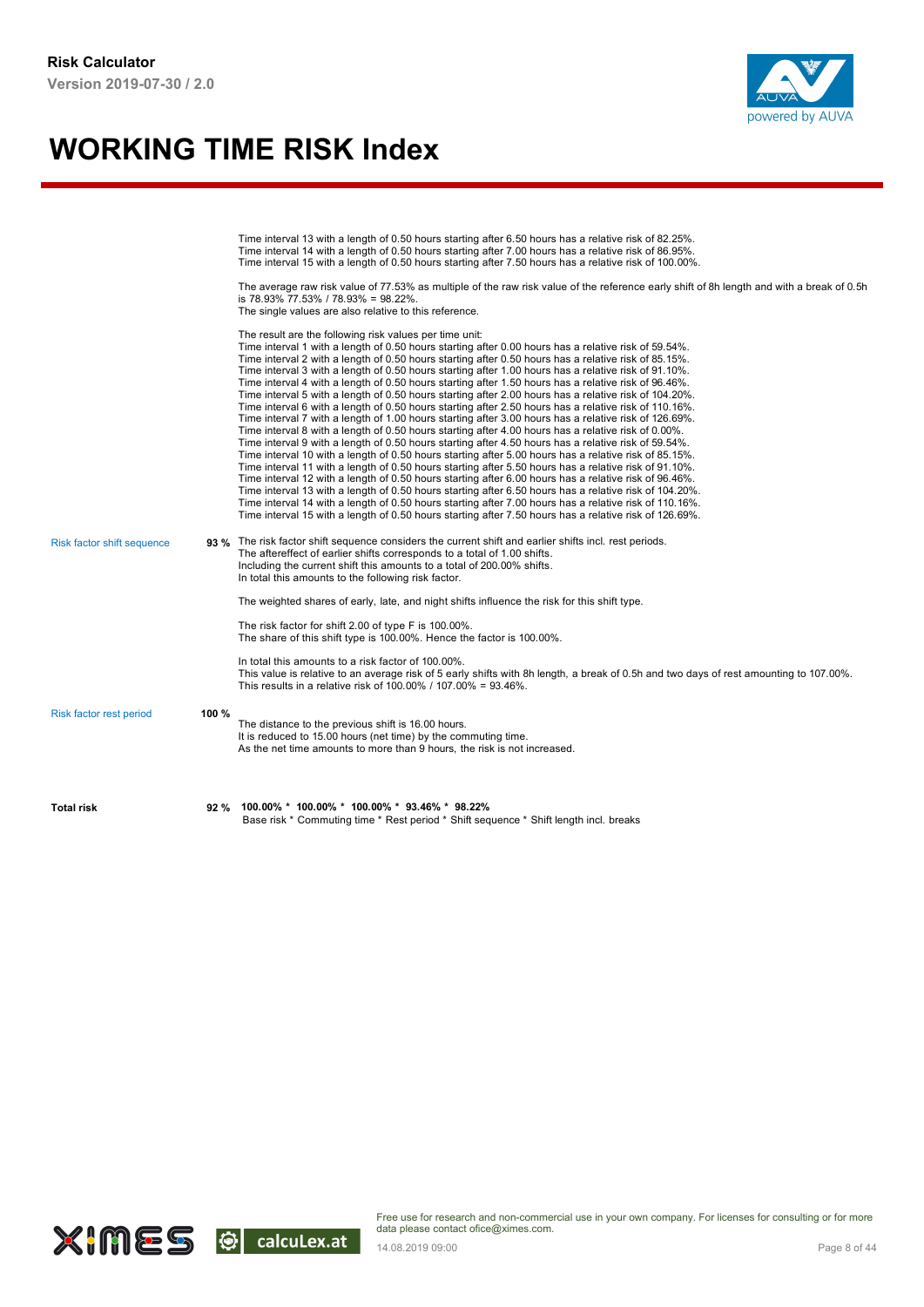Time interval 13 with a length of 0.50 hours starting after 6.50 hours has a relative risk of 82.25%.
Time interval 14 with a length of 0.50 hours starting after 7.00 hours has a relative risk of 86.95%.
Time interval 15 with a length of 0.50 hours starting after 7.50 hours has a relative risk of 100.00%.

The average raw risk value of 77.53% as multiple of the raw risk value of the reference early shift of 8h length and with a break of 0.5h is 78.93% 77.53% / 78.93% = 98.22%.
The single values are also relative to this reference.

The result are the following risk values per time unit:
Time interval 1 with a length of 0.50 hours starting after 0.00 hours has a relative risk of 59.54%.
Time interval 2 with a length of 0.50 hours starting after 0.50 hours has a relative risk of 85.15%.
Time interval 3 with a length of 0.50 hours starting after 1.00 hours has a relative risk of 91.10%.
Time interval 4 with a length of 0.50 hours starting after 1.50 hours has a relative risk of 96.46%.
Time interval 5 with a length of 0.50 hours starting after 2.00 hours has a relative risk of 104.20%.
Time interval 6 with a length of 0.50 hours starting after 2.50 hours has a relative risk of 110.16%.
Time interval 7 with a length of 1.00 hours starting after 3.00 hours has a relative risk of 126.69%.
Time interval 8 with a length of 0.50 hours starting after 4.00 hours has a relative risk of 0.00%.
Time interval 9 with a length of 0.50 hours starting after 4.50 hours has a relative risk of 59.54%.
Time interval 10 with a length of 0.50 hours starting after 5.00 hours has a relative risk of 85.15%.
Time interval 11 with a length of 0.50 hours starting after 5.50 hours has a relative risk of 91.10%.
Time interval 12 with a length of 0.50 hours starting after 6.00 hours has a relative risk of 96.46%.
Time interval 13 with a length of 0.50 hours starting after 6.50 hours has a relative risk of 104.20%.
Time interval 14 with a length of 0.50 hours starting after 7.00 hours has a relative risk of 110.16%.
Time interval 15 with a length of 0.50 hours starting after 7.50 hours has a relative risk of 126.69%.

**Risk factor shift sequence** — **93 %**

The risk factor shift sequence considers the current shift and earlier shifts incl. rest periods.
The aftereffect of earlier shifts corresponds to a total of 1.00 shifts.
Including the current shift this amounts to a total of 200.00% shifts.
In total this amounts to the following risk factor.

The weighted shares of early, late, and night shifts influence the risk for this shift type.

The risk factor for shift 2.00 of type F is 100.00%.
The share of this shift type is 100.00%. Hence the factor is 100.00%.

In total this amounts to a risk factor of 100.00%.
This value is relative to an average risk of 5 early shifts with 8h length, a break of 0.5h and two days of rest amounting to 107.00%.
This results in a relative risk of 100.00% / 107.00% = 93.46%.

**Risk factor rest period** — **100 %**

The distance to the previous shift is 16.00 hours.
It is reduced to 15.00 hours (net time) by the commuting time.
As the net time amounts to more than 9 hours, the risk is not increased.

**Total risk** — **92 %**

**100.00% * 100.00% * 100.00% * 93.46% * 98.22%**
Base risk * Commuting time * Rest period * Shift sequence * Shift length incl. breaks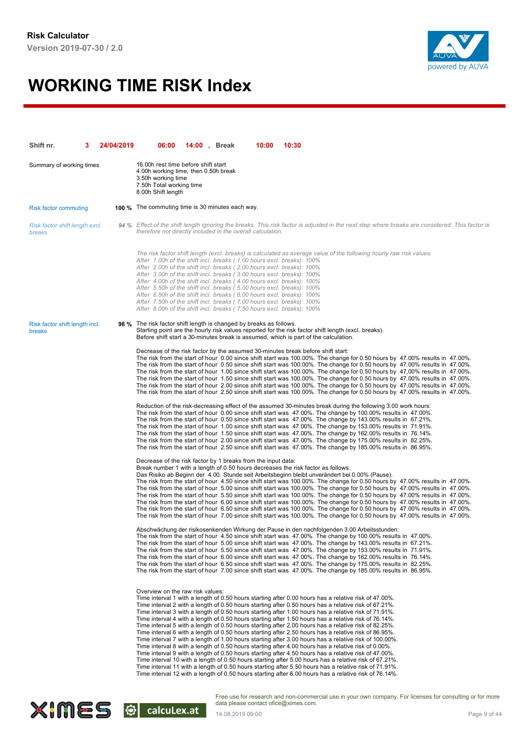**Risk Calculator**
**Version 2019-07-30 / 2.0**

# WORKING TIME RISK Index

**Shift nr. 3 24/04/2019 06:00 14:00 , Break 10:00 10:30**

Summary of working times

16.00h rest time before shift start
4.00h working time, then 0.50h break
3.50h working time
7.50h Total working time
8.00h Shift length

Risk factor commuting **100 %** The commuting time is 30 minutes each way.

*Risk factor shift length excl. breaks* *94 %* *Effect of the shift length ignoring the breaks. This risk factor is adjusted in the next step where breaks are considered. This factor is therefore not directly included in the overall calculation.*

*The risk factor shift length (excl. breaks) is calculated as average value of the following hourly raw risk values.*
*After 1.00h of the shift incl. breaks ( 1.00 hours excl. breaks): 100%*
*After 2.00h of the shift incl. breaks ( 2.00 hours excl. breaks): 100%*
*After 3.00h of the shift incl. breaks ( 3.00 hours excl. breaks): 100%*
*After 4.00h of the shift incl. breaks ( 4.00 hours excl. breaks): 100%*
*After 5.50h of the shift incl. breaks ( 5.00 hours excl. breaks): 100%*
*After 6.50h of the shift incl. breaks ( 6.00 hours excl. breaks): 100%*
*After 7.50h of the shift incl. breaks ( 7.00 hours excl. breaks): 100%*
*After 8.00h of the shift incl. breaks ( 7.50 hours excl. breaks): 100%*

Risk factor shift length incl. breaks **98 %** The risk factor shift length is changed by breaks as follows.
Starting point are the hourly risk values reported for the risk factor shift length (excl. breaks).
Before shift start a 30-minutes break is assumed, which is part of the calculation.

Decrease of the risk factor by the assumed 30-minutes break before shift start:
The risk from the start of hour 0.00 since shift start was 100.00%. The change for 0.50 hours by 47.00% results in 47.00%.
The risk from the start of hour 0.50 since shift start was 100.00%. The change for 0.50 hours by 47.00% results in 47.00%.
The risk from the start of hour 1.00 since shift start was 100.00%. The change for 0.50 hours by 47.00% results in 47.00%.
The risk from the start of hour 1.50 since shift start was 100.00%. The change for 0.50 hours by 47.00% results in 47.00%.
The risk from the start of hour 2.00 since shift start was 100.00%. The change for 0.50 hours by 47.00% results in 47.00%.
The risk from the start of hour 2.50 since shift start was 100.00%. The change for 0.50 hours by 47.00% results in 47.00%.

Reduction of the risk-decreasing effect of the assumed 30-minutes break during the following 3.00 work hours:
The risk from the start of hour 0.00 since shift start was 47.00%. The change by 100.00% results in 47.00%.
The risk from the start of hour 0.50 since shift start was 47.00%. The change by 143.00% results in 67.21%.
The risk from the start of hour 1.00 since shift start was 47.00%. The change by 153.00% results in 71.91%.
The risk from the start of hour 1.50 since shift start was 47.00%. The change by 162.00% results in 76.14%.
The risk from the start of hour 2.00 since shift start was 47.00%. The change by 175.00% results in 82.25%.
The risk from the start of hour 2.50 since shift start was 47.00%. The change by 185.00% results in 86.95%.

Decrease of the risk factor by 1 breaks from the input data:
Break number 1 with a length of 0.50 hours decreases the risk factor as follows.
Das Risiko ab Beginn der 4.00. Stunde seit Arbeitsbeginn bleibt unverändert bei 0.00% (Pause).
The risk from the start of hour 4.50 since shift start was 100.00%. The change for 0.50 hours by 47.00% results in 47.00%.
The risk from the start of hour 5.00 since shift start was 100.00%. The change for 0.50 hours by 47.00% results in 47.00%.
The risk from the start of hour 5.50 since shift start was 100.00%. The change for 0.50 hours by 47.00% results in 47.00%.
The risk from the start of hour 6.00 since shift start was 100.00%. The change for 0.50 hours by 47.00% results in 47.00%.
The risk from the start of hour 6.50 since shift start was 100.00%. The change for 0.50 hours by 47.00% results in 47.00%.
The risk from the start of hour 7.00 since shift start was 100.00%. The change for 0.50 hours by 47.00% results in 47.00%.

Abschwächung der risikosenkenden Wirkung der Pause in den nachfolgenden 3.00 Arbeitsstunden:
The risk from the start of hour 4.50 since shift start was 47.00%. The change by 100.00% results in 47.00%.
The risk from the start of hour 5.00 since shift start was 47.00%. The change by 143.00% results in 67.21%.
The risk from the start of hour 5.50 since shift start was 47.00%. The change by 153.00% results in 71.91%.
The risk from the start of hour 6.00 since shift start was 47.00%. The change by 162.00% results in 76.14%.
The risk from the start of hour 6.50 since shift start was 47.00%. The change by 175.00% results in 82.25%.
The risk from the start of hour 7.00 since shift start was 47.00%. The change by 185.00% results in 86.95%.

Overview on the raw risk values:
Time interval 1 with a length of 0.50 hours starting after 0.00 hours has a relative risk of 47.00%.
Time interval 2 with a length of 0.50 hours starting after 0.50 hours has a relative risk of 67.21%.
Time interval 3 with a length of 0.50 hours starting after 1.00 hours has a relative risk of 71.91%.
Time interval 4 with a length of 0.50 hours starting after 1.50 hours has a relative risk of 76.14%.
Time interval 5 with a length of 0.50 hours starting after 2.00 hours has a relative risk of 82.25%.
Time interval 6 with a length of 0.50 hours starting after 2.50 hours has a relative risk of 86.95%.
Time interval 7 with a length of 1.00 hours starting after 3.00 hours has a relative risk of 100.00%.
Time interval 8 with a length of 0.50 hours starting after 4.00 hours has a relative risk of 0.00%.
Time interval 9 with a length of 0.50 hours starting after 4.50 hours has a relative risk of 47.00%.
Time interval 10 with a length of 0.50 hours starting after 5.00 hours has a relative risk of 67.21%.
Time interval 11 with a length of 0.50 hours starting after 5.50 hours has a relative risk of 71.91%.
Time interval 12 with a length of 0.50 hours starting after 6.00 hours has a relative risk of 76.14%.

Free use for research and non-commercial use in your own company. For licenses for consulting or for more data please contact ofice@ximes.com.
14.08.2019 09:00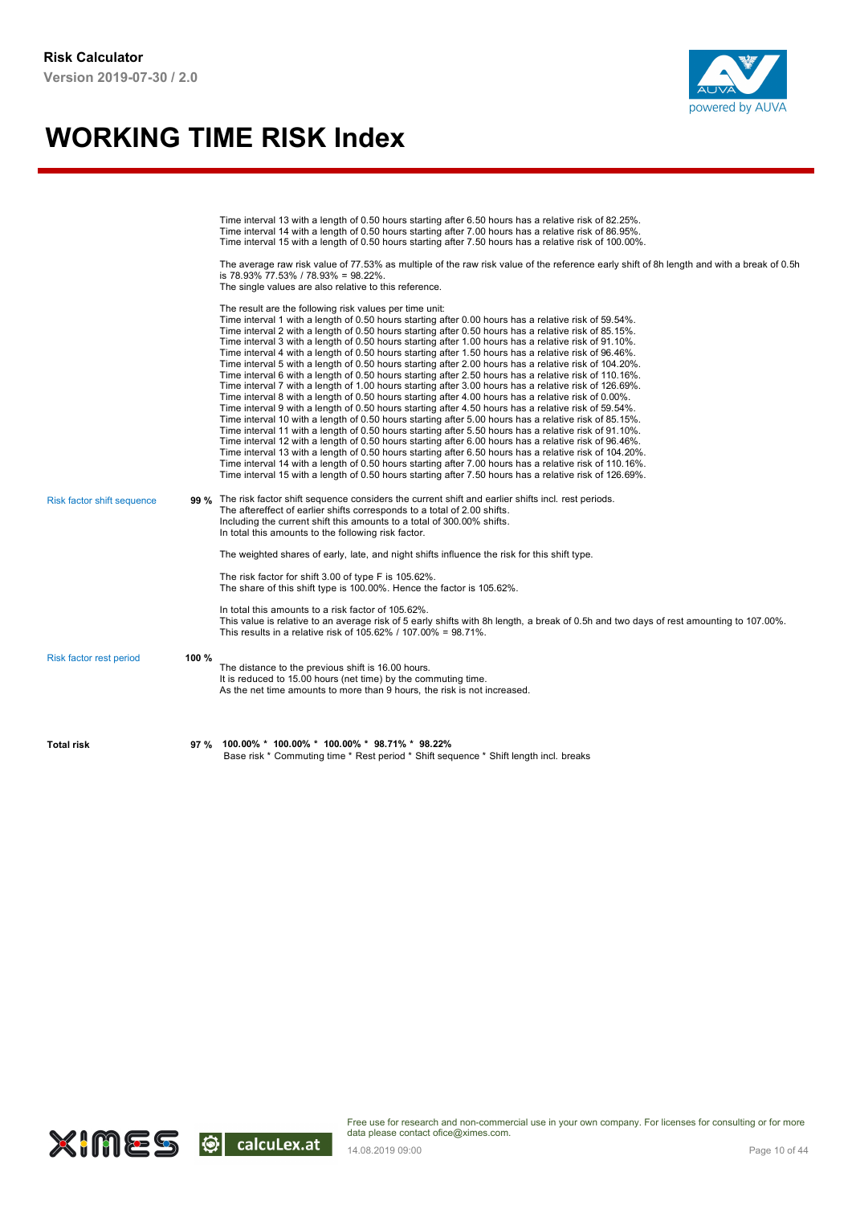Time interval 13 with a length of 0.50 hours starting after 6.50 hours has a relative risk of 82.25%.
Time interval 14 with a length of 0.50 hours starting after 7.00 hours has a relative risk of 86.95%.
Time interval 15 with a length of 0.50 hours starting after 7.50 hours has a relative risk of 100.00%.

The average raw risk value of 77.53% as multiple of the raw risk value of the reference early shift of 8h length and with a break of 0.5h is 78.93% 77.53% / 78.93% = 98.22%.
The single values are also relative to this reference.

The result are the following risk values per time unit:
Time interval 1 with a length of 0.50 hours starting after 0.00 hours has a relative risk of 59.54%.
Time interval 2 with a length of 0.50 hours starting after 0.50 hours has a relative risk of 85.15%.
Time interval 3 with a length of 0.50 hours starting after 1.00 hours has a relative risk of 91.10%.
Time interval 4 with a length of 0.50 hours starting after 1.50 hours has a relative risk of 96.46%.
Time interval 5 with a length of 0.50 hours starting after 2.00 hours has a relative risk of 104.20%.
Time interval 6 with a length of 0.50 hours starting after 2.50 hours has a relative risk of 110.16%.
Time interval 7 with a length of 1.00 hours starting after 3.00 hours has a relative risk of 126.69%.
Time interval 8 with a length of 0.50 hours starting after 4.00 hours has a relative risk of 0.00%.
Time interval 9 with a length of 0.50 hours starting after 4.50 hours has a relative risk of 59.54%.
Time interval 10 with a length of 0.50 hours starting after 5.00 hours has a relative risk of 85.15%.
Time interval 11 with a length of 0.50 hours starting after 5.50 hours has a relative risk of 91.10%.
Time interval 12 with a length of 0.50 hours starting after 6.00 hours has a relative risk of 96.46%.
Time interval 13 with a length of 0.50 hours starting after 6.50 hours has a relative risk of 104.20%.
Time interval 14 with a length of 0.50 hours starting after 7.00 hours has a relative risk of 110.16%.
Time interval 15 with a length of 0.50 hours starting after 7.50 hours has a relative risk of 126.69%.

**Risk factor shift sequence** — **99 %**

The risk factor shift sequence considers the current shift and earlier shifts incl. rest periods.
The aftereffect of earlier shifts corresponds to a total of 2.00 shifts.
Including the current shift this amounts to a total of 300.00% shifts.
In total this amounts to the following risk factor.

The weighted shares of early, late, and night shifts influence the risk for this shift type.

The risk factor for shift 3.00 of type F is 105.62%.
The share of this shift type is 100.00%. Hence the factor is 105.62%.

In total this amounts to a risk factor of 105.62%.
This value is relative to an average risk of 5 early shifts with 8h length, a break of 0.5h and two days of rest amounting to 107.00%.
This results in a relative risk of 105.62% / 107.00% = 98.71%.

**Risk factor rest period** — **100 %**

The distance to the previous shift is 16.00 hours.
It is reduced to 15.00 hours (net time) by the commuting time.
As the net time amounts to more than 9 hours, the risk is not increased.

**Total risk** — **97 %**

**100.00% * 100.00% * 100.00% * 98.71% * 98.22%**
Base risk * Commuting time * Rest period * Shift sequence * Shift length incl. breaks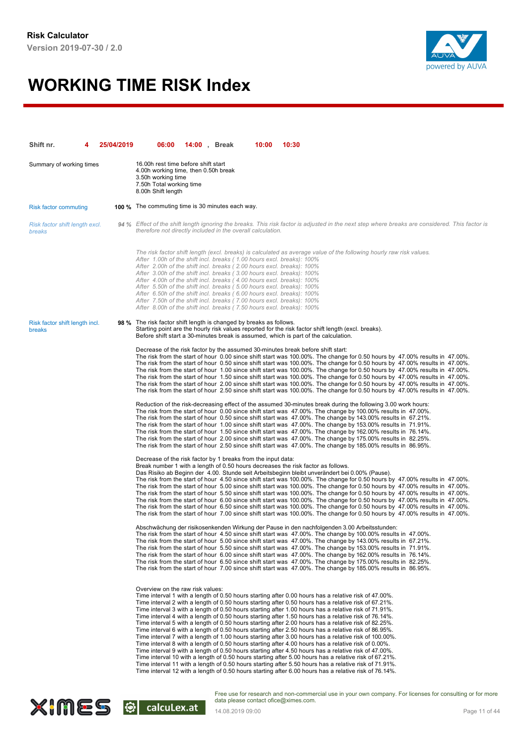**Risk Calculator**
**Version 2019-07-30 / 2.0**

# WORKING TIME RISK Index

**Shift nr. 4 25/04/2019 06:00 14:00 , Break 10:00 10:30**

Summary of working times

16.00h rest time before shift start
4.00h working time, then 0.50h break
3.50h working time
7.50h Total working time
8.00h Shift length

Risk factor commuting **100 %** The commuting time is 30 minutes each way.

*Risk factor shift length excl. breaks* *94 %* *Effect of the shift length ignoring the breaks. This risk factor is adjusted in the next step where breaks are considered. This factor is therefore not directly included in the overall calculation.*

*The risk factor shift length (excl. breaks) is calculated as average value of the following hourly raw risk values.*
*After 1.00h of the shift incl. breaks ( 1.00 hours excl. breaks): 100%*
*After 2.00h of the shift incl. breaks ( 2.00 hours excl. breaks): 100%*
*After 3.00h of the shift incl. breaks ( 3.00 hours excl. breaks): 100%*
*After 4.00h of the shift incl. breaks ( 4.00 hours excl. breaks): 100%*
*After 5.50h of the shift incl. breaks ( 5.00 hours excl. breaks): 100%*
*After 6.50h of the shift incl. breaks ( 6.00 hours excl. breaks): 100%*
*After 7.50h of the shift incl. breaks ( 7.00 hours excl. breaks): 100%*
*After 8.00h of the shift incl. breaks ( 7.50 hours excl. breaks): 100%*

Risk factor shift length incl. breaks **98 %** The risk factor shift length is changed by breaks as follows.
Starting point are the hourly risk values reported for the risk factor shift length (excl. breaks).
Before shift start a 30-minutes break is assumed, which is part of the calculation.

Decrease of the risk factor by the assumed 30-minutes break before shift start:
The risk from the start of hour 0.00 since shift start was 100.00%. The change for 0.50 hours by 47.00% results in 47.00%.
The risk from the start of hour 0.50 since shift start was 100.00%. The change for 0.50 hours by 47.00% results in 47.00%.
The risk from the start of hour 1.00 since shift start was 100.00%. The change for 0.50 hours by 47.00% results in 47.00%.
The risk from the start of hour 1.50 since shift start was 100.00%. The change for 0.50 hours by 47.00% results in 47.00%.
The risk from the start of hour 2.00 since shift start was 100.00%. The change for 0.50 hours by 47.00% results in 47.00%.
The risk from the start of hour 2.50 since shift start was 100.00%. The change for 0.50 hours by 47.00% results in 47.00%.

Reduction of the risk-decreasing effect of the assumed 30-minutes break during the following 3.00 work hours:
The risk from the start of hour 0.00 since shift start was 47.00%. The change by 100.00% results in 47.00%.
The risk from the start of hour 0.50 since shift start was 47.00%. The change by 143.00% results in 67.21%.
The risk from the start of hour 1.00 since shift start was 47.00%. The change by 153.00% results in 71.91%.
The risk from the start of hour 1.50 since shift start was 47.00%. The change by 162.00% results in 76.14%.
The risk from the start of hour 2.00 since shift start was 47.00%. The change by 175.00% results in 82.25%.
The risk from the start of hour 2.50 since shift start was 47.00%. The change by 185.00% results in 86.95%.

Decrease of the risk factor by 1 breaks from the input data:
Break number 1 with a length of 0.50 hours decreases the risk factor as follows.
Das Risiko ab Beginn der 4.00. Stunde seit Arbeitsbeginn bleibt unverändert bei 0.00% (Pause).
The risk from the start of hour 4.50 since shift start was 100.00%. The change for 0.50 hours by 47.00% results in 47.00%.
The risk from the start of hour 5.00 since shift start was 100.00%. The change for 0.50 hours by 47.00% results in 47.00%.
The risk from the start of hour 5.50 since shift start was 100.00%. The change for 0.50 hours by 47.00% results in 47.00%.
The risk from the start of hour 6.00 since shift start was 100.00%. The change for 0.50 hours by 47.00% results in 47.00%.
The risk from the start of hour 6.50 since shift start was 100.00%. The change for 0.50 hours by 47.00% results in 47.00%.
The risk from the start of hour 7.00 since shift start was 100.00%. The change for 0.50 hours by 47.00% results in 47.00%.

Abschwächung der risikosenkenden Wirkung der Pause in den nachfolgenden 3.00 Arbeitsstunden:
The risk from the start of hour 4.50 since shift start was 47.00%. The change by 100.00% results in 47.00%.
The risk from the start of hour 5.00 since shift start was 47.00%. The change by 143.00% results in 67.21%.
The risk from the start of hour 5.50 since shift start was 47.00%. The change by 153.00% results in 71.91%.
The risk from the start of hour 6.00 since shift start was 47.00%. The change by 162.00% results in 76.14%.
The risk from the start of hour 6.50 since shift start was 47.00%. The change by 175.00% results in 82.25%.
The risk from the start of hour 7.00 since shift start was 47.00%. The change by 185.00% results in 86.95%.

Overview on the raw risk values:
Time interval 1 with a length of 0.50 hours starting after 0.00 hours has a relative risk of 47.00%.
Time interval 2 with a length of 0.50 hours starting after 0.50 hours has a relative risk of 67.21%.
Time interval 3 with a length of 0.50 hours starting after 1.00 hours has a relative risk of 71.91%.
Time interval 4 with a length of 0.50 hours starting after 1.50 hours has a relative risk of 76.14%.
Time interval 5 with a length of 0.50 hours starting after 2.00 hours has a relative risk of 82.25%.
Time interval 6 with a length of 0.50 hours starting after 2.50 hours has a relative risk of 86.95%.
Time interval 7 with a length of 1.00 hours starting after 3.00 hours has a relative risk of 100.00%.
Time interval 8 with a length of 0.50 hours starting after 4.00 hours has a relative risk of 0.00%.
Time interval 9 with a length of 0.50 hours starting after 4.50 hours has a relative risk of 47.00%.
Time interval 10 with a length of 0.50 hours starting after 5.00 hours has a relative risk of 67.21%.
Time interval 11 with a length of 0.50 hours starting after 5.50 hours has a relative risk of 71.91%.
Time interval 12 with a length of 0.50 hours starting after 6.00 hours has a relative risk of 76.14%.

Free use for research and non-commercial use in your own company. For licenses for consulting or for more data please contact ofice@ximes.com.
14.08.2019 09:00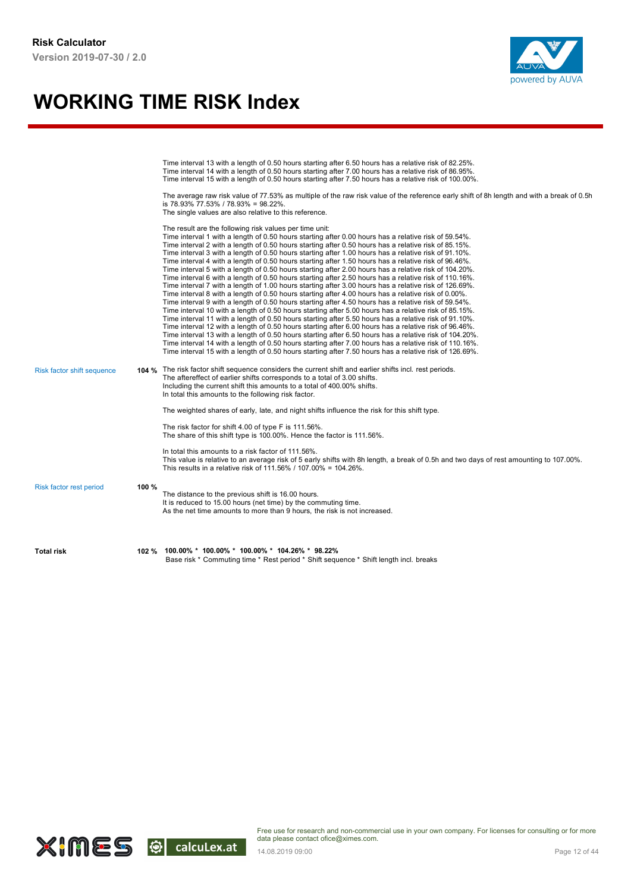# WORKING TIME RISK Index

Time interval 13 with a length of 0.50 hours starting after 6.50 hours has a relative risk of 82.25%.
Time interval 14 with a length of 0.50 hours starting after 7.00 hours has a relative risk of 86.95%.
Time interval 15 with a length of 0.50 hours starting after 7.50 hours has a relative risk of 100.00%.

The average raw risk value of 77.53% as multiple of the raw risk value of the reference early shift of 8h length and with a break of 0.5h is 78.93% 77.53% / 78.93% = 98.22%.
The single values are also relative to this reference.

The result are the following risk values per time unit:
Time interval 1 with a length of 0.50 hours starting after 0.00 hours has a relative risk of 59.54%.
Time interval 2 with a length of 0.50 hours starting after 0.50 hours has a relative risk of 85.15%.
Time interval 3 with a length of 0.50 hours starting after 1.00 hours has a relative risk of 91.10%.
Time interval 4 with a length of 0.50 hours starting after 1.50 hours has a relative risk of 96.46%.
Time interval 5 with a length of 0.50 hours starting after 2.00 hours has a relative risk of 104.20%.
Time interval 6 with a length of 0.50 hours starting after 2.50 hours has a relative risk of 110.16%.
Time interval 7 with a length of 1.00 hours starting after 3.00 hours has a relative risk of 126.69%.
Time interval 8 with a length of 0.50 hours starting after 4.00 hours has a relative risk of 0.00%.
Time interval 9 with a length of 0.50 hours starting after 4.50 hours has a relative risk of 59.54%.
Time interval 10 with a length of 0.50 hours starting after 5.00 hours has a relative risk of 85.15%.
Time interval 11 with a length of 0.50 hours starting after 5.50 hours has a relative risk of 91.10%.
Time interval 12 with a length of 0.50 hours starting after 6.00 hours has a relative risk of 96.46%.
Time interval 13 with a length of 0.50 hours starting after 6.50 hours has a relative risk of 104.20%.
Time interval 14 with a length of 0.50 hours starting after 7.00 hours has a relative risk of 110.16%.
Time interval 15 with a length of 0.50 hours starting after 7.50 hours has a relative risk of 126.69%.

**Risk factor shift sequence** — **104 %**

The risk factor shift sequence considers the current shift and earlier shifts incl. rest periods.
The aftereffect of earlier shifts corresponds to a total of 3.00 shifts.
Including the current shift this amounts to a total of 400.00% shifts.
In total this amounts to the following risk factor.

The weighted shares of early, late, and night shifts influence the risk for this shift type.

The risk factor for shift 4.00 of type F is 111.56%.
The share of this shift type is 100.00%. Hence the factor is 111.56%.

In total this amounts to a risk factor of 111.56%.
This value is relative to an average risk of 5 early shifts with 8h length, a break of 0.5h and two days of rest amounting to 107.00%.
This results in a relative risk of 111.56% / 107.00% = 104.26%.

**Risk factor rest period** — **100 %**

The distance to the previous shift is 16.00 hours.
It is reduced to 15.00 hours (net time) by the commuting time.
As the net time amounts to more than 9 hours, the risk is not increased.

**Total risk** — **102 %**

**100.00% * 100.00% * 100.00% * 104.26% * 98.22%**
Base risk * Commuting time * Rest period * Shift sequence * Shift length incl. breaks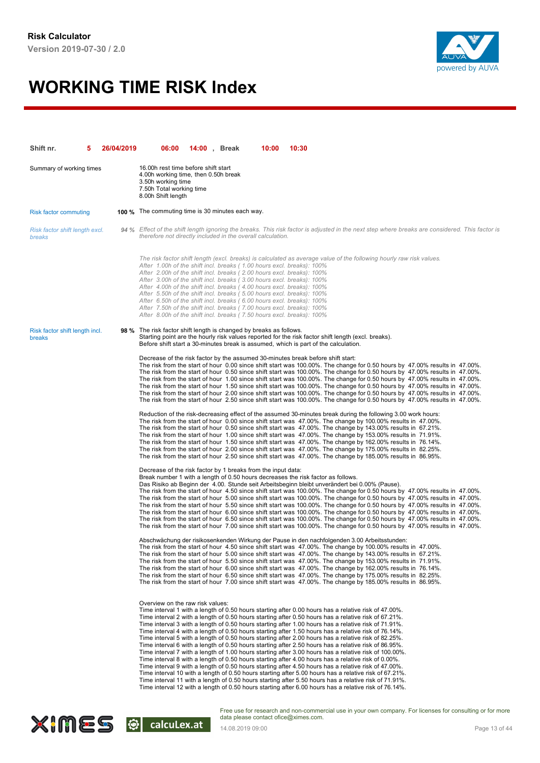**Risk Calculator**
**Version 2019-07-30 / 2.0**

# WORKING TIME RISK Index

| **Shift nr.** | **5** | **26/04/2019** | **06:00** | **14:00** | **, Break** | **10:00** | **10:30** |
|---|---|---|---|---|---|---|---|

Summary of working times

16.00h rest time before shift start
4.00h working time, then 0.50h break
3.50h working time
7.50h Total working time
8.00h Shift length

Risk factor commuting — **100 %** The commuting time is 30 minutes each way.

*Risk factor shift length excl. breaks* — *94 %* *Effect of the shift length ignoring the breaks. This risk factor is adjusted in the next step where breaks are considered. This factor is therefore not directly included in the overall calculation.*

*The risk factor shift length (excl. breaks) is calculated as average value of the following hourly raw risk values.*
*After 1.00h of the shift incl. breaks ( 1.00 hours excl. breaks): 100%*
*After 2.00h of the shift incl. breaks ( 2.00 hours excl. breaks): 100%*
*After 3.00h of the shift incl. breaks ( 3.00 hours excl. breaks): 100%*
*After 4.00h of the shift incl. breaks ( 4.00 hours excl. breaks): 100%*
*After 5.50h of the shift incl. breaks ( 5.00 hours excl. breaks): 100%*
*After 6.50h of the shift incl. breaks ( 6.00 hours excl. breaks): 100%*
*After 7.50h of the shift incl. breaks ( 7.00 hours excl. breaks): 100%*
*After 8.00h of the shift incl. breaks ( 7.50 hours excl. breaks): 100%*

Risk factor shift length incl. breaks — **98 %** The risk factor shift length is changed by breaks as follows.
Starting point are the hourly risk values reported for the risk factor shift length (excl. breaks).
Before shift start a 30-minutes break is assumed, which is part of the calculation.

Decrease of the risk factor by the assumed 30-minutes break before shift start:
The risk from the start of hour 0.00 since shift start was 100.00%. The change for 0.50 hours by 47.00% results in 47.00%.
The risk from the start of hour 0.50 since shift start was 100.00%. The change for 0.50 hours by 47.00% results in 47.00%.
The risk from the start of hour 1.00 since shift start was 100.00%. The change for 0.50 hours by 47.00% results in 47.00%.
The risk from the start of hour 1.50 since shift start was 100.00%. The change for 0.50 hours by 47.00% results in 47.00%.
The risk from the start of hour 2.00 since shift start was 100.00%. The change for 0.50 hours by 47.00% results in 47.00%.
The risk from the start of hour 2.50 since shift start was 100.00%. The change for 0.50 hours by 47.00% results in 47.00%.

Reduction of the risk-decreasing effect of the assumed 30-minutes break during the following 3.00 work hours:
The risk from the start of hour 0.00 since shift start was 47.00%. The change by 100.00% results in 47.00%.
The risk from the start of hour 0.50 since shift start was 47.00%. The change by 143.00% results in 67.21%.
The risk from the start of hour 1.00 since shift start was 47.00%. The change by 153.00% results in 71.91%.
The risk from the start of hour 1.50 since shift start was 47.00%. The change by 162.00% results in 76.14%.
The risk from the start of hour 2.00 since shift start was 47.00%. The change by 175.00% results in 82.25%.
The risk from the start of hour 2.50 since shift start was 47.00%. The change by 185.00% results in 86.95%.

Decrease of the risk factor by 1 breaks from the input data:
Break number 1 with a length of 0.50 hours decreases the risk factor as follows.
Das Risiko ab Beginn der 4.00. Stunde seit Arbeitsbeginn bleibt unverändert bei 0.00% (Pause).
The risk from the start of hour 4.50 since shift start was 100.00%. The change for 0.50 hours by 47.00% results in 47.00%.
The risk from the start of hour 5.00 since shift start was 100.00%. The change for 0.50 hours by 47.00% results in 47.00%.
The risk from the start of hour 5.50 since shift start was 100.00%. The change for 0.50 hours by 47.00% results in 47.00%.
The risk from the start of hour 6.00 since shift start was 100.00%. The change for 0.50 hours by 47.00% results in 47.00%.
The risk from the start of hour 6.50 since shift start was 100.00%. The change for 0.50 hours by 47.00% results in 47.00%.
The risk from the start of hour 7.00 since shift start was 100.00%. The change for 0.50 hours by 47.00% results in 47.00%.

Abschwächung der risikosenkenden Wirkung der Pause in den nachfolgenden 3.00 Arbeitsstunden:
The risk from the start of hour 4.50 since shift start was 47.00%. The change by 100.00% results in 47.00%.
The risk from the start of hour 5.00 since shift start was 47.00%. The change by 143.00% results in 67.21%.
The risk from the start of hour 5.50 since shift start was 47.00%. The change by 153.00% results in 71.91%.
The risk from the start of hour 6.00 since shift start was 47.00%. The change by 162.00% results in 76.14%.
The risk from the start of hour 6.50 since shift start was 47.00%. The change by 175.00% results in 82.25%.
The risk from the start of hour 7.00 since shift start was 47.00%. The change by 185.00% results in 86.95%.

Overview on the raw risk values:
Time interval 1 with a length of 0.50 hours starting after 0.00 hours has a relative risk of 47.00%.
Time interval 2 with a length of 0.50 hours starting after 0.50 hours has a relative risk of 67.21%.
Time interval 3 with a length of 0.50 hours starting after 1.00 hours has a relative risk of 71.91%.
Time interval 4 with a length of 0.50 hours starting after 1.50 hours has a relative risk of 76.14%.
Time interval 5 with a length of 0.50 hours starting after 2.00 hours has a relative risk of 82.25%.
Time interval 6 with a length of 0.50 hours starting after 2.50 hours has a relative risk of 86.95%.
Time interval 7 with a length of 1.00 hours starting after 3.00 hours has a relative risk of 100.00%.
Time interval 8 with a length of 0.50 hours starting after 4.00 hours has a relative risk of 0.00%.
Time interval 9 with a length of 0.50 hours starting after 4.50 hours has a relative risk of 47.00%.
Time interval 10 with a length of 0.50 hours starting after 5.00 hours has a relative risk of 67.21%.
Time interval 11 with a length of 0.50 hours starting after 5.50 hours has a relative risk of 71.91%.
Time interval 12 with a length of 0.50 hours starting after 6.00 hours has a relative risk of 76.14%.

Free use for research and non-commercial use in your own company. For licenses for consulting or for more data please contact ofice@ximes.com.
14.08.2019 09:00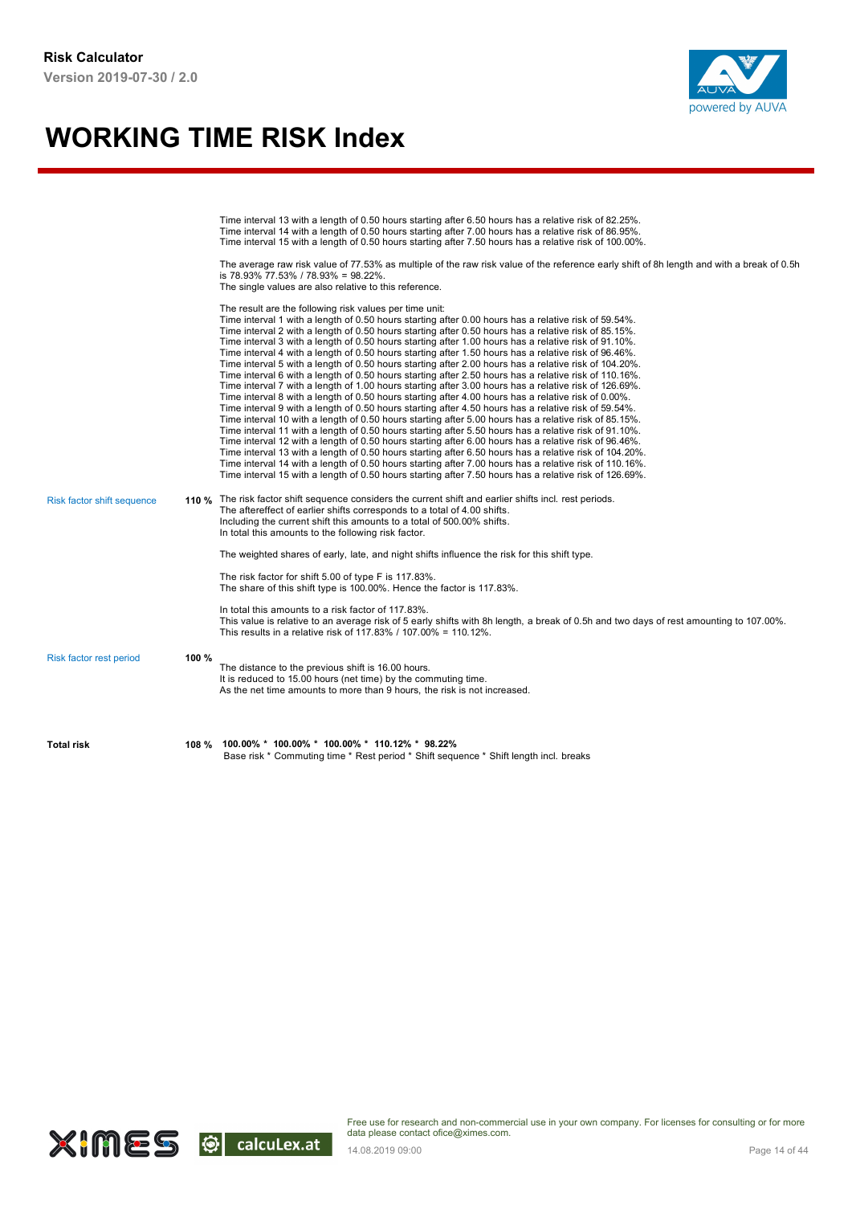# WORKING TIME RISK Index

Time interval 13 with a length of 0.50 hours starting after 6.50 hours has a relative risk of 82.25%.
Time interval 14 with a length of 0.50 hours starting after 7.00 hours has a relative risk of 86.95%.
Time interval 15 with a length of 0.50 hours starting after 7.50 hours has a relative risk of 100.00%.

The average raw risk value of 77.53% as multiple of the raw risk value of the reference early shift of 8h length and with a break of 0.5h is 78.93% 77.53% / 78.93% = 98.22%.
The single values are also relative to this reference.

The result are the following risk values per time unit:
Time interval 1 with a length of 0.50 hours starting after 0.00 hours has a relative risk of 59.54%.
Time interval 2 with a length of 0.50 hours starting after 0.50 hours has a relative risk of 85.15%.
Time interval 3 with a length of 0.50 hours starting after 1.00 hours has a relative risk of 91.10%.
Time interval 4 with a length of 0.50 hours starting after 1.50 hours has a relative risk of 96.46%.
Time interval 5 with a length of 0.50 hours starting after 2.00 hours has a relative risk of 104.20%.
Time interval 6 with a length of 0.50 hours starting after 2.50 hours has a relative risk of 110.16%.
Time interval 7 with a length of 1.00 hours starting after 3.00 hours has a relative risk of 126.69%.
Time interval 8 with a length of 0.50 hours starting after 4.00 hours has a relative risk of 0.00%.
Time interval 9 with a length of 0.50 hours starting after 4.50 hours has a relative risk of 59.54%.
Time interval 10 with a length of 0.50 hours starting after 5.00 hours has a relative risk of 85.15%.
Time interval 11 with a length of 0.50 hours starting after 5.50 hours has a relative risk of 91.10%.
Time interval 12 with a length of 0.50 hours starting after 6.00 hours has a relative risk of 96.46%.
Time interval 13 with a length of 0.50 hours starting after 6.50 hours has a relative risk of 104.20%.
Time interval 14 with a length of 0.50 hours starting after 7.00 hours has a relative risk of 110.16%.
Time interval 15 with a length of 0.50 hours starting after 7.50 hours has a relative risk of 126.69%.

**Risk factor shift sequence** — **110 %**

The risk factor shift sequence considers the current shift and earlier shifts incl. rest periods.
The aftereffect of earlier shifts corresponds to a total of 4.00 shifts.
Including the current shift this amounts to a total of 500.00% shifts.
In total this amounts to the following risk factor.

The weighted shares of early, late, and night shifts influence the risk for this shift type.

The risk factor for shift 5.00 of type F is 117.83%.
The share of this shift type is 100.00%. Hence the factor is 117.83%.

In total this amounts to a risk factor of 117.83%.
This value is relative to an average risk of 5 early shifts with 8h length, a break of 0.5h and two days of rest amounting to 107.00%.
This results in a relative risk of 117.83% / 107.00% = 110.12%.

**Risk factor rest period** — **100 %**

The distance to the previous shift is 16.00 hours.
It is reduced to 15.00 hours (net time) by the commuting time.
As the net time amounts to more than 9 hours, the risk is not increased.

**Total risk** — **108 %**

**100.00% * 100.00% * 100.00% * 110.12% * 98.22%**
Base risk * Commuting time * Rest period * Shift sequence * Shift length incl. breaks

Free use for research and non-commercial use in your own company. For licenses for consulting or for more data please contact ofice@ximes.com.
14.08.2019 09:00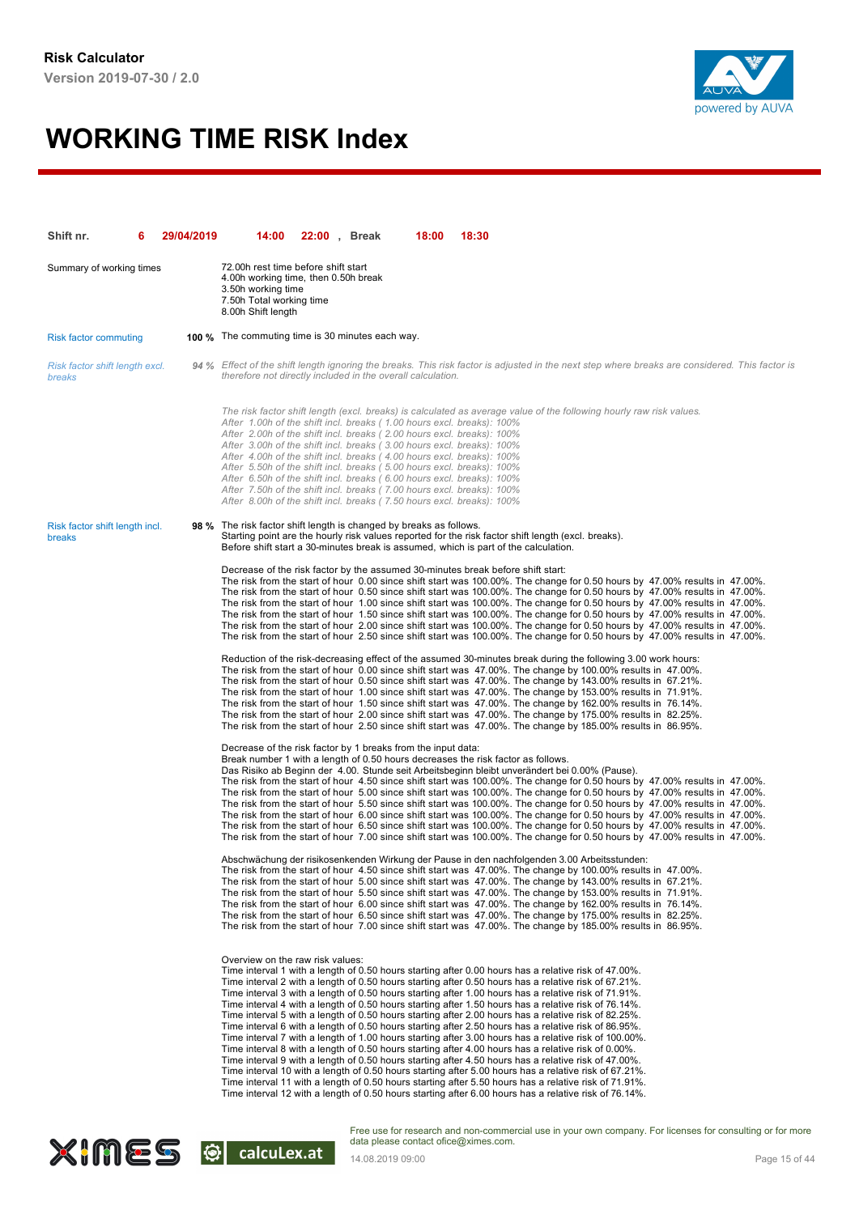**Risk Calculator**

**Version 2019-07-30 / 2.0**

# WORKING TIME RISK Index

**Shift nr.** **6** **29/04/2019** **14:00** **22:00** , **Break** **18:00** **18:30**

Summary of working times

72.00h rest time before shift start
4.00h working time, then 0.50h break
3.50h working time
7.50h Total working time
8.00h Shift length

Risk factor commuting **100 %** The commuting time is 30 minutes each way.

*Risk factor shift length excl. breaks* *94 %* *Effect of the shift length ignoring the breaks. This risk factor is adjusted in the next step where breaks are considered. This factor is therefore not directly included in the overall calculation.*

*The risk factor shift length (excl. breaks) is calculated as average value of the following hourly raw risk values.*
*After 1.00h of the shift incl. breaks ( 1.00 hours excl. breaks): 100%*
*After 2.00h of the shift incl. breaks ( 2.00 hours excl. breaks): 100%*
*After 3.00h of the shift incl. breaks ( 3.00 hours excl. breaks): 100%*
*After 4.00h of the shift incl. breaks ( 4.00 hours excl. breaks): 100%*
*After 5.50h of the shift incl. breaks ( 5.00 hours excl. breaks): 100%*
*After 6.50h of the shift incl. breaks ( 6.00 hours excl. breaks): 100%*
*After 7.50h of the shift incl. breaks ( 7.00 hours excl. breaks): 100%*
*After 8.00h of the shift incl. breaks ( 7.50 hours excl. breaks): 100%*

Risk factor shift length incl. breaks **98 %** The risk factor shift length is changed by breaks as follows.
Starting point are the hourly risk values reported for the risk factor shift length (excl. breaks).
Before shift start a 30-minutes break is assumed, which is part of the calculation.

Decrease of the risk factor by the assumed 30-minutes break before shift start:
The risk from the start of hour 0.00 since shift start was 100.00%. The change for 0.50 hours by 47.00% results in 47.00%.
The risk from the start of hour 0.50 since shift start was 100.00%. The change for 0.50 hours by 47.00% results in 47.00%.
The risk from the start of hour 1.00 since shift start was 100.00%. The change for 0.50 hours by 47.00% results in 47.00%.
The risk from the start of hour 1.50 since shift start was 100.00%. The change for 0.50 hours by 47.00% results in 47.00%.
The risk from the start of hour 2.00 since shift start was 100.00%. The change for 0.50 hours by 47.00% results in 47.00%.
The risk from the start of hour 2.50 since shift start was 100.00%. The change for 0.50 hours by 47.00% results in 47.00%.

Reduction of the risk-decreasing effect of the assumed 30-minutes break during the following 3.00 work hours:
The risk from the start of hour 0.00 since shift start was 47.00%. The change by 100.00% results in 47.00%.
The risk from the start of hour 0.50 since shift start was 47.00%. The change by 143.00% results in 67.21%.
The risk from the start of hour 1.00 since shift start was 47.00%. The change by 153.00% results in 71.91%.
The risk from the start of hour 1.50 since shift start was 47.00%. The change by 162.00% results in 76.14%.
The risk from the start of hour 2.00 since shift start was 47.00%. The change by 175.00% results in 82.25%.
The risk from the start of hour 2.50 since shift start was 47.00%. The change by 185.00% results in 86.95%.

Decrease of the risk factor by 1 breaks from the input data:
Break number 1 with a length of 0.50 hours decreases the risk factor as follows.
Das Risiko ab Beginn der 4.00. Stunde seit Arbeitsbeginn bleibt unverändert bei 0.00% (Pause).
The risk from the start of hour 4.50 since shift start was 100.00%. The change for 0.50 hours by 47.00% results in 47.00%.
The risk from the start of hour 5.00 since shift start was 100.00%. The change for 0.50 hours by 47.00% results in 47.00%.
The risk from the start of hour 5.50 since shift start was 100.00%. The change for 0.50 hours by 47.00% results in 47.00%.
The risk from the start of hour 6.00 since shift start was 100.00%. The change for 0.50 hours by 47.00% results in 47.00%.
The risk from the start of hour 6.50 since shift start was 100.00%. The change for 0.50 hours by 47.00% results in 47.00%.
The risk from the start of hour 7.00 since shift start was 100.00%. The change for 0.50 hours by 47.00% results in 47.00%.

Abschwächung der risikosenkenden Wirkung der Pause in den nachfolgenden 3.00 Arbeitsstunden:
The risk from the start of hour 4.50 since shift start was 47.00%. The change by 100.00% results in 47.00%.
The risk from the start of hour 5.00 since shift start was 47.00%. The change by 143.00% results in 67.21%.
The risk from the start of hour 5.50 since shift start was 47.00%. The change by 153.00% results in 71.91%.
The risk from the start of hour 6.00 since shift start was 47.00%. The change by 162.00% results in 76.14%.
The risk from the start of hour 6.50 since shift start was 47.00%. The change by 175.00% results in 82.25%.
The risk from the start of hour 7.00 since shift start was 47.00%. The change by 185.00% results in 86.95%.

Overview on the raw risk values:
Time interval 1 with a length of 0.50 hours starting after 0.00 hours has a relative risk of 47.00%.
Time interval 2 with a length of 0.50 hours starting after 0.50 hours has a relative risk of 67.21%.
Time interval 3 with a length of 0.50 hours starting after 1.00 hours has a relative risk of 71.91%.
Time interval 4 with a length of 0.50 hours starting after 1.50 hours has a relative risk of 76.14%.
Time interval 5 with a length of 0.50 hours starting after 2.00 hours has a relative risk of 82.25%.
Time interval 6 with a length of 0.50 hours starting after 2.50 hours has a relative risk of 86.95%.
Time interval 7 with a length of 1.00 hours starting after 3.00 hours has a relative risk of 100.00%.
Time interval 8 with a length of 0.50 hours starting after 4.00 hours has a relative risk of 0.00%.
Time interval 9 with a length of 0.50 hours starting after 4.50 hours has a relative risk of 47.00%.
Time interval 10 with a length of 0.50 hours starting after 5.00 hours has a relative risk of 67.21%.
Time interval 11 with a length of 0.50 hours starting after 5.50 hours has a relative risk of 71.91%.
Time interval 12 with a length of 0.50 hours starting after 6.00 hours has a relative risk of 76.14%.

Free use for research and non-commercial use in your own company. For licenses for consulting or for more data please contact ofice@ximes.com.
14.08.2019 09:00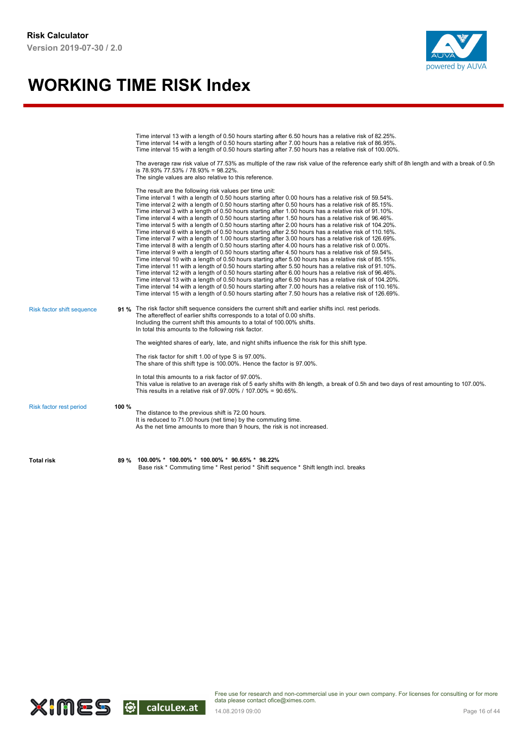Time interval 13 with a length of 0.50 hours starting after 6.50 hours has a relative risk of 82.25%.
Time interval 14 with a length of 0.50 hours starting after 7.00 hours has a relative risk of 86.95%.
Time interval 15 with a length of 0.50 hours starting after 7.50 hours has a relative risk of 100.00%.

The average raw risk value of 77.53% as multiple of the raw risk value of the reference early shift of 8h length and with a break of 0.5h is 78.93% 77.53% / 78.93% = 98.22%.
The single values are also relative to this reference.

The result are the following risk values per time unit:
Time interval 1 with a length of 0.50 hours starting after 0.00 hours has a relative risk of 59.54%.
Time interval 2 with a length of 0.50 hours starting after 0.50 hours has a relative risk of 85.15%.
Time interval 3 with a length of 0.50 hours starting after 1.00 hours has a relative risk of 91.10%.
Time interval 4 with a length of 0.50 hours starting after 1.50 hours has a relative risk of 96.46%.
Time interval 5 with a length of 0.50 hours starting after 2.00 hours has a relative risk of 104.20%.
Time interval 6 with a length of 0.50 hours starting after 2.50 hours has a relative risk of 110.16%.
Time interval 7 with a length of 1.00 hours starting after 3.00 hours has a relative risk of 126.69%.
Time interval 8 with a length of 0.50 hours starting after 4.00 hours has a relative risk of 0.00%.
Time interval 9 with a length of 0.50 hours starting after 4.50 hours has a relative risk of 59.54%.
Time interval 10 with a length of 0.50 hours starting after 5.00 hours has a relative risk of 85.15%.
Time interval 11 with a length of 0.50 hours starting after 5.50 hours has a relative risk of 91.10%.
Time interval 12 with a length of 0.50 hours starting after 6.00 hours has a relative risk of 96.46%.
Time interval 13 with a length of 0.50 hours starting after 6.50 hours has a relative risk of 104.20%.
Time interval 14 with a length of 0.50 hours starting after 7.00 hours has a relative risk of 110.16%.
Time interval 15 with a length of 0.50 hours starting after 7.50 hours has a relative risk of 126.69%.

**Risk factor shift sequence** — **91 %**

The risk factor shift sequence considers the current shift and earlier shifts incl. rest periods.
The aftereffect of earlier shifts corresponds to a total of 0.00 shifts.
Including the current shift this amounts to a total of 100.00% shifts.
In total this amounts to the following risk factor.

The weighted shares of early, late, and night shifts influence the risk for this shift type.

The risk factor for shift 1.00 of type S is 97.00%.
The share of this shift type is 100.00%. Hence the factor is 97.00%.

In total this amounts to a risk factor of 97.00%.
This value is relative to an average risk of 5 early shifts with 8h length, a break of 0.5h and two days of rest amounting to 107.00%.
This results in a relative risk of 97.00% / 107.00% = 90.65%.

**Risk factor rest period** — **100 %**

The distance to the previous shift is 72.00 hours.
It is reduced to 71.00 hours (net time) by the commuting time.
As the net time amounts to more than 9 hours, the risk is not increased.

**Total risk** — **89 %**

**100.00% * 100.00% * 100.00% * 90.65% * 98.22%**
Base risk * Commuting time * Rest period * Shift sequence * Shift length incl. breaks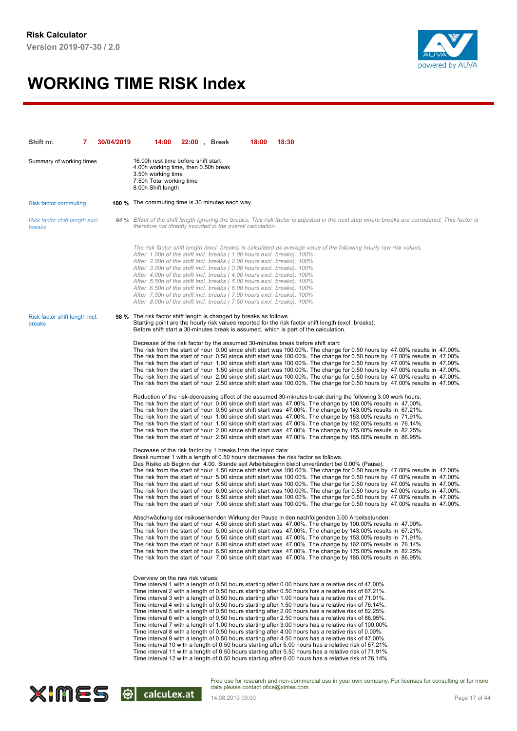**Risk Calculator**

**Version 2019-07-30 / 2.0**

# WORKING TIME RISK Index

**Shift nr. 7 30/04/2019 14:00 22:00 , Break 18:00 18:30**

Summary of working times

16.00h rest time before shift start
4.00h working time, then 0.50h break
3.50h working time
7.50h Total working time
8.00h Shift length

Risk factor commuting **100 %** The commuting time is 30 minutes each way.

*Risk factor shift length excl. breaks* *94 %* *Effect of the shift length ignoring the breaks. This risk factor is adjusted in the next step where breaks are considered. This factor is therefore not directly included in the overall calculation.*

*The risk factor shift length (excl. breaks) is calculated as average value of the following hourly raw risk values.*
*After 1.00h of the shift incl. breaks ( 1.00 hours excl. breaks): 100%*
*After 2.00h of the shift incl. breaks ( 2.00 hours excl. breaks): 100%*
*After 3.00h of the shift incl. breaks ( 3.00 hours excl. breaks): 100%*
*After 4.00h of the shift incl. breaks ( 4.00 hours excl. breaks): 100%*
*After 5.50h of the shift incl. breaks ( 5.00 hours excl. breaks): 100%*
*After 6.50h of the shift incl. breaks ( 6.00 hours excl. breaks): 100%*
*After 7.50h of the shift incl. breaks ( 7.00 hours excl. breaks): 100%*
*After 8.00h of the shift incl. breaks ( 7.50 hours excl. breaks): 100%*

Risk factor shift length incl. breaks **98 %** The risk factor shift length is changed by breaks as follows.
Starting point are the hourly risk values reported for the risk factor shift length (excl. breaks).
Before shift start a 30-minutes break is assumed, which is part of the calculation.

Decrease of the risk factor by the assumed 30-minutes break before shift start:
The risk from the start of hour 0.00 since shift start was 100.00%. The change for 0.50 hours by 47.00% results in 47.00%.
The risk from the start of hour 0.50 since shift start was 100.00%. The change for 0.50 hours by 47.00% results in 47.00%.
The risk from the start of hour 1.00 since shift start was 100.00%. The change for 0.50 hours by 47.00% results in 47.00%.
The risk from the start of hour 1.50 since shift start was 100.00%. The change for 0.50 hours by 47.00% results in 47.00%.
The risk from the start of hour 2.00 since shift start was 100.00%. The change for 0.50 hours by 47.00% results in 47.00%.
The risk from the start of hour 2.50 since shift start was 100.00%. The change for 0.50 hours by 47.00% results in 47.00%.

Reduction of the risk-decreasing effect of the assumed 30-minutes break during the following 3.00 work hours:
The risk from the start of hour 0.00 since shift start was 47.00%. The change by 100.00% results in 47.00%.
The risk from the start of hour 0.50 since shift start was 47.00%. The change by 143.00% results in 67.21%.
The risk from the start of hour 1.00 since shift start was 47.00%. The change by 153.00% results in 71.91%.
The risk from the start of hour 1.50 since shift start was 47.00%. The change by 162.00% results in 76.14%.
The risk from the start of hour 2.00 since shift start was 47.00%. The change by 175.00% results in 82.25%.
The risk from the start of hour 2.50 since shift start was 47.00%. The change by 185.00% results in 86.95%.

Decrease of the risk factor by 1 breaks from the input data:
Break number 1 with a length of 0.50 hours decreases the risk factor as follows.
Das Risiko ab Beginn der 4.00. Stunde seit Arbeitsbeginn bleibt unverändert bei 0.00% (Pause).
The risk from the start of hour 4.50 since shift start was 100.00%. The change for 0.50 hours by 47.00% results in 47.00%.
The risk from the start of hour 5.00 since shift start was 100.00%. The change for 0.50 hours by 47.00% results in 47.00%.
The risk from the start of hour 5.50 since shift start was 100.00%. The change for 0.50 hours by 47.00% results in 47.00%.
The risk from the start of hour 6.00 since shift start was 100.00%. The change for 0.50 hours by 47.00% results in 47.00%.
The risk from the start of hour 6.50 since shift start was 100.00%. The change for 0.50 hours by 47.00% results in 47.00%.
The risk from the start of hour 7.00 since shift start was 100.00%. The change for 0.50 hours by 47.00% results in 47.00%.

Abschwächung der risikosenkenden Wirkung der Pause in den nachfolgenden 3.00 Arbeitsstunden:
The risk from the start of hour 4.50 since shift start was 47.00%. The change by 100.00% results in 47.00%.
The risk from the start of hour 5.00 since shift start was 47.00%. The change by 143.00% results in 67.21%.
The risk from the start of hour 5.50 since shift start was 47.00%. The change by 153.00% results in 71.91%.
The risk from the start of hour 6.00 since shift start was 47.00%. The change by 162.00% results in 76.14%.
The risk from the start of hour 6.50 since shift start was 47.00%. The change by 175.00% results in 82.25%.
The risk from the start of hour 7.00 since shift start was 47.00%. The change by 185.00% results in 86.95%.

Overview on the raw risk values:
Time interval 1 with a length of 0.50 hours starting after 0.00 hours has a relative risk of 47.00%.
Time interval 2 with a length of 0.50 hours starting after 0.50 hours has a relative risk of 67.21%.
Time interval 3 with a length of 0.50 hours starting after 1.00 hours has a relative risk of 71.91%.
Time interval 4 with a length of 0.50 hours starting after 1.50 hours has a relative risk of 76.14%.
Time interval 5 with a length of 0.50 hours starting after 2.00 hours has a relative risk of 82.25%.
Time interval 6 with a length of 0.50 hours starting after 2.50 hours has a relative risk of 86.95%.
Time interval 7 with a length of 1.00 hours starting after 3.00 hours has a relative risk of 100.00%.
Time interval 8 with a length of 0.50 hours starting after 4.00 hours has a relative risk of 0.00%.
Time interval 9 with a length of 0.50 hours starting after 4.50 hours has a relative risk of 47.00%.
Time interval 10 with a length of 0.50 hours starting after 5.00 hours has a relative risk of 67.21%.
Time interval 11 with a length of 0.50 hours starting after 5.50 hours has a relative risk of 71.91%.
Time interval 12 with a length of 0.50 hours starting after 6.00 hours has a relative risk of 76.14%.

Free use for research and non-commercial use in your own company. For licenses for consulting or for more data please contact ofice@ximes.com.

14.08.2019 09:00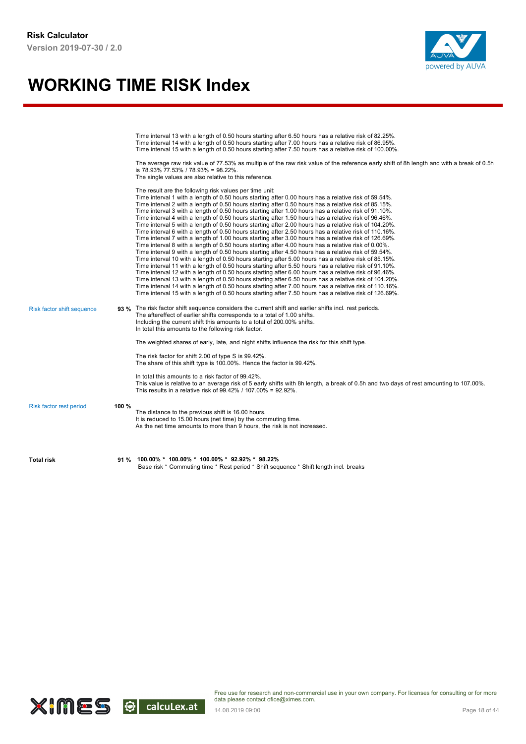# WORKING TIME RISK Index

Time interval 13 with a length of 0.50 hours starting after 6.50 hours has a relative risk of 82.25%.
Time interval 14 with a length of 0.50 hours starting after 7.00 hours has a relative risk of 86.95%.
Time interval 15 with a length of 0.50 hours starting after 7.50 hours has a relative risk of 100.00%.

The average raw risk value of 77.53% as multiple of the raw risk value of the reference early shift of 8h length and with a break of 0.5h is 78.93% 77.53% / 78.93% = 98.22%.
The single values are also relative to this reference.

The result are the following risk values per time unit:
Time interval 1 with a length of 0.50 hours starting after 0.00 hours has a relative risk of 59.54%.
Time interval 2 with a length of 0.50 hours starting after 0.50 hours has a relative risk of 85.15%.
Time interval 3 with a length of 0.50 hours starting after 1.00 hours has a relative risk of 91.10%.
Time interval 4 with a length of 0.50 hours starting after 1.50 hours has a relative risk of 96.46%.
Time interval 5 with a length of 0.50 hours starting after 2.00 hours has a relative risk of 104.20%.
Time interval 6 with a length of 0.50 hours starting after 2.50 hours has a relative risk of 110.16%.
Time interval 7 with a length of 1.00 hours starting after 3.00 hours has a relative risk of 126.69%.
Time interval 8 with a length of 0.50 hours starting after 4.00 hours has a relative risk of 0.00%.
Time interval 9 with a length of 0.50 hours starting after 4.50 hours has a relative risk of 59.54%.
Time interval 10 with a length of 0.50 hours starting after 5.00 hours has a relative risk of 85.15%.
Time interval 11 with a length of 0.50 hours starting after 5.50 hours has a relative risk of 91.10%.
Time interval 12 with a length of 0.50 hours starting after 6.00 hours has a relative risk of 96.46%.
Time interval 13 with a length of 0.50 hours starting after 6.50 hours has a relative risk of 104.20%.
Time interval 14 with a length of 0.50 hours starting after 7.00 hours has a relative risk of 110.16%.
Time interval 15 with a length of 0.50 hours starting after 7.50 hours has a relative risk of 126.69%.

**Risk factor shift sequence** — **93 %**

The risk factor shift sequence considers the current shift and earlier shifts incl. rest periods.
The aftereffect of earlier shifts corresponds to a total of 1.00 shifts.
Including the current shift this amounts to a total of 200.00% shifts.
In total this amounts to the following risk factor.

The weighted shares of early, late, and night shifts influence the risk for this shift type.

The risk factor for shift 2.00 of type S is 99.42%.
The share of this shift type is 100.00%. Hence the factor is 99.42%.

In total this amounts to a risk factor of 99.42%.
This value is relative to an average risk of 5 early shifts with 8h length, a break of 0.5h and two days of rest amounting to 107.00%.
This results in a relative risk of 99.42% / 107.00% = 92.92%.

**Risk factor rest period** — **100 %**

The distance to the previous shift is 16.00 hours.
It is reduced to 15.00 hours (net time) by the commuting time.
As the net time amounts to more than 9 hours, the risk is not increased.

**Total risk** — **91 %**

**100.00% * 100.00% * 100.00% * 92.92% * 98.22%**
Base risk * Commuting time * Rest period * Shift sequence * Shift length incl. breaks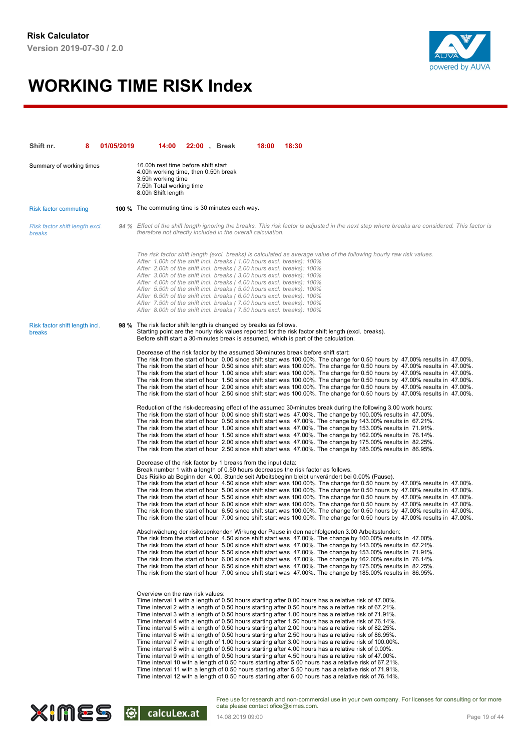**Risk Calculator**

**Version 2019-07-30 / 2.0**

# WORKING TIME RISK Index

| **Shift nr.** | **8** | **01/05/2019** | **14:00** | **22:00** | **,** | **Break** | **18:00** | **18:30** |
|---|---|---|---|---|---|---|---|---|

Summary of working times

16.00h rest time before shift start
4.00h working time, then 0.50h break
3.50h working time
7.50h Total working time
8.00h Shift length

Risk factor commuting — **100 %** The commuting time is 30 minutes each way.

*Risk factor shift length excl. breaks* — *94 %* *Effect of the shift length ignoring the breaks. This risk factor is adjusted in the next step where breaks are considered. This factor is therefore not directly included in the overall calculation.*

*The risk factor shift length (excl. breaks) is calculated as average value of the following hourly raw risk values.*
*After 1.00h of the shift incl. breaks ( 1.00 hours excl. breaks): 100%*
*After 2.00h of the shift incl. breaks ( 2.00 hours excl. breaks): 100%*
*After 3.00h of the shift incl. breaks ( 3.00 hours excl. breaks): 100%*
*After 4.00h of the shift incl. breaks ( 4.00 hours excl. breaks): 100%*
*After 5.50h of the shift incl. breaks ( 5.00 hours excl. breaks): 100%*
*After 6.50h of the shift incl. breaks ( 6.00 hours excl. breaks): 100%*
*After 7.50h of the shift incl. breaks ( 7.00 hours excl. breaks): 100%*
*After 8.00h of the shift incl. breaks ( 7.50 hours excl. breaks): 100%*

Risk factor shift length incl. breaks — **98 %** The risk factor shift length is changed by breaks as follows.
Starting point are the hourly risk values reported for the risk factor shift length (excl. breaks).
Before shift start a 30-minutes break is assumed, which is part of the calculation.

Decrease of the risk factor by the assumed 30-minutes break before shift start:
The risk from the start of hour 0.00 since shift start was 100.00%. The change for 0.50 hours by 47.00% results in 47.00%.
The risk from the start of hour 0.50 since shift start was 100.00%. The change for 0.50 hours by 47.00% results in 47.00%.
The risk from the start of hour 1.00 since shift start was 100.00%. The change for 0.50 hours by 47.00% results in 47.00%.
The risk from the start of hour 1.50 since shift start was 100.00%. The change for 0.50 hours by 47.00% results in 47.00%.
The risk from the start of hour 2.00 since shift start was 100.00%. The change for 0.50 hours by 47.00% results in 47.00%.
The risk from the start of hour 2.50 since shift start was 100.00%. The change for 0.50 hours by 47.00% results in 47.00%.

Reduction of the risk-decreasing effect of the assumed 30-minutes break during the following 3.00 work hours:
The risk from the start of hour 0.00 since shift start was 47.00%. The change by 100.00% results in 47.00%.
The risk from the start of hour 0.50 since shift start was 47.00%. The change by 143.00% results in 67.21%.
The risk from the start of hour 1.00 since shift start was 47.00%. The change by 153.00% results in 71.91%.
The risk from the start of hour 1.50 since shift start was 47.00%. The change by 162.00% results in 76.14%.
The risk from the start of hour 2.00 since shift start was 47.00%. The change by 175.00% results in 82.25%.
The risk from the start of hour 2.50 since shift start was 47.00%. The change by 185.00% results in 86.95%.

Decrease of the risk factor by 1 breaks from the input data:
Break number 1 with a length of 0.50 hours decreases the risk factor as follows.
Das Risiko ab Beginn der 4.00. Stunde seit Arbeitsbeginn bleibt unverändert bei 0.00% (Pause).
The risk from the start of hour 4.50 since shift start was 100.00%. The change for 0.50 hours by 47.00% results in 47.00%.
The risk from the start of hour 5.00 since shift start was 100.00%. The change for 0.50 hours by 47.00% results in 47.00%.
The risk from the start of hour 5.50 since shift start was 100.00%. The change for 0.50 hours by 47.00% results in 47.00%.
The risk from the start of hour 6.00 since shift start was 100.00%. The change for 0.50 hours by 47.00% results in 47.00%.
The risk from the start of hour 6.50 since shift start was 100.00%. The change for 0.50 hours by 47.00% results in 47.00%.
The risk from the start of hour 7.00 since shift start was 100.00%. The change for 0.50 hours by 47.00% results in 47.00%.

Abschwächung der risikosenkenden Wirkung der Pause in den nachfolgenden 3.00 Arbeitsstunden:
The risk from the start of hour 4.50 since shift start was 47.00%. The change by 100.00% results in 47.00%.
The risk from the start of hour 5.00 since shift start was 47.00%. The change by 143.00% results in 67.21%.
The risk from the start of hour 5.50 since shift start was 47.00%. The change by 153.00% results in 71.91%.
The risk from the start of hour 6.00 since shift start was 47.00%. The change by 162.00% results in 76.14%.
The risk from the start of hour 6.50 since shift start was 47.00%. The change by 175.00% results in 82.25%.
The risk from the start of hour 7.00 since shift start was 47.00%. The change by 185.00% results in 86.95%.

Overview on the raw risk values:
Time interval 1 with a length of 0.50 hours starting after 0.00 hours has a relative risk of 47.00%.
Time interval 2 with a length of 0.50 hours starting after 0.50 hours has a relative risk of 67.21%.
Time interval 3 with a length of 0.50 hours starting after 1.00 hours has a relative risk of 71.91%.
Time interval 4 with a length of 0.50 hours starting after 1.50 hours has a relative risk of 76.14%.
Time interval 5 with a length of 0.50 hours starting after 2.00 hours has a relative risk of 82.25%.
Time interval 6 with a length of 0.50 hours starting after 2.50 hours has a relative risk of 86.95%.
Time interval 7 with a length of 1.00 hours starting after 3.00 hours has a relative risk of 100.00%.
Time interval 8 with a length of 0.50 hours starting after 4.00 hours has a relative risk of 0.00%.
Time interval 9 with a length of 0.50 hours starting after 4.50 hours has a relative risk of 47.00%.
Time interval 10 with a length of 0.50 hours starting after 5.00 hours has a relative risk of 67.21%.
Time interval 11 with a length of 0.50 hours starting after 5.50 hours has a relative risk of 71.91%.
Time interval 12 with a length of 0.50 hours starting after 6.00 hours has a relative risk of 76.14%.

Free use for research and non-commercial use in your own company. For licenses for consulting or for more data please contact ofice@ximes.com.

14.08.2019 09:00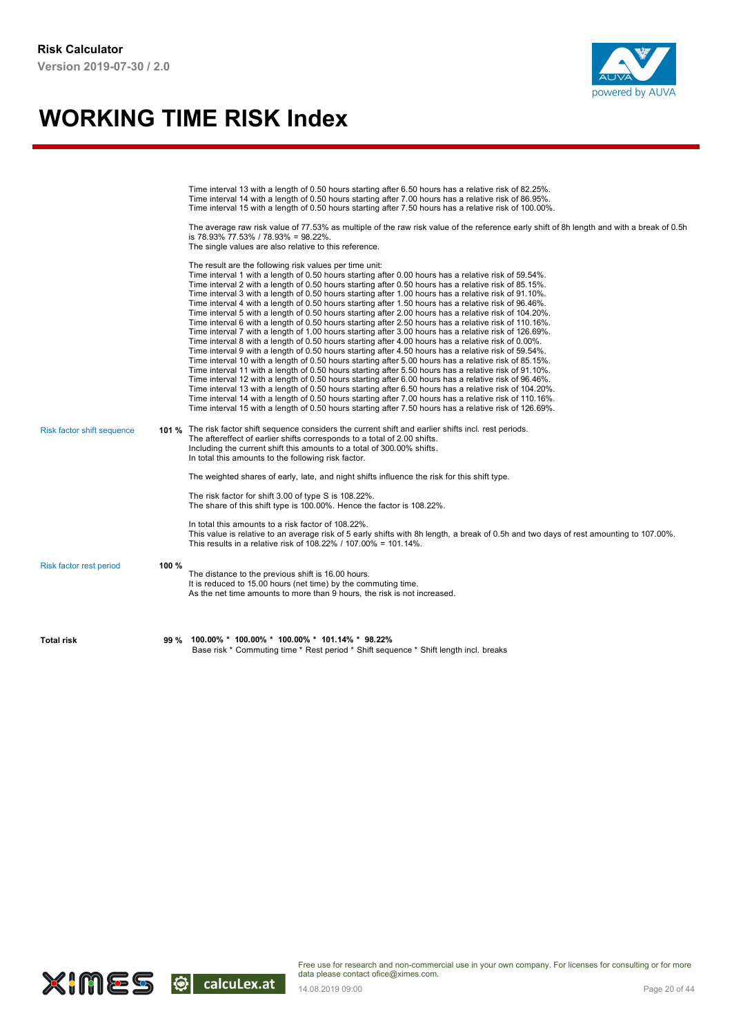Time interval 13 with a length of 0.50 hours starting after 6.50 hours has a relative risk of 82.25%.
Time interval 14 with a length of 0.50 hours starting after 7.00 hours has a relative risk of 86.95%.
Time interval 15 with a length of 0.50 hours starting after 7.50 hours has a relative risk of 100.00%.

The average raw risk value of 77.53% as multiple of the raw risk value of the reference early shift of 8h length and with a break of 0.5h is 78.93% 77.53% / 78.93% = 98.22%.
The single values are also relative to this reference.

The result are the following risk values per time unit:
Time interval 1 with a length of 0.50 hours starting after 0.00 hours has a relative risk of 59.54%.
Time interval 2 with a length of 0.50 hours starting after 0.50 hours has a relative risk of 85.15%.
Time interval 3 with a length of 0.50 hours starting after 1.00 hours has a relative risk of 91.10%.
Time interval 4 with a length of 0.50 hours starting after 1.50 hours has a relative risk of 96.46%.
Time interval 5 with a length of 0.50 hours starting after 2.00 hours has a relative risk of 104.20%.
Time interval 6 with a length of 0.50 hours starting after 2.50 hours has a relative risk of 110.16%.
Time interval 7 with a length of 1.00 hours starting after 3.00 hours has a relative risk of 126.69%.
Time interval 8 with a length of 0.50 hours starting after 4.00 hours has a relative risk of 0.00%.
Time interval 9 with a length of 0.50 hours starting after 4.50 hours has a relative risk of 59.54%.
Time interval 10 with a length of 0.50 hours starting after 5.00 hours has a relative risk of 85.15%.
Time interval 11 with a length of 0.50 hours starting after 5.50 hours has a relative risk of 91.10%.
Time interval 12 with a length of 0.50 hours starting after 6.00 hours has a relative risk of 96.46%.
Time interval 13 with a length of 0.50 hours starting after 6.50 hours has a relative risk of 104.20%.
Time interval 14 with a length of 0.50 hours starting after 7.00 hours has a relative risk of 110.16%.
Time interval 15 with a length of 0.50 hours starting after 7.50 hours has a relative risk of 126.69%.

**Risk factor shift sequence** — **101 %**

The risk factor shift sequence considers the current shift and earlier shifts incl. rest periods.
The aftereffect of earlier shifts corresponds to a total of 2.00 shifts.
Including the current shift this amounts to a total of 300.00% shifts.
In total this amounts to the following risk factor.

The weighted shares of early, late, and night shifts influence the risk for this shift type.

The risk factor for shift 3.00 of type S is 108.22%.
The share of this shift type is 100.00%. Hence the factor is 108.22%.

In total this amounts to a risk factor of 108.22%.
This value is relative to an average risk of 5 early shifts with 8h length, a break of 0.5h and two days of rest amounting to 107.00%.
This results in a relative risk of 108.22% / 107.00% = 101.14%.

**Risk factor rest period** — **100 %**

The distance to the previous shift is 16.00 hours.
It is reduced to 15.00 hours (net time) by the commuting time.
As the net time amounts to more than 9 hours, the risk is not increased.

**Total risk** — **99 %**

**100.00% * 100.00% * 100.00% * 101.14% * 98.22%**
Base risk * Commuting time * Rest period * Shift sequence * Shift length incl. breaks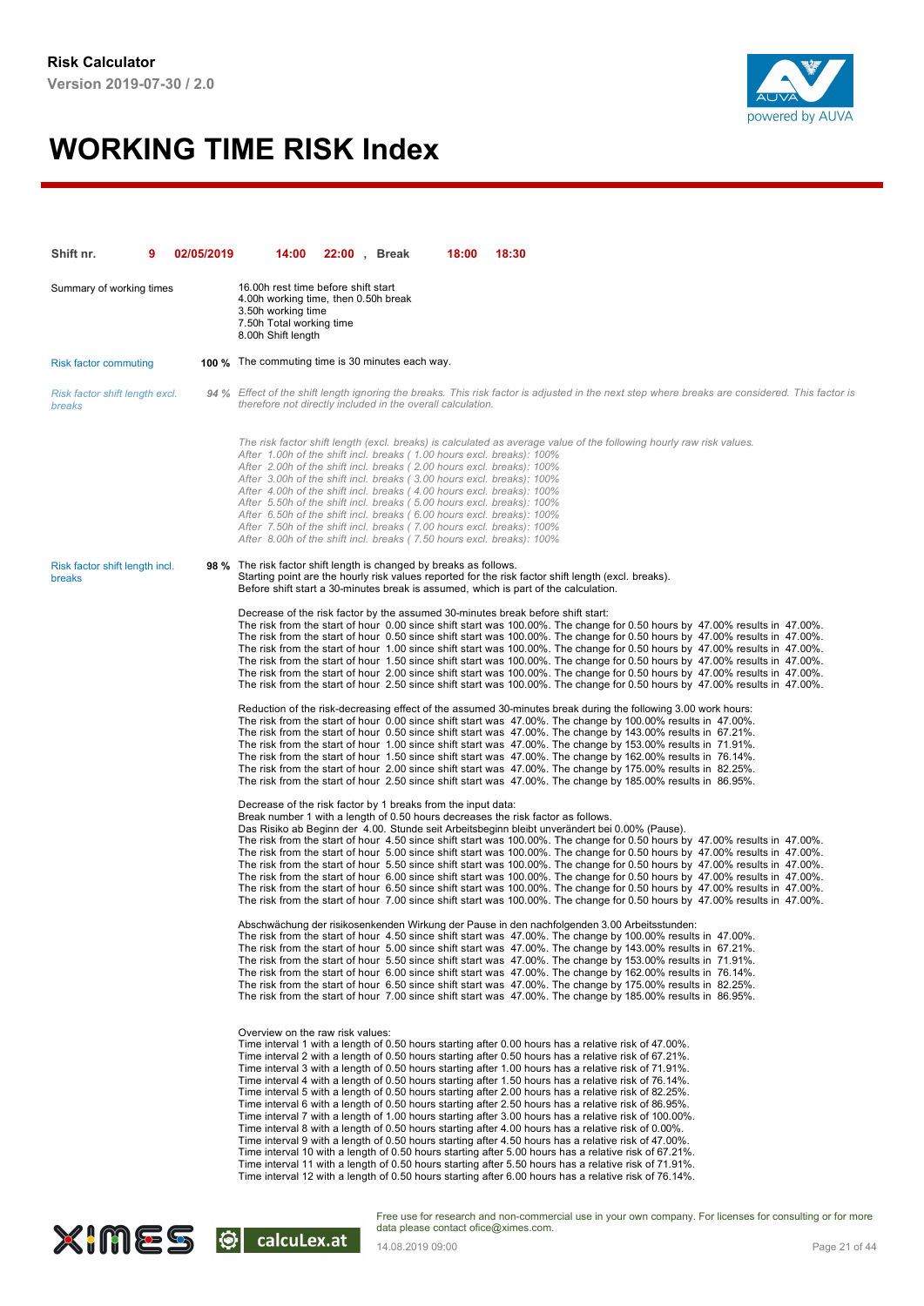**Risk Calculator**
**Version 2019-07-30 / 2.0**

# WORKING TIME RISK Index

**Shift nr.** **9** **02/05/2019** **14:00** **22:00** , **Break** **18:00** **18:30**

Summary of working times

16.00h rest time before shift start
4.00h working time, then 0.50h break
3.50h working time
7.50h Total working time
8.00h Shift length

Risk factor commuting **100 %** The commuting time is 30 minutes each way.

*Risk factor shift length excl. breaks* *94 %* *Effect of the shift length ignoring the breaks. This risk factor is adjusted in the next step where breaks are considered. This factor is therefore not directly included in the overall calculation.*

*The risk factor shift length (excl. breaks) is calculated as average value of the following hourly raw risk values.*
*After 1.00h of the shift incl. breaks ( 1.00 hours excl. breaks): 100%*
*After 2.00h of the shift incl. breaks ( 2.00 hours excl. breaks): 100%*
*After 3.00h of the shift incl. breaks ( 3.00 hours excl. breaks): 100%*
*After 4.00h of the shift incl. breaks ( 4.00 hours excl. breaks): 100%*
*After 5.50h of the shift incl. breaks ( 5.00 hours excl. breaks): 100%*
*After 6.50h of the shift incl. breaks ( 6.00 hours excl. breaks): 100%*
*After 7.50h of the shift incl. breaks ( 7.00 hours excl. breaks): 100%*
*After 8.00h of the shift incl. breaks ( 7.50 hours excl. breaks): 100%*

Risk factor shift length incl. breaks **98 %** The risk factor shift length is changed by breaks as follows.
Starting point are the hourly risk values reported for the risk factor shift length (excl. breaks).
Before shift start a 30-minutes break is assumed, which is part of the calculation.

Decrease of the risk factor by the assumed 30-minutes break before shift start:
The risk from the start of hour 0.00 since shift start was 100.00%. The change for 0.50 hours by 47.00% results in 47.00%.
The risk from the start of hour 0.50 since shift start was 100.00%. The change for 0.50 hours by 47.00% results in 47.00%.
The risk from the start of hour 1.00 since shift start was 100.00%. The change for 0.50 hours by 47.00% results in 47.00%.
The risk from the start of hour 1.50 since shift start was 100.00%. The change for 0.50 hours by 47.00% results in 47.00%.
The risk from the start of hour 2.00 since shift start was 100.00%. The change for 0.50 hours by 47.00% results in 47.00%.
The risk from the start of hour 2.50 since shift start was 100.00%. The change for 0.50 hours by 47.00% results in 47.00%.

Reduction of the risk-decreasing effect of the assumed 30-minutes break during the following 3.00 work hours:
The risk from the start of hour 0.00 since shift start was 47.00%. The change by 100.00% results in 47.00%.
The risk from the start of hour 0.50 since shift start was 47.00%. The change by 143.00% results in 67.21%.
The risk from the start of hour 1.00 since shift start was 47.00%. The change by 153.00% results in 71.91%.
The risk from the start of hour 1.50 since shift start was 47.00%. The change by 162.00% results in 76.14%.
The risk from the start of hour 2.00 since shift start was 47.00%. The change by 175.00% results in 82.25%.
The risk from the start of hour 2.50 since shift start was 47.00%. The change by 185.00% results in 86.95%.

Decrease of the risk factor by 1 breaks from the input data:
Break number 1 with a length of 0.50 hours decreases the risk factor as follows.
Das Risiko ab Beginn der 4.00. Stunde seit Arbeitsbeginn bleibt unverändert bei 0.00% (Pause).
The risk from the start of hour 4.50 since shift start was 100.00%. The change for 0.50 hours by 47.00% results in 47.00%.
The risk from the start of hour 5.00 since shift start was 100.00%. The change for 0.50 hours by 47.00% results in 47.00%.
The risk from the start of hour 5.50 since shift start was 100.00%. The change for 0.50 hours by 47.00% results in 47.00%.
The risk from the start of hour 6.00 since shift start was 100.00%. The change for 0.50 hours by 47.00% results in 47.00%.
The risk from the start of hour 6.50 since shift start was 100.00%. The change for 0.50 hours by 47.00% results in 47.00%.
The risk from the start of hour 7.00 since shift start was 100.00%. The change for 0.50 hours by 47.00% results in 47.00%.

Abschwächung der risikosenkenden Wirkung der Pause in den nachfolgenden 3.00 Arbeitsstunden:
The risk from the start of hour 4.50 since shift start was 47.00%. The change by 100.00% results in 47.00%.
The risk from the start of hour 5.00 since shift start was 47.00%. The change by 143.00% results in 67.21%.
The risk from the start of hour 5.50 since shift start was 47.00%. The change by 153.00% results in 71.91%.
The risk from the start of hour 6.00 since shift start was 47.00%. The change by 162.00% results in 76.14%.
The risk from the start of hour 6.50 since shift start was 47.00%. The change by 175.00% results in 82.25%.
The risk from the start of hour 7.00 since shift start was 47.00%. The change by 185.00% results in 86.95%.

Overview on the raw risk values:
Time interval 1 with a length of 0.50 hours starting after 0.00 hours has a relative risk of 47.00%.
Time interval 2 with a length of 0.50 hours starting after 0.50 hours has a relative risk of 67.21%.
Time interval 3 with a length of 0.50 hours starting after 1.00 hours has a relative risk of 71.91%.
Time interval 4 with a length of 0.50 hours starting after 1.50 hours has a relative risk of 76.14%.
Time interval 5 with a length of 0.50 hours starting after 2.00 hours has a relative risk of 82.25%.
Time interval 6 with a length of 0.50 hours starting after 2.50 hours has a relative risk of 86.95%.
Time interval 7 with a length of 1.00 hours starting after 3.00 hours has a relative risk of 100.00%.
Time interval 8 with a length of 0.50 hours starting after 4.00 hours has a relative risk of 0.00%.
Time interval 9 with a length of 0.50 hours starting after 4.50 hours has a relative risk of 47.00%.
Time interval 10 with a length of 0.50 hours starting after 5.00 hours has a relative risk of 67.21%.
Time interval 11 with a length of 0.50 hours starting after 5.50 hours has a relative risk of 71.91%.
Time interval 12 with a length of 0.50 hours starting after 6.00 hours has a relative risk of 76.14%.

Free use for research and non-commercial use in your own company. For licenses for consulting or for more data please contact ofice@ximes.com.
14.08.2019 09:00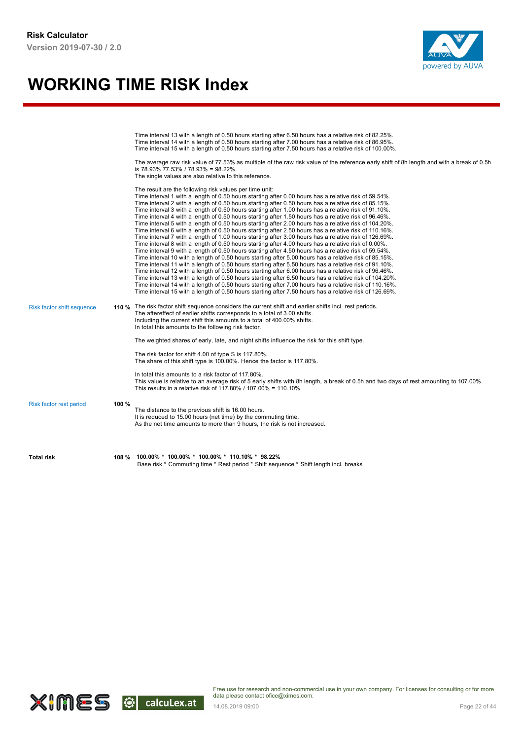# WORKING TIME RISK Index

Time interval 13 with a length of 0.50 hours starting after 6.50 hours has a relative risk of 82.25%.
Time interval 14 with a length of 0.50 hours starting after 7.00 hours has a relative risk of 86.95%.
Time interval 15 with a length of 0.50 hours starting after 7.50 hours has a relative risk of 100.00%.

The average raw risk value of 77.53% as multiple of the raw risk value of the reference early shift of 8h length and with a break of 0.5h is 78.93% 77.53% / 78.93% = 98.22%.
The single values are also relative to this reference.

The result are the following risk values per time unit:
Time interval 1 with a length of 0.50 hours starting after 0.00 hours has a relative risk of 59.54%.
Time interval 2 with a length of 0.50 hours starting after 0.50 hours has a relative risk of 85.15%.
Time interval 3 with a length of 0.50 hours starting after 1.00 hours has a relative risk of 91.10%.
Time interval 4 with a length of 0.50 hours starting after 1.50 hours has a relative risk of 96.46%.
Time interval 5 with a length of 0.50 hours starting after 2.00 hours has a relative risk of 104.20%.
Time interval 6 with a length of 0.50 hours starting after 2.50 hours has a relative risk of 110.16%.
Time interval 7 with a length of 1.00 hours starting after 3.00 hours has a relative risk of 126.69%.
Time interval 8 with a length of 0.50 hours starting after 4.00 hours has a relative risk of 0.00%.
Time interval 9 with a length of 0.50 hours starting after 4.50 hours has a relative risk of 59.54%.
Time interval 10 with a length of 0.50 hours starting after 5.00 hours has a relative risk of 85.15%.
Time interval 11 with a length of 0.50 hours starting after 5.50 hours has a relative risk of 91.10%.
Time interval 12 with a length of 0.50 hours starting after 6.00 hours has a relative risk of 96.46%.
Time interval 13 with a length of 0.50 hours starting after 6.50 hours has a relative risk of 104.20%.
Time interval 14 with a length of 0.50 hours starting after 7.00 hours has a relative risk of 110.16%.
Time interval 15 with a length of 0.50 hours starting after 7.50 hours has a relative risk of 126.69%.

**Risk factor shift sequence** — **110 %**

The risk factor shift sequence considers the current shift and earlier shifts incl. rest periods.
The aftereffect of earlier shifts corresponds to a total of 3.00 shifts.
Including the current shift this amounts to a total of 400.00% shifts.
In total this amounts to the following risk factor.

The weighted shares of early, late, and night shifts influence the risk for this shift type.

The risk factor for shift 4.00 of type S is 117.80%.
The share of this shift type is 100.00%. Hence the factor is 117.80%.

In total this amounts to a risk factor of 117.80%.
This value is relative to an average risk of 5 early shifts with 8h length, a break of 0.5h and two days of rest amounting to 107.00%.
This results in a relative risk of 117.80% / 107.00% = 110.10%.

**Risk factor rest period** — **100 %**

The distance to the previous shift is 16.00 hours.
It is reduced to 15.00 hours (net time) by the commuting time.
As the net time amounts to more than 9 hours, the risk is not increased.

**Total risk** — **108 %**

**100.00% * 100.00% * 100.00% * 110.10% * 98.22%**
Base risk * Commuting time * Rest period * Shift sequence * Shift length incl. breaks

Free use for research and non-commercial use in your own company. For licenses for consulting or for more data please contact ofice@ximes.com.

14.08.2019 09:00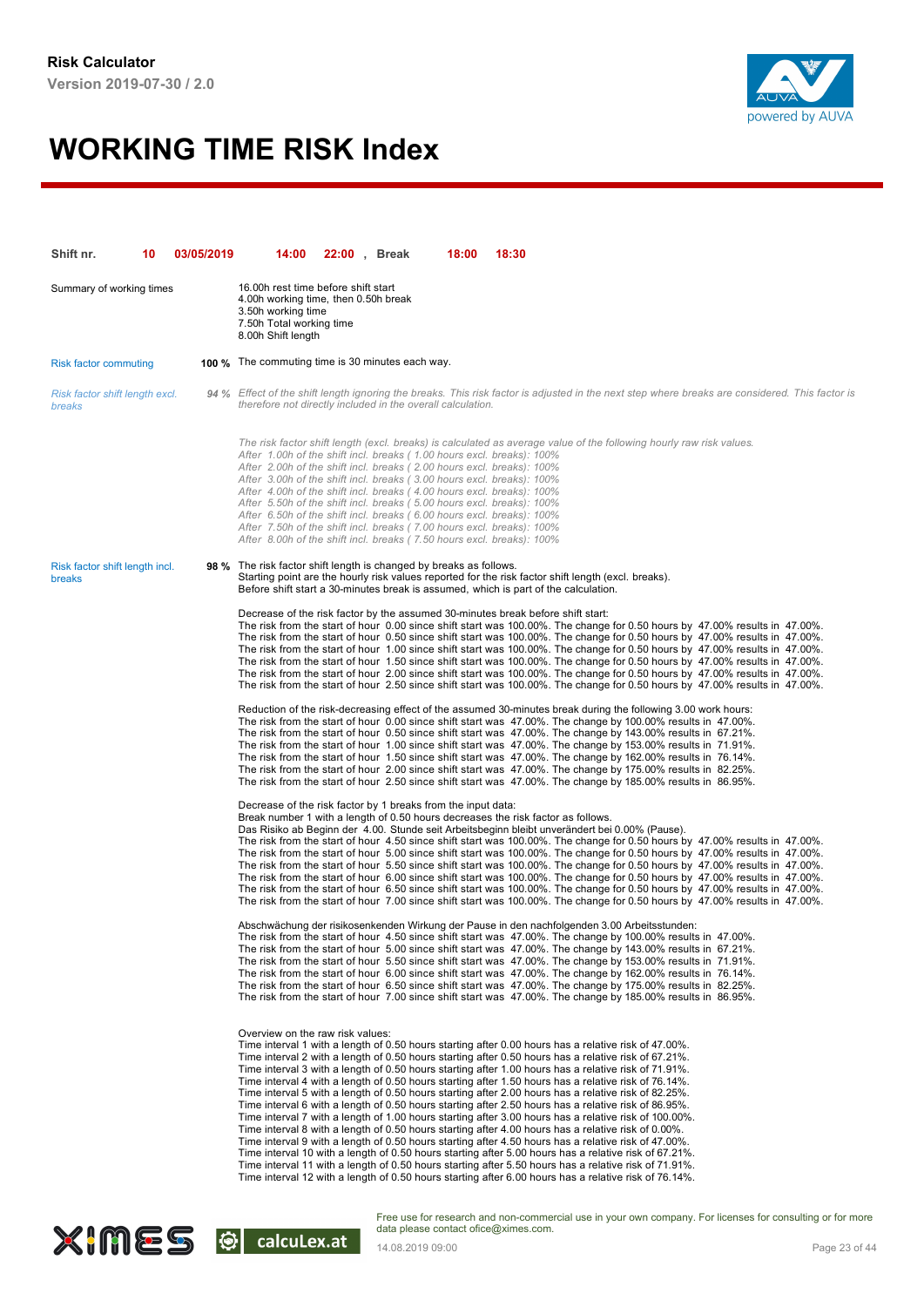# WORKING TIME RISK Index

| Shift nr. | 10 | 03/05/2019 | 14:00 | 22:00 | , | Break | 18:00 | 18:30 |
|---|---|---|---|---|---|---|---|---|

**Summary of working times**

16.00h rest time before shift start
4.00h working time, then 0.50h break
3.50h working time
7.50h Total working time
8.00h Shift length

**Risk factor commuting** — **100 %** The commuting time is 30 minutes each way.

*Risk factor shift length excl. breaks* — *94 %* *Effect of the shift length ignoring the breaks. This risk factor is adjusted in the next step where breaks are considered. This factor is therefore not directly included in the overall calculation.*

*The risk factor shift length (excl. breaks) is calculated as average value of the following hourly raw risk values.*
*After 1.00h of the shift incl. breaks ( 1.00 hours excl. breaks): 100%*
*After 2.00h of the shift incl. breaks ( 2.00 hours excl. breaks): 100%*
*After 3.00h of the shift incl. breaks ( 3.00 hours excl. breaks): 100%*
*After 4.00h of the shift incl. breaks ( 4.00 hours excl. breaks): 100%*
*After 5.50h of the shift incl. breaks ( 5.00 hours excl. breaks): 100%*
*After 6.50h of the shift incl. breaks ( 6.00 hours excl. breaks): 100%*
*After 7.50h of the shift incl. breaks ( 7.00 hours excl. breaks): 100%*
*After 8.00h of the shift incl. breaks ( 7.50 hours excl. breaks): 100%*

**Risk factor shift length incl. breaks** — **98 %** The risk factor shift length is changed by breaks as follows.
Starting point are the hourly risk values reported for the risk factor shift length (excl. breaks).
Before shift start a 30-minutes break is assumed, which is part of the calculation.

Decrease of the risk factor by the assumed 30-minutes break before shift start:
The risk from the start of hour 0.00 since shift start was 100.00%. The change for 0.50 hours by 47.00% results in 47.00%.
The risk from the start of hour 0.50 since shift start was 100.00%. The change for 0.50 hours by 47.00% results in 47.00%.
The risk from the start of hour 1.00 since shift start was 100.00%. The change for 0.50 hours by 47.00% results in 47.00%.
The risk from the start of hour 1.50 since shift start was 100.00%. The change for 0.50 hours by 47.00% results in 47.00%.
The risk from the start of hour 2.00 since shift start was 100.00%. The change for 0.50 hours by 47.00% results in 47.00%.
The risk from the start of hour 2.50 since shift start was 100.00%. The change for 0.50 hours by 47.00% results in 47.00%.

Reduction of the risk-decreasing effect of the assumed 30-minutes break during the following 3.00 work hours:
The risk from the start of hour 0.00 since shift start was 47.00%. The change by 100.00% results in 47.00%.
The risk from the start of hour 0.50 since shift start was 47.00%. The change by 143.00% results in 67.21%.
The risk from the start of hour 1.00 since shift start was 47.00%. The change by 153.00% results in 71.91%.
The risk from the start of hour 1.50 since shift start was 47.00%. The change by 162.00% results in 76.14%.
The risk from the start of hour 2.00 since shift start was 47.00%. The change by 175.00% results in 82.25%.
The risk from the start of hour 2.50 since shift start was 47.00%. The change by 185.00% results in 86.95%.

Decrease of the risk factor by 1 breaks from the input data:
Break number 1 with a length of 0.50 hours decreases the risk factor as follows.
Das Risiko ab Beginn der 4.00. Stunde seit Arbeitsbeginn bleibt unverändert bei 0.00% (Pause).
The risk from the start of hour 4.50 since shift start was 100.00%. The change for 0.50 hours by 47.00% results in 47.00%.
The risk from the start of hour 5.00 since shift start was 100.00%. The change for 0.50 hours by 47.00% results in 47.00%.
The risk from the start of hour 5.50 since shift start was 100.00%. The change for 0.50 hours by 47.00% results in 47.00%.
The risk from the start of hour 6.00 since shift start was 100.00%. The change for 0.50 hours by 47.00% results in 47.00%.
The risk from the start of hour 6.50 since shift start was 100.00%. The change for 0.50 hours by 47.00% results in 47.00%.
The risk from the start of hour 7.00 since shift start was 100.00%. The change for 0.50 hours by 47.00% results in 47.00%.

Abschwächung der risikosenkenden Wirkung der Pause in den nachfolgenden 3.00 Arbeitsstunden:
The risk from the start of hour 4.50 since shift start was 47.00%. The change by 100.00% results in 47.00%.
The risk from the start of hour 5.00 since shift start was 47.00%. The change by 143.00% results in 67.21%.
The risk from the start of hour 5.50 since shift start was 47.00%. The change by 153.00% results in 71.91%.
The risk from the start of hour 6.00 since shift start was 47.00%. The change by 162.00% results in 76.14%.
The risk from the start of hour 6.50 since shift start was 47.00%. The change by 175.00% results in 82.25%.
The risk from the start of hour 7.00 since shift start was 47.00%. The change by 185.00% results in 86.95%.

Overview on the raw risk values:
Time interval 1 with a length of 0.50 hours starting after 0.00 hours has a relative risk of 47.00%.
Time interval 2 with a length of 0.50 hours starting after 0.50 hours has a relative risk of 67.21%.
Time interval 3 with a length of 0.50 hours starting after 1.00 hours has a relative risk of 71.91%.
Time interval 4 with a length of 0.50 hours starting after 1.50 hours has a relative risk of 76.14%.
Time interval 5 with a length of 0.50 hours starting after 2.00 hours has a relative risk of 82.25%.
Time interval 6 with a length of 0.50 hours starting after 2.50 hours has a relative risk of 86.95%.
Time interval 7 with a length of 1.00 hours starting after 3.00 hours has a relative risk of 100.00%.
Time interval 8 with a length of 0.50 hours starting after 4.00 hours has a relative risk of 0.00%.
Time interval 9 with a length of 0.50 hours starting after 4.50 hours has a relative risk of 47.00%.
Time interval 10 with a length of 0.50 hours starting after 5.00 hours has a relative risk of 67.21%.
Time interval 11 with a length of 0.50 hours starting after 5.50 hours has a relative risk of 71.91%.
Time interval 12 with a length of 0.50 hours starting after 6.00 hours has a relative risk of 76.14%.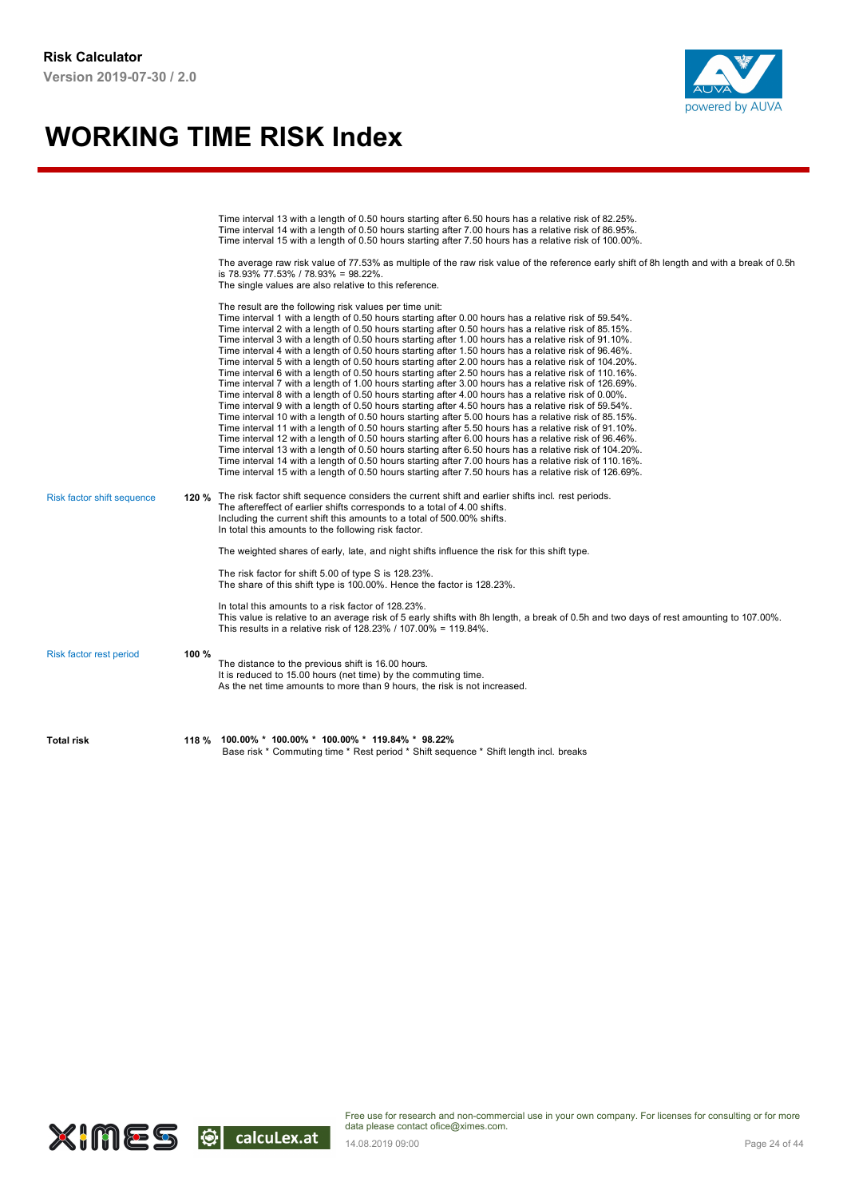# WORKING TIME RISK Index

Time interval 13 with a length of 0.50 hours starting after 6.50 hours has a relative risk of 82.25%.
Time interval 14 with a length of 0.50 hours starting after 7.00 hours has a relative risk of 86.95%.
Time interval 15 with a length of 0.50 hours starting after 7.50 hours has a relative risk of 100.00%.

The average raw risk value of 77.53% as multiple of the raw risk value of the reference early shift of 8h length and with a break of 0.5h is 78.93% 77.53% / 78.93% = 98.22%.
The single values are also relative to this reference.

The result are the following risk values per time unit:
Time interval 1 with a length of 0.50 hours starting after 0.00 hours has a relative risk of 59.54%.
Time interval 2 with a length of 0.50 hours starting after 0.50 hours has a relative risk of 85.15%.
Time interval 3 with a length of 0.50 hours starting after 1.00 hours has a relative risk of 91.10%.
Time interval 4 with a length of 0.50 hours starting after 1.50 hours has a relative risk of 96.46%.
Time interval 5 with a length of 0.50 hours starting after 2.00 hours has a relative risk of 104.20%.
Time interval 6 with a length of 0.50 hours starting after 2.50 hours has a relative risk of 110.16%.
Time interval 7 with a length of 1.00 hours starting after 3.00 hours has a relative risk of 126.69%.
Time interval 8 with a length of 0.50 hours starting after 4.00 hours has a relative risk of 0.00%.
Time interval 9 with a length of 0.50 hours starting after 4.50 hours has a relative risk of 59.54%.
Time interval 10 with a length of 0.50 hours starting after 5.00 hours has a relative risk of 85.15%.
Time interval 11 with a length of 0.50 hours starting after 5.50 hours has a relative risk of 91.10%.
Time interval 12 with a length of 0.50 hours starting after 6.00 hours has a relative risk of 96.46%.
Time interval 13 with a length of 0.50 hours starting after 6.50 hours has a relative risk of 104.20%.
Time interval 14 with a length of 0.50 hours starting after 7.00 hours has a relative risk of 110.16%.
Time interval 15 with a length of 0.50 hours starting after 7.50 hours has a relative risk of 126.69%.

**Risk factor shift sequence** — **120 %**

The risk factor shift sequence considers the current shift and earlier shifts incl. rest periods.
The aftereffect of earlier shifts corresponds to a total of 4.00 shifts.
Including the current shift this amounts to a total of 500.00% shifts.
In total this amounts to the following risk factor.

The weighted shares of early, late, and night shifts influence the risk for this shift type.

The risk factor for shift 5.00 of type S is 128.23%.
The share of this shift type is 100.00%. Hence the factor is 128.23%.

In total this amounts to a risk factor of 128.23%.
This value is relative to an average risk of 5 early shifts with 8h length, a break of 0.5h and two days of rest amounting to 107.00%.
This results in a relative risk of 128.23% / 107.00% = 119.84%.

**Risk factor rest period** — **100 %**

The distance to the previous shift is 16.00 hours.
It is reduced to 15.00 hours (net time) by the commuting time.
As the net time amounts to more than 9 hours, the risk is not increased.

**Total risk** — **118 %**

**100.00% * 100.00% * 100.00% * 119.84% * 98.22%**
Base risk * Commuting time * Rest period * Shift sequence * Shift length incl. breaks

Free use for research and non-commercial use in your own company. For licenses for consulting or for more data please contact ofice@ximes.com.
14.08.2019 09:00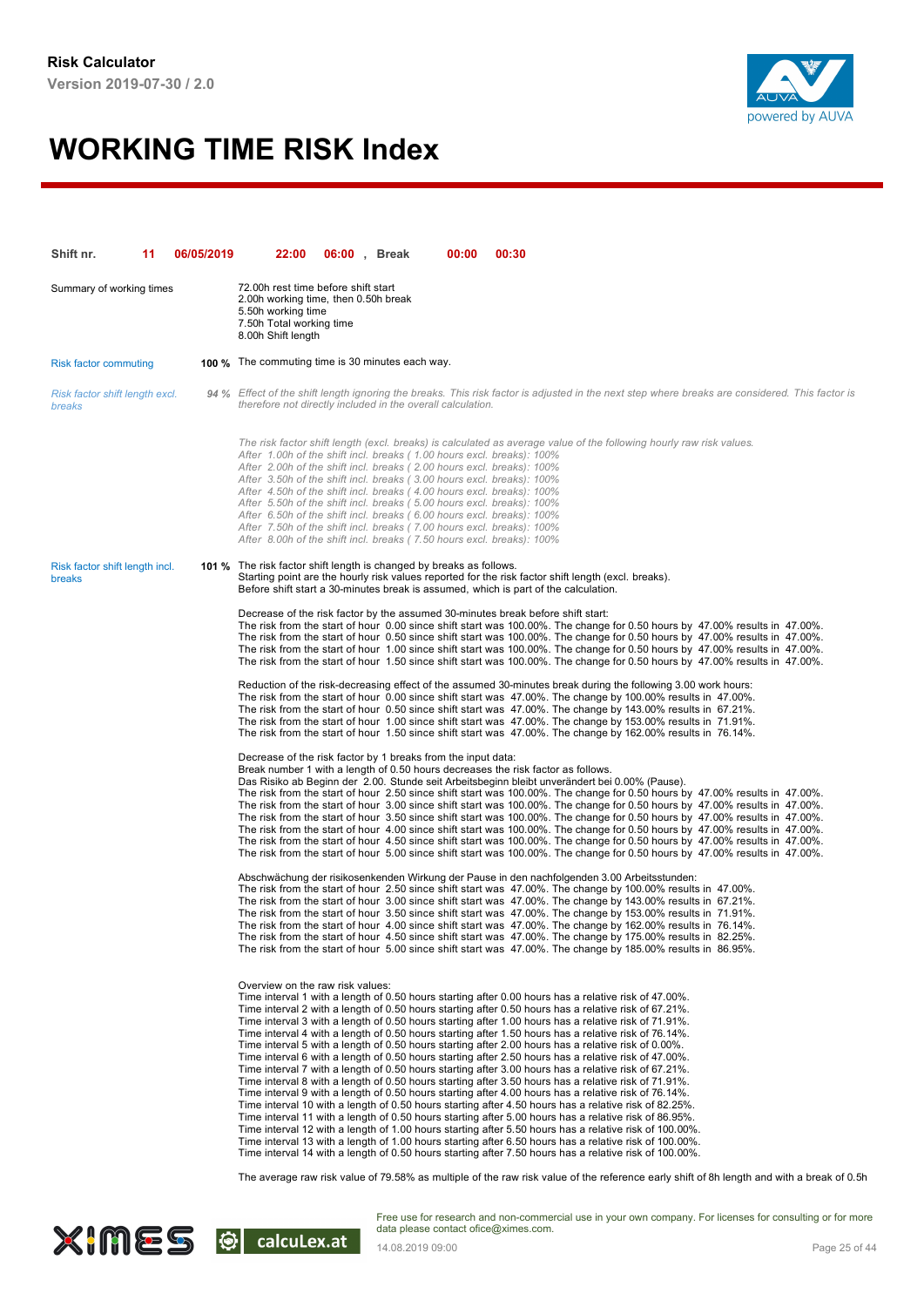**Risk Calculator**
**Version 2019-07-30 / 2.0**

# WORKING TIME RISK Index

| Shift nr. | 11 | 06/05/2019 | 22:00 | 06:00 , | Break | 00:00 | 00:30 |
|---|---|---|---|---|---|---|---|

**Summary of working times**

72.00h rest time before shift start
2.00h working time, then 0.50h break
5.50h working time
7.50h Total working time
8.00h Shift length

**Risk factor commuting** — **100 %** The commuting time is 30 minutes each way.

*Risk factor shift length excl. breaks* — *94 %* *Effect of the shift length ignoring the breaks. This risk factor is adjusted in the next step where breaks are considered. This factor is therefore not directly included in the overall calculation.*

*The risk factor shift length (excl. breaks) is calculated as average value of the following hourly raw risk values.*
*After 1.00h of the shift incl. breaks ( 1.00 hours excl. breaks): 100%*
*After 2.00h of the shift incl. breaks ( 2.00 hours excl. breaks): 100%*
*After 3.50h of the shift incl. breaks ( 3.00 hours excl. breaks): 100%*
*After 4.50h of the shift incl. breaks ( 4.00 hours excl. breaks): 100%*
*After 5.50h of the shift incl. breaks ( 5.00 hours excl. breaks): 100%*
*After 6.50h of the shift incl. breaks ( 6.00 hours excl. breaks): 100%*
*After 7.50h of the shift incl. breaks ( 7.00 hours excl. breaks): 100%*
*After 8.00h of the shift incl. breaks ( 7.50 hours excl. breaks): 100%*

**Risk factor shift length incl. breaks** — **101 %** The risk factor shift length is changed by breaks as follows.
Starting point are the hourly risk values reported for the risk factor shift length (excl. breaks).
Before shift start a 30-minutes break is assumed, which is part of the calculation.

Decrease of the risk factor by the assumed 30-minutes break before shift start:
The risk from the start of hour 0.00 since shift start was 100.00%. The change for 0.50 hours by 47.00% results in 47.00%.
The risk from the start of hour 0.50 since shift start was 100.00%. The change for 0.50 hours by 47.00% results in 47.00%.
The risk from the start of hour 1.00 since shift start was 100.00%. The change for 0.50 hours by 47.00% results in 47.00%.
The risk from the start of hour 1.50 since shift start was 100.00%. The change for 0.50 hours by 47.00% results in 47.00%.

Reduction of the risk-decreasing effect of the assumed 30-minutes break during the following 3.00 work hours:
The risk from the start of hour 0.00 since shift start was 47.00%. The change by 100.00% results in 47.00%.
The risk from the start of hour 0.50 since shift start was 47.00%. The change by 143.00% results in 67.21%.
The risk from the start of hour 1.00 since shift start was 47.00%. The change by 153.00% results in 71.91%.
The risk from the start of hour 1.50 since shift start was 47.00%. The change by 162.00% results in 76.14%.

Decrease of the risk factor by 1 breaks from the input data:
Break number 1 with a length of 0.50 hours decreases the risk factor as follows.
Das Risiko ab Beginn der 2.00. Stunde seit Arbeitsbeginn bleibt unverändert bei 0.00% (Pause).
The risk from the start of hour 2.50 since shift start was 100.00%. The change for 0.50 hours by 47.00% results in 47.00%.
The risk from the start of hour 3.00 since shift start was 100.00%. The change for 0.50 hours by 47.00% results in 47.00%.
The risk from the start of hour 3.50 since shift start was 100.00%. The change for 0.50 hours by 47.00% results in 47.00%.
The risk from the start of hour 4.00 since shift start was 100.00%. The change for 0.50 hours by 47.00% results in 47.00%.
The risk from the start of hour 4.50 since shift start was 100.00%. The change for 0.50 hours by 47.00% results in 47.00%.
The risk from the start of hour 5.00 since shift start was 100.00%. The change for 0.50 hours by 47.00% results in 47.00%.

Abschwächung der risikosenkenden Wirkung der Pause in den nachfolgenden 3.00 Arbeitsstunden:
The risk from the start of hour 2.50 since shift start was 47.00%. The change by 100.00% results in 47.00%.
The risk from the start of hour 3.00 since shift start was 47.00%. The change by 143.00% results in 67.21%.
The risk from the start of hour 3.50 since shift start was 47.00%. The change by 153.00% results in 71.91%.
The risk from the start of hour 4.00 since shift start was 47.00%. The change by 162.00% results in 76.14%.
The risk from the start of hour 4.50 since shift start was 47.00%. The change by 175.00% results in 82.25%.
The risk from the start of hour 5.00 since shift start was 47.00%. The change by 185.00% results in 86.95%.

Overview on the raw risk values:
Time interval 1 with a length of 0.50 hours starting after 0.00 hours has a relative risk of 47.00%.
Time interval 2 with a length of 0.50 hours starting after 0.50 hours has a relative risk of 67.21%.
Time interval 3 with a length of 0.50 hours starting after 1.00 hours has a relative risk of 71.91%.
Time interval 4 with a length of 0.50 hours starting after 1.50 hours has a relative risk of 76.14%.
Time interval 5 with a length of 0.50 hours starting after 2.00 hours has a relative risk of 0.00%.
Time interval 6 with a length of 0.50 hours starting after 2.50 hours has a relative risk of 47.00%.
Time interval 7 with a length of 0.50 hours starting after 3.00 hours has a relative risk of 67.21%.
Time interval 8 with a length of 0.50 hours starting after 3.50 hours has a relative risk of 71.91%.
Time interval 9 with a length of 0.50 hours starting after 4.00 hours has a relative risk of 76.14%.
Time interval 10 with a length of 0.50 hours starting after 4.50 hours has a relative risk of 82.25%.
Time interval 11 with a length of 0.50 hours starting after 5.00 hours has a relative risk of 86.95%.
Time interval 12 with a length of 1.00 hours starting after 5.50 hours has a relative risk of 100.00%.
Time interval 13 with a length of 1.00 hours starting after 6.50 hours has a relative risk of 100.00%.
Time interval 14 with a length of 0.50 hours starting after 7.50 hours has a relative risk of 100.00%.

The average raw risk value of 79.58% as multiple of the raw risk value of the reference early shift of 8h length and with a break of 0.5h

Free use for research and non-commercial use in your own company. For licenses for consulting or for more data please contact ofice@ximes.com.
14.08.2019 09:00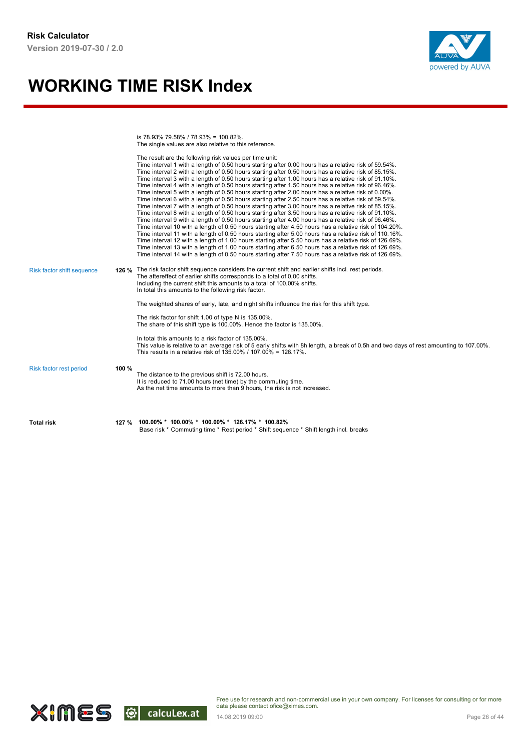# WORKING TIME RISK Index

is 78.93% 79.58% / 78.93% = 100.82%.
The single values are also relative to this reference.

The result are the following risk values per time unit:
Time interval 1 with a length of 0.50 hours starting after 0.00 hours has a relative risk of 59.54%.
Time interval 2 with a length of 0.50 hours starting after 0.50 hours has a relative risk of 85.15%.
Time interval 3 with a length of 0.50 hours starting after 1.00 hours has a relative risk of 91.10%.
Time interval 4 with a length of 0.50 hours starting after 1.50 hours has a relative risk of 96.46%.
Time interval 5 with a length of 0.50 hours starting after 2.00 hours has a relative risk of 0.00%.
Time interval 6 with a length of 0.50 hours starting after 2.50 hours has a relative risk of 59.54%.
Time interval 7 with a length of 0.50 hours starting after 3.00 hours has a relative risk of 85.15%.
Time interval 8 with a length of 0.50 hours starting after 3.50 hours has a relative risk of 91.10%.
Time interval 9 with a length of 0.50 hours starting after 4.00 hours has a relative risk of 96.46%.
Time interval 10 with a length of 0.50 hours starting after 4.50 hours has a relative risk of 104.20%.
Time interval 11 with a length of 0.50 hours starting after 5.00 hours has a relative risk of 110.16%.
Time interval 12 with a length of 1.00 hours starting after 5.50 hours has a relative risk of 126.69%.
Time interval 13 with a length of 1.00 hours starting after 6.50 hours has a relative risk of 126.69%.
Time interval 14 with a length of 0.50 hours starting after 7.50 hours has a relative risk of 126.69%.

**Risk factor shift sequence** — **126 %**

The risk factor shift sequence considers the current shift and earlier shifts incl. rest periods.
The aftereffect of earlier shifts corresponds to a total of 0.00 shifts.
Including the current shift this amounts to a total of 100.00% shifts.
In total this amounts to the following risk factor.

The weighted shares of early, late, and night shifts influence the risk for this shift type.

The risk factor for shift 1.00 of type N is 135.00%.
The share of this shift type is 100.00%. Hence the factor is 135.00%.

In total this amounts to a risk factor of 135.00%.
This value is relative to an average risk of 5 early shifts with 8h length, a break of 0.5h and two days of rest amounting to 107.00%.
This results in a relative risk of 135.00% / 107.00% = 126.17%.

**Risk factor rest period** — **100 %**

The distance to the previous shift is 72.00 hours.
It is reduced to 71.00 hours (net time) by the commuting time.
As the net time amounts to more than 9 hours, the risk is not increased.

**Total risk** — **127 %**

**100.00% * 100.00% * 100.00% * 126.17% * 100.82%**
Base risk * Commuting time * Rest period * Shift sequence * Shift length incl. breaks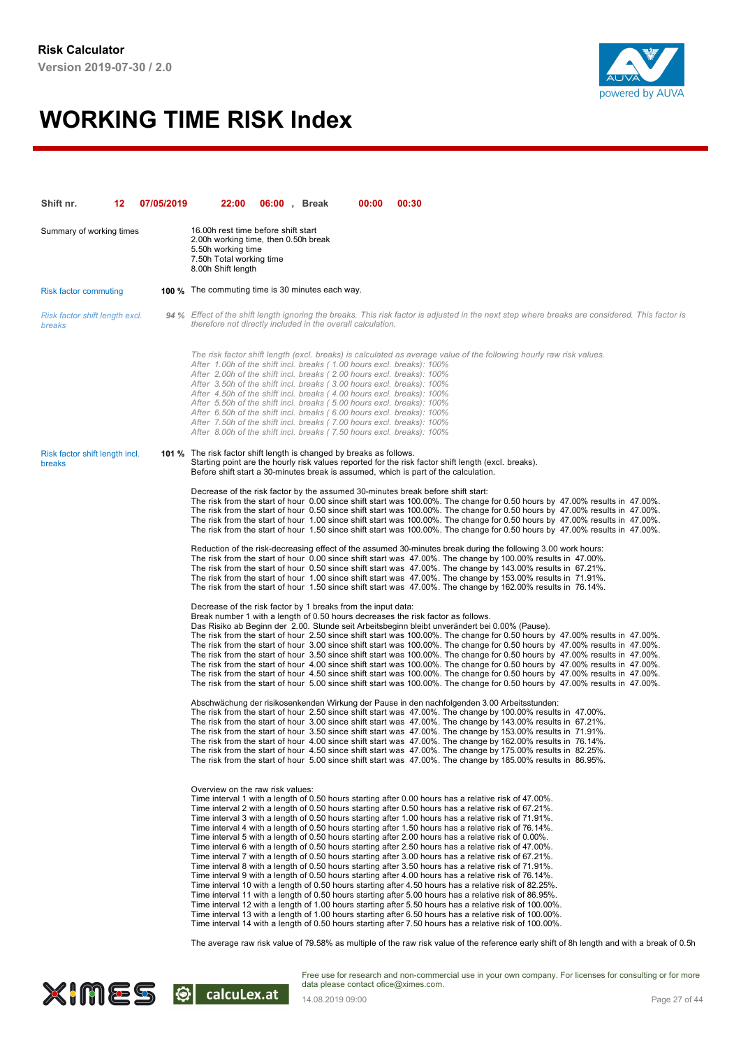# WORKING TIME RISK Index

| Shift nr. | 12 | 07/05/2019 | 22:00 | 06:00 | , Break | 00:00 | 00:30 |
|---|---|---|---|---|---|---|---|

**Summary of working times**

16.00h rest time before shift start
2.00h working time, then 0.50h break
5.50h working time
7.50h Total working time
8.00h Shift length

**Risk factor commuting** — **100 %** The commuting time is 30 minutes each way.

*Risk factor shift length excl. breaks* — *94 %* *Effect of the shift length ignoring the breaks. This risk factor is adjusted in the next step where breaks are considered. This factor is therefore not directly included in the overall calculation.*

*The risk factor shift length (excl. breaks) is calculated as average value of the following hourly raw risk values.*
*After 1.00h of the shift incl. breaks ( 1.00 hours excl. breaks): 100%*
*After 2.00h of the shift incl. breaks ( 2.00 hours excl. breaks): 100%*
*After 3.50h of the shift incl. breaks ( 3.00 hours excl. breaks): 100%*
*After 4.50h of the shift incl. breaks ( 4.00 hours excl. breaks): 100%*
*After 5.50h of the shift incl. breaks ( 5.00 hours excl. breaks): 100%*
*After 6.50h of the shift incl. breaks ( 6.00 hours excl. breaks): 100%*
*After 7.50h of the shift incl. breaks ( 7.00 hours excl. breaks): 100%*
*After 8.00h of the shift incl. breaks ( 7.50 hours excl. breaks): 100%*

**Risk factor shift length incl. breaks** — **101 %** The risk factor shift length is changed by breaks as follows.
Starting point are the hourly risk values reported for the risk factor shift length (excl. breaks).
Before shift start a 30-minutes break is assumed, which is part of the calculation.

Decrease of the risk factor by the assumed 30-minutes break before shift start:
The risk from the start of hour 0.00 since shift start was 100.00%. The change for 0.50 hours by 47.00% results in 47.00%.
The risk from the start of hour 0.50 since shift start was 100.00%. The change for 0.50 hours by 47.00% results in 47.00%.
The risk from the start of hour 1.00 since shift start was 100.00%. The change for 0.50 hours by 47.00% results in 47.00%.
The risk from the start of hour 1.50 since shift start was 100.00%. The change for 0.50 hours by 47.00% results in 47.00%.

Reduction of the risk-decreasing effect of the assumed 30-minutes break during the following 3.00 work hours:
The risk from the start of hour 0.00 since shift start was 47.00%. The change by 100.00% results in 47.00%.
The risk from the start of hour 0.50 since shift start was 47.00%. The change by 143.00% results in 67.21%.
The risk from the start of hour 1.00 since shift start was 47.00%. The change by 153.00% results in 71.91%.
The risk from the start of hour 1.50 since shift start was 47.00%. The change by 162.00% results in 76.14%.

Decrease of the risk factor by 1 breaks from the input data:
Break number 1 with a length of 0.50 hours decreases the risk factor as follows.
Das Risiko ab Beginn der 2.00. Stunde seit Arbeitsbeginn bleibt unverändert bei 0.00% (Pause).
The risk from the start of hour 2.50 since shift start was 100.00%. The change for 0.50 hours by 47.00% results in 47.00%.
The risk from the start of hour 3.00 since shift start was 100.00%. The change for 0.50 hours by 47.00% results in 47.00%.
The risk from the start of hour 3.50 since shift start was 100.00%. The change for 0.50 hours by 47.00% results in 47.00%.
The risk from the start of hour 4.00 since shift start was 100.00%. The change for 0.50 hours by 47.00% results in 47.00%.
The risk from the start of hour 4.50 since shift start was 100.00%. The change for 0.50 hours by 47.00% results in 47.00%.
The risk from the start of hour 5.00 since shift start was 100.00%. The change for 0.50 hours by 47.00% results in 47.00%.

Abschwächung der risikosenkenden Wirkung der Pause in den nachfolgenden 3.00 Arbeitsstunden:
The risk from the start of hour 2.50 since shift start was 47.00%. The change by 100.00% results in 47.00%.
The risk from the start of hour 3.00 since shift start was 47.00%. The change by 143.00% results in 67.21%.
The risk from the start of hour 3.50 since shift start was 47.00%. The change by 153.00% results in 71.91%.
The risk from the start of hour 4.00 since shift start was 47.00%. The change by 162.00% results in 76.14%.
The risk from the start of hour 4.50 since shift start was 47.00%. The change by 175.00% results in 82.25%.
The risk from the start of hour 5.00 since shift start was 47.00%. The change by 185.00% results in 86.95%.

Overview on the raw risk values:
Time interval 1 with a length of 0.50 hours starting after 0.00 hours has a relative risk of 47.00%.
Time interval 2 with a length of 0.50 hours starting after 0.50 hours has a relative risk of 67.21%.
Time interval 3 with a length of 0.50 hours starting after 1.00 hours has a relative risk of 71.91%.
Time interval 4 with a length of 0.50 hours starting after 1.50 hours has a relative risk of 76.14%.
Time interval 5 with a length of 0.50 hours starting after 2.00 hours has a relative risk of 0.00%.
Time interval 6 with a length of 0.50 hours starting after 2.50 hours has a relative risk of 47.00%.
Time interval 7 with a length of 0.50 hours starting after 3.00 hours has a relative risk of 67.21%.
Time interval 8 with a length of 0.50 hours starting after 3.50 hours has a relative risk of 71.91%.
Time interval 9 with a length of 0.50 hours starting after 4.00 hours has a relative risk of 76.14%.
Time interval 10 with a length of 0.50 hours starting after 4.50 hours has a relative risk of 82.25%.
Time interval 11 with a length of 0.50 hours starting after 5.00 hours has a relative risk of 86.95%.
Time interval 12 with a length of 1.00 hours starting after 5.50 hours has a relative risk of 100.00%.
Time interval 13 with a length of 1.00 hours starting after 6.50 hours has a relative risk of 100.00%.
Time interval 14 with a length of 0.50 hours starting after 7.50 hours has a relative risk of 100.00%.

The average raw risk value of 79.58% as multiple of the raw risk value of the reference early shift of 8h length and with a break of 0.5h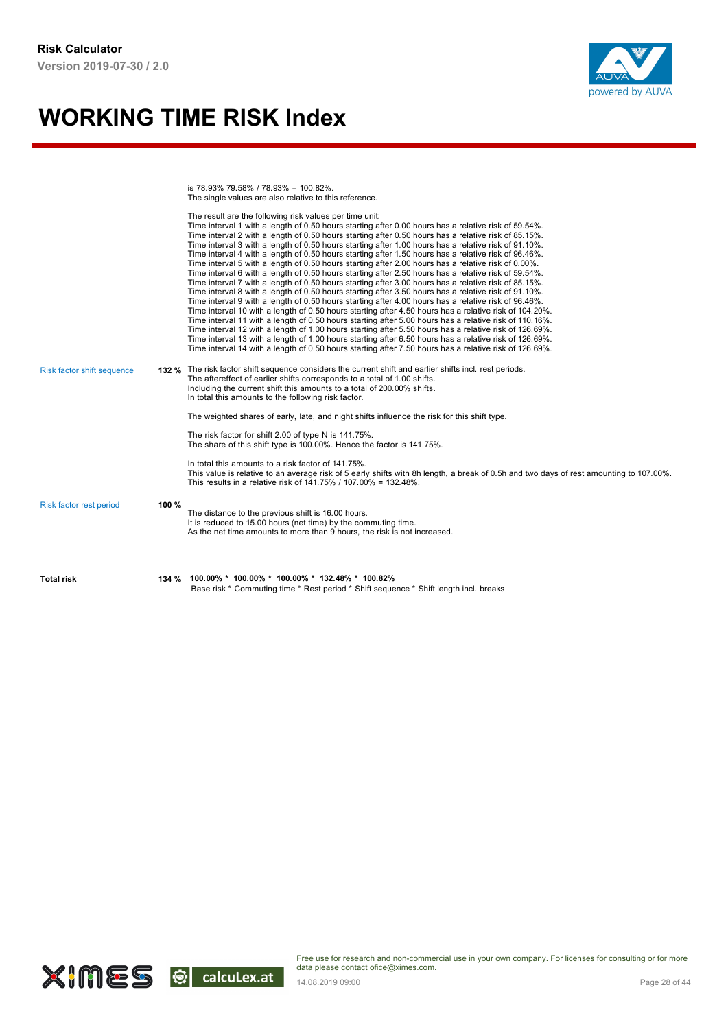# WORKING TIME RISK Index

is 78.93% 79.58% / 78.93% = 100.82%.
The single values are also relative to this reference.

The result are the following risk values per time unit:
Time interval 1 with a length of 0.50 hours starting after 0.00 hours has a relative risk of 59.54%.
Time interval 2 with a length of 0.50 hours starting after 0.50 hours has a relative risk of 85.15%.
Time interval 3 with a length of 0.50 hours starting after 1.00 hours has a relative risk of 91.10%.
Time interval 4 with a length of 0.50 hours starting after 1.50 hours has a relative risk of 96.46%.
Time interval 5 with a length of 0.50 hours starting after 2.00 hours has a relative risk of 0.00%.
Time interval 6 with a length of 0.50 hours starting after 2.50 hours has a relative risk of 59.54%.
Time interval 7 with a length of 0.50 hours starting after 3.00 hours has a relative risk of 85.15%.
Time interval 8 with a length of 0.50 hours starting after 3.50 hours has a relative risk of 91.10%.
Time interval 9 with a length of 0.50 hours starting after 4.00 hours has a relative risk of 96.46%.
Time interval 10 with a length of 0.50 hours starting after 4.50 hours has a relative risk of 104.20%.
Time interval 11 with a length of 0.50 hours starting after 5.00 hours has a relative risk of 110.16%.
Time interval 12 with a length of 1.00 hours starting after 5.50 hours has a relative risk of 126.69%.
Time interval 13 with a length of 1.00 hours starting after 6.50 hours has a relative risk of 126.69%.
Time interval 14 with a length of 0.50 hours starting after 7.50 hours has a relative risk of 126.69%.

**Risk factor shift sequence** — **132 %**

The risk factor shift sequence considers the current shift and earlier shifts incl. rest periods.
The aftereffect of earlier shifts corresponds to a total of 1.00 shifts.
Including the current shift this amounts to a total of 200.00% shifts.
In total this amounts to the following risk factor.

The weighted shares of early, late, and night shifts influence the risk for this shift type.

The risk factor for shift 2.00 of type N is 141.75%.
The share of this shift type is 100.00%. Hence the factor is 141.75%.

In total this amounts to a risk factor of 141.75%.
This value is relative to an average risk of 5 early shifts with 8h length, a break of 0.5h and two days of rest amounting to 107.00%.
This results in a relative risk of 141.75% / 107.00% = 132.48%.

**Risk factor rest period** — **100 %**

The distance to the previous shift is 16.00 hours.
It is reduced to 15.00 hours (net time) by the commuting time.
As the net time amounts to more than 9 hours, the risk is not increased.

**Total risk** — **134 %**

**100.00% * 100.00% * 100.00% * 132.48% * 100.82%**
Base risk * Commuting time * Rest period * Shift sequence * Shift length incl. breaks

Free use for research and non-commercial use in your own company. For licenses for consulting or for more data please contact ofice@ximes.com.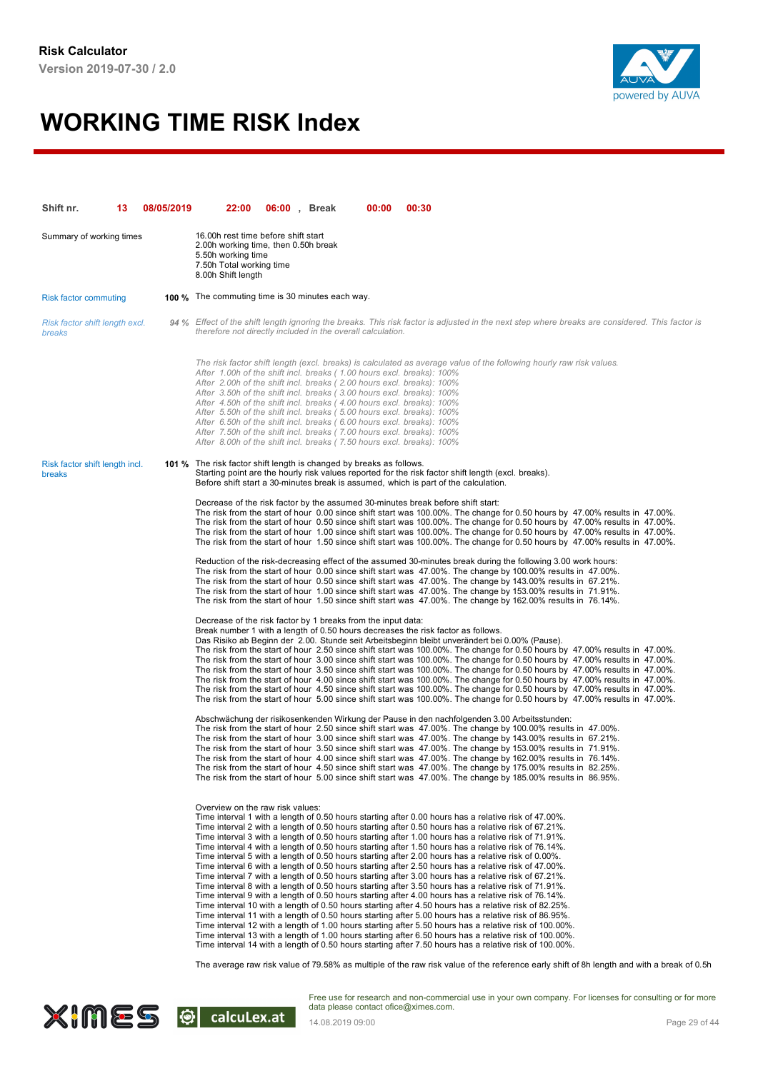**Risk Calculator**
**Version 2019-07-30 / 2.0**

# WORKING TIME RISK Index

**Shift nr.** **13** **08/05/2019** **22:00 06:00 , Break 00:00 00:30**

Summary of working times

16.00h rest time before shift start
2.00h working time, then 0.50h break
5.50h working time
7.50h Total working time
8.00h Shift length

Risk factor commuting **100 %** The commuting time is 30 minutes each way.

*Risk factor shift length excl. breaks* *94 %* *Effect of the shift length ignoring the breaks. This risk factor is adjusted in the next step where breaks are considered. This factor is therefore not directly included in the overall calculation.*

*The risk factor shift length (excl. breaks) is calculated as average value of the following hourly raw risk values.*
*After 1.00h of the shift incl. breaks ( 1.00 hours excl. breaks): 100%*
*After 2.00h of the shift incl. breaks ( 2.00 hours excl. breaks): 100%*
*After 3.50h of the shift incl. breaks ( 3.00 hours excl. breaks): 100%*
*After 4.50h of the shift incl. breaks ( 4.00 hours excl. breaks): 100%*
*After 5.50h of the shift incl. breaks ( 5.00 hours excl. breaks): 100%*
*After 6.50h of the shift incl. breaks ( 6.00 hours excl. breaks): 100%*
*After 7.50h of the shift incl. breaks ( 7.00 hours excl. breaks): 100%*
*After 8.00h of the shift incl. breaks ( 7.50 hours excl. breaks): 100%*

Risk factor shift length incl. breaks **101 %** The risk factor shift length is changed by breaks as follows.
Starting point are the hourly risk values reported for the risk factor shift length (excl. breaks).
Before shift start a 30-minutes break is assumed, which is part of the calculation.

Decrease of the risk factor by the assumed 30-minutes break before shift start:
The risk from the start of hour 0.00 since shift start was 100.00%. The change for 0.50 hours by 47.00% results in 47.00%.
The risk from the start of hour 0.50 since shift start was 100.00%. The change for 0.50 hours by 47.00% results in 47.00%.
The risk from the start of hour 1.00 since shift start was 100.00%. The change for 0.50 hours by 47.00% results in 47.00%.
The risk from the start of hour 1.50 since shift start was 100.00%. The change for 0.50 hours by 47.00% results in 47.00%.

Reduction of the risk-decreasing effect of the assumed 30-minutes break during the following 3.00 work hours:
The risk from the start of hour 0.00 since shift start was 47.00%. The change by 100.00% results in 47.00%.
The risk from the start of hour 0.50 since shift start was 47.00%. The change by 143.00% results in 67.21%.
The risk from the start of hour 1.00 since shift start was 47.00%. The change by 153.00% results in 71.91%.
The risk from the start of hour 1.50 since shift start was 47.00%. The change by 162.00% results in 76.14%.

Decrease of the risk factor by 1 breaks from the input data:
Break number 1 with a length of 0.50 hours decreases the risk factor as follows.
Das Risiko ab Beginn der 2.00. Stunde seit Arbeitsbeginn bleibt unverändert bei 0.00% (Pause).
The risk from the start of hour 2.50 since shift start was 100.00%. The change for 0.50 hours by 47.00% results in 47.00%.
The risk from the start of hour 3.00 since shift start was 100.00%. The change for 0.50 hours by 47.00% results in 47.00%.
The risk from the start of hour 3.50 since shift start was 100.00%. The change for 0.50 hours by 47.00% results in 47.00%.
The risk from the start of hour 4.00 since shift start was 100.00%. The change for 0.50 hours by 47.00% results in 47.00%.
The risk from the start of hour 4.50 since shift start was 100.00%. The change for 0.50 hours by 47.00% results in 47.00%.
The risk from the start of hour 5.00 since shift start was 100.00%. The change for 0.50 hours by 47.00% results in 47.00%.

Abschwächung der risikosenkenden Wirkung der Pause in den nachfolgenden 3.00 Arbeitsstunden:
The risk from the start of hour 2.50 since shift start was 47.00%. The change by 100.00% results in 47.00%.
The risk from the start of hour 3.00 since shift start was 47.00%. The change by 143.00% results in 67.21%.
The risk from the start of hour 3.50 since shift start was 47.00%. The change by 153.00% results in 71.91%.
The risk from the start of hour 4.00 since shift start was 47.00%. The change by 162.00% results in 76.14%.
The risk from the start of hour 4.50 since shift start was 47.00%. The change by 175.00% results in 82.25%.
The risk from the start of hour 5.00 since shift start was 47.00%. The change by 185.00% results in 86.95%.

Overview on the raw risk values:
Time interval 1 with a length of 0.50 hours starting after 0.00 hours has a relative risk of 47.00%.
Time interval 2 with a length of 0.50 hours starting after 0.50 hours has a relative risk of 67.21%.
Time interval 3 with a length of 0.50 hours starting after 1.00 hours has a relative risk of 71.91%.
Time interval 4 with a length of 0.50 hours starting after 1.50 hours has a relative risk of 76.14%.
Time interval 5 with a length of 0.50 hours starting after 2.00 hours has a relative risk of 0.00%.
Time interval 6 with a length of 0.50 hours starting after 2.50 hours has a relative risk of 47.00%.
Time interval 7 with a length of 0.50 hours starting after 3.00 hours has a relative risk of 67.21%.
Time interval 8 with a length of 0.50 hours starting after 3.50 hours has a relative risk of 71.91%.
Time interval 9 with a length of 0.50 hours starting after 4.00 hours has a relative risk of 76.14%.
Time interval 10 with a length of 0.50 hours starting after 4.50 hours has a relative risk of 82.25%.
Time interval 11 with a length of 0.50 hours starting after 5.00 hours has a relative risk of 86.95%.
Time interval 12 with a length of 1.00 hours starting after 5.50 hours has a relative risk of 100.00%.
Time interval 13 with a length of 1.00 hours starting after 6.50 hours has a relative risk of 100.00%.
Time interval 14 with a length of 0.50 hours starting after 7.50 hours has a relative risk of 100.00%.

The average raw risk value of 79.58% as multiple of the raw risk value of the reference early shift of 8h length and with a break of 0.5h

Free use for research and non-commercial use in your own company. For licenses for consulting or for more data please contact ofice@ximes.com.
14.08.2019 09:00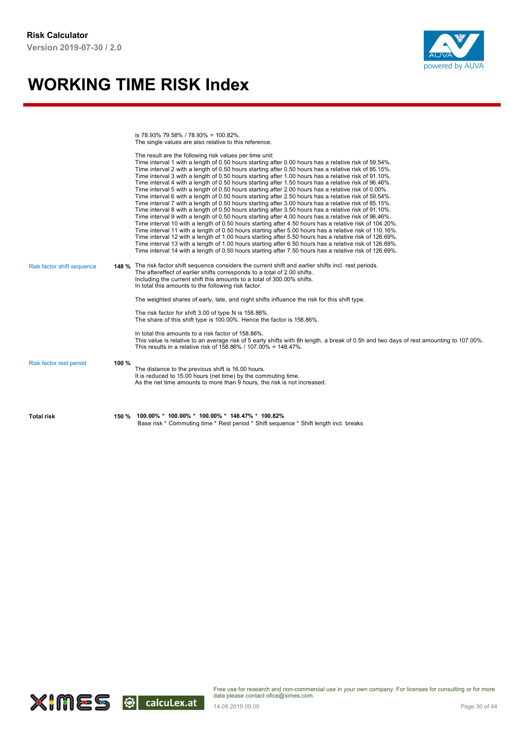is 78.93% 79.58% / 78.93% = 100.82%.
The single values are also relative to this reference.

The result are the following risk values per time unit:
Time interval 1 with a length of 0.50 hours starting after 0.00 hours has a relative risk of 59.54%.
Time interval 2 with a length of 0.50 hours starting after 0.50 hours has a relative risk of 85.15%.
Time interval 3 with a length of 0.50 hours starting after 1.00 hours has a relative risk of 91.10%.
Time interval 4 with a length of 0.50 hours starting after 1.50 hours has a relative risk of 96.46%.
Time interval 5 with a length of 0.50 hours starting after 2.00 hours has a relative risk of 0.00%.
Time interval 6 with a length of 0.50 hours starting after 2.50 hours has a relative risk of 59.54%.
Time interval 7 with a length of 0.50 hours starting after 3.00 hours has a relative risk of 85.15%.
Time interval 8 with a length of 0.50 hours starting after 3.50 hours has a relative risk of 91.10%.
Time interval 9 with a length of 0.50 hours starting after 4.00 hours has a relative risk of 96.46%.
Time interval 10 with a length of 0.50 hours starting after 4.50 hours has a relative risk of 104.20%.
Time interval 11 with a length of 0.50 hours starting after 5.00 hours has a relative risk of 110.16%.
Time interval 12 with a length of 1.00 hours starting after 5.50 hours has a relative risk of 126.69%.
Time interval 13 with a length of 1.00 hours starting after 6.50 hours has a relative risk of 126.69%.
Time interval 14 with a length of 0.50 hours starting after 7.50 hours has a relative risk of 126.69%.

**Risk factor shift sequence** — **148 %**

The risk factor shift sequence considers the current shift and earlier shifts incl. rest periods.
The aftereffect of earlier shifts corresponds to a total of 2.00 shifts.
Including the current shift this amounts to a total of 300.00% shifts.
In total this amounts to the following risk factor.

The weighted shares of early, late, and night shifts influence the risk for this shift type.

The risk factor for shift 3.00 of type N is 158.86%.
The share of this shift type is 100.00%. Hence the factor is 158.86%.

In total this amounts to a risk factor of 158.86%.
This value is relative to an average risk of 5 early shifts with 8h length, a break of 0.5h and two days of rest amounting to 107.00%.
This results in a relative risk of 158.86% / 107.00% = 148.47%.

**Risk factor rest period** — **100 %**

The distance to the previous shift is 16.00 hours.
It is reduced to 15.00 hours (net time) by the commuting time.
As the net time amounts to more than 9 hours, the risk is not increased.

**Total risk** — **150 %**

**100.00% * 100.00% * 100.00% * 148.47% * 100.82%**
Base risk * Commuting time * Rest period * Shift sequence * Shift length incl. breaks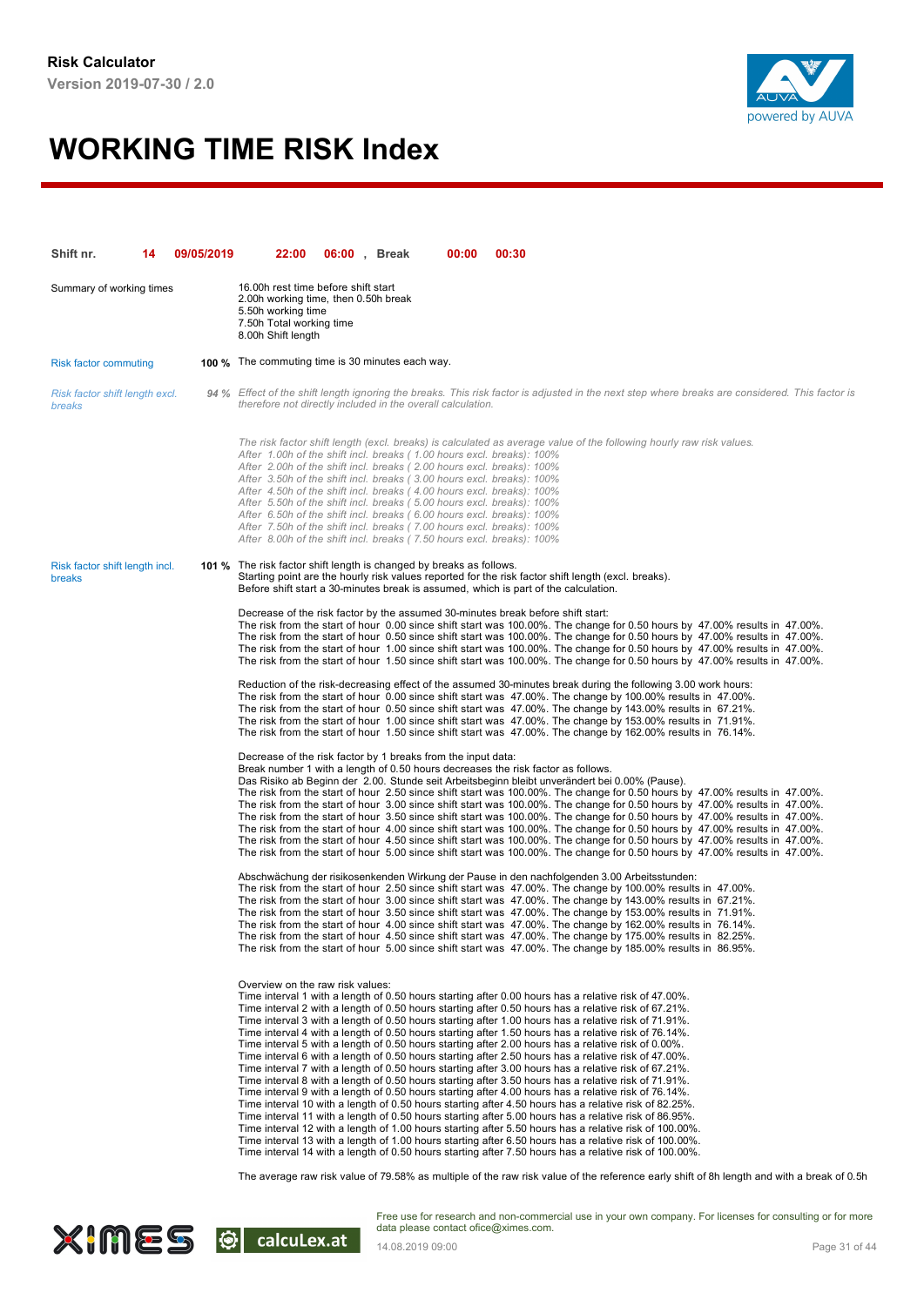**Risk Calculator**
**Version 2019-07-30 / 2.0**

# WORKING TIME RISK Index

**Shift nr.** **14** **09/05/2019** **22:00** **06:00** , **Break** **00:00** **00:30**

Summary of working times

16.00h rest time before shift start
2.00h working time, then 0.50h break
5.50h working time
7.50h Total working time
8.00h Shift length

Risk factor commuting **100 %** The commuting time is 30 minutes each way.

*Risk factor shift length excl. breaks* ***94 %*** *Effect of the shift length ignoring the breaks. This risk factor is adjusted in the next step where breaks are considered. This factor is therefore not directly included in the overall calculation.*

*The risk factor shift length (excl. breaks) is calculated as average value of the following hourly raw risk values.*
*After 1.00h of the shift incl. breaks ( 1.00 hours excl. breaks): 100%*
*After 2.00h of the shift incl. breaks ( 2.00 hours excl. breaks): 100%*
*After 3.50h of the shift incl. breaks ( 3.00 hours excl. breaks): 100%*
*After 4.50h of the shift incl. breaks ( 4.00 hours excl. breaks): 100%*
*After 5.50h of the shift incl. breaks ( 5.00 hours excl. breaks): 100%*
*After 6.50h of the shift incl. breaks ( 6.00 hours excl. breaks): 100%*
*After 7.50h of the shift incl. breaks ( 7.00 hours excl. breaks): 100%*
*After 8.00h of the shift incl. breaks ( 7.50 hours excl. breaks): 100%*

Risk factor shift length incl. breaks **101 %** The risk factor shift length is changed by breaks as follows.
Starting point are the hourly risk values reported for the risk factor shift length (excl. breaks).
Before shift start a 30-minutes break is assumed, which is part of the calculation.

Decrease of the risk factor by the assumed 30-minutes break before shift start:
The risk from the start of hour 0.00 since shift start was 100.00%. The change for 0.50 hours by 47.00% results in 47.00%.
The risk from the start of hour 0.50 since shift start was 100.00%. The change for 0.50 hours by 47.00% results in 47.00%.
The risk from the start of hour 1.00 since shift start was 100.00%. The change for 0.50 hours by 47.00% results in 47.00%.
The risk from the start of hour 1.50 since shift start was 100.00%. The change for 0.50 hours by 47.00% results in 47.00%.

Reduction of the risk-decreasing effect of the assumed 30-minutes break during the following 3.00 work hours:
The risk from the start of hour 0.00 since shift start was 47.00%. The change by 100.00% results in 47.00%.
The risk from the start of hour 0.50 since shift start was 47.00%. The change by 143.00% results in 67.21%.
The risk from the start of hour 1.00 since shift start was 47.00%. The change by 153.00% results in 71.91%.
The risk from the start of hour 1.50 since shift start was 47.00%. The change by 162.00% results in 76.14%.

Decrease of the risk factor by 1 breaks from the input data:
Break number 1 with a length of 0.50 hours decreases the risk factor as follows.
Das Risiko ab Beginn der 2.00. Stunde seit Arbeitsbeginn bleibt unverändert bei 0.00% (Pause).
The risk from the start of hour 2.50 since shift start was 100.00%. The change for 0.50 hours by 47.00% results in 47.00%.
The risk from the start of hour 3.00 since shift start was 100.00%. The change for 0.50 hours by 47.00% results in 47.00%.
The risk from the start of hour 3.50 since shift start was 100.00%. The change for 0.50 hours by 47.00% results in 47.00%.
The risk from the start of hour 4.00 since shift start was 100.00%. The change for 0.50 hours by 47.00% results in 47.00%.
The risk from the start of hour 4.50 since shift start was 100.00%. The change for 0.50 hours by 47.00% results in 47.00%.
The risk from the start of hour 5.00 since shift start was 100.00%. The change for 0.50 hours by 47.00% results in 47.00%.

Abschwächung der risikosenkenden Wirkung der Pause in den nachfolgenden 3.00 Arbeitsstunden:
The risk from the start of hour 2.50 since shift start was 47.00%. The change by 100.00% results in 47.00%.
The risk from the start of hour 3.00 since shift start was 47.00%. The change by 143.00% results in 67.21%.
The risk from the start of hour 3.50 since shift start was 47.00%. The change by 153.00% results in 71.91%.
The risk from the start of hour 4.00 since shift start was 47.00%. The change by 162.00% results in 76.14%.
The risk from the start of hour 4.50 since shift start was 47.00%. The change by 175.00% results in 82.25%.
The risk from the start of hour 5.00 since shift start was 47.00%. The change by 185.00% results in 86.95%.

Overview on the raw risk values:
Time interval 1 with a length of 0.50 hours starting after 0.00 hours has a relative risk of 47.00%.
Time interval 2 with a length of 0.50 hours starting after 0.50 hours has a relative risk of 67.21%.
Time interval 3 with a length of 0.50 hours starting after 1.00 hours has a relative risk of 71.91%.
Time interval 4 with a length of 0.50 hours starting after 1.50 hours has a relative risk of 76.14%.
Time interval 5 with a length of 0.50 hours starting after 2.00 hours has a relative risk of 0.00%.
Time interval 6 with a length of 0.50 hours starting after 2.50 hours has a relative risk of 47.00%.
Time interval 7 with a length of 0.50 hours starting after 3.00 hours has a relative risk of 67.21%.
Time interval 8 with a length of 0.50 hours starting after 3.50 hours has a relative risk of 71.91%.
Time interval 9 with a length of 0.50 hours starting after 4.00 hours has a relative risk of 76.14%.
Time interval 10 with a length of 0.50 hours starting after 4.50 hours has a relative risk of 82.25%.
Time interval 11 with a length of 0.50 hours starting after 5.00 hours has a relative risk of 86.95%.
Time interval 12 with a length of 1.00 hours starting after 5.50 hours has a relative risk of 100.00%.
Time interval 13 with a length of 1.00 hours starting after 6.50 hours has a relative risk of 100.00%.
Time interval 14 with a length of 0.50 hours starting after 7.50 hours has a relative risk of 100.00%.

The average raw risk value of 79.58% as multiple of the raw risk value of the reference early shift of 8h length and with a break of 0.5h

Free use for research and non-commercial use in your own company. For licenses for consulting or for more data please contact ofice@ximes.com.
14.08.2019 09:00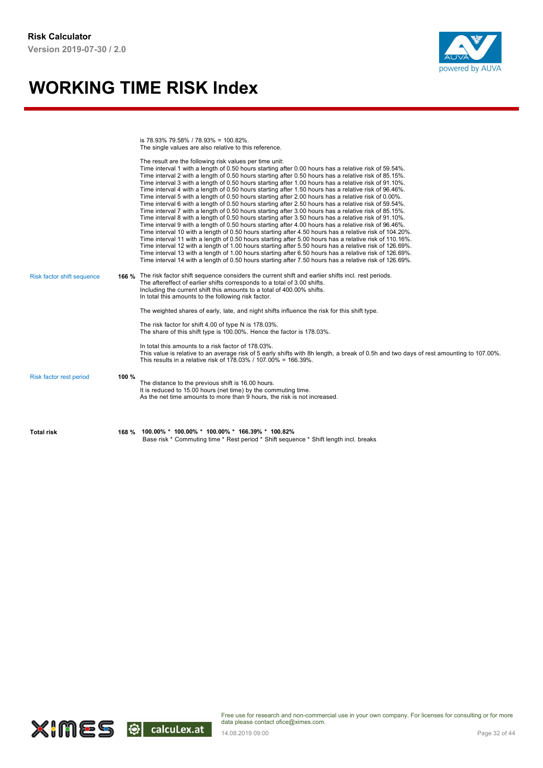# WORKING TIME RISK Index

is 78.93% 79.58% / 78.93% = 100.82%.
The single values are also relative to this reference.

The result are the following risk values per time unit:
Time interval 1 with a length of 0.50 hours starting after 0.00 hours has a relative risk of 59.54%.
Time interval 2 with a length of 0.50 hours starting after 0.50 hours has a relative risk of 85.15%.
Time interval 3 with a length of 0.50 hours starting after 1.00 hours has a relative risk of 91.10%.
Time interval 4 with a length of 0.50 hours starting after 1.50 hours has a relative risk of 96.46%.
Time interval 5 with a length of 0.50 hours starting after 2.00 hours has a relative risk of 0.00%.
Time interval 6 with a length of 0.50 hours starting after 2.50 hours has a relative risk of 59.54%.
Time interval 7 with a length of 0.50 hours starting after 3.00 hours has a relative risk of 85.15%.
Time interval 8 with a length of 0.50 hours starting after 3.50 hours has a relative risk of 91.10%.
Time interval 9 with a length of 0.50 hours starting after 4.00 hours has a relative risk of 96.46%.
Time interval 10 with a length of 0.50 hours starting after 4.50 hours has a relative risk of 104.20%.
Time interval 11 with a length of 0.50 hours starting after 5.00 hours has a relative risk of 110.16%.
Time interval 12 with a length of 1.00 hours starting after 5.50 hours has a relative risk of 126.69%.
Time interval 13 with a length of 1.00 hours starting after 6.50 hours has a relative risk of 126.69%.
Time interval 14 with a length of 0.50 hours starting after 7.50 hours has a relative risk of 126.69%.

**Risk factor shift sequence** — **166 %**

The risk factor shift sequence considers the current shift and earlier shifts incl. rest periods.
The aftereffect of earlier shifts corresponds to a total of 3.00 shifts.
Including the current shift this amounts to a total of 400.00% shifts.
In total this amounts to the following risk factor.

The weighted shares of early, late, and night shifts influence the risk for this shift type.

The risk factor for shift 4.00 of type N is 178.03%.
The share of this shift type is 100.00%. Hence the factor is 178.03%.

In total this amounts to a risk factor of 178.03%.
This value is relative to an average risk of 5 early shifts with 8h length, a break of 0.5h and two days of rest amounting to 107.00%.
This results in a relative risk of 178.03% / 107.00% = 166.39%.

**Risk factor rest period** — **100 %**

The distance to the previous shift is 16.00 hours.
It is reduced to 15.00 hours (net time) by the commuting time.
As the net time amounts to more than 9 hours, the risk is not increased.

**Total risk** — **168 %**

**100.00% * 100.00% * 100.00% * 166.39% * 100.82%**
Base risk * Commuting time * Rest period * Shift sequence * Shift length incl. breaks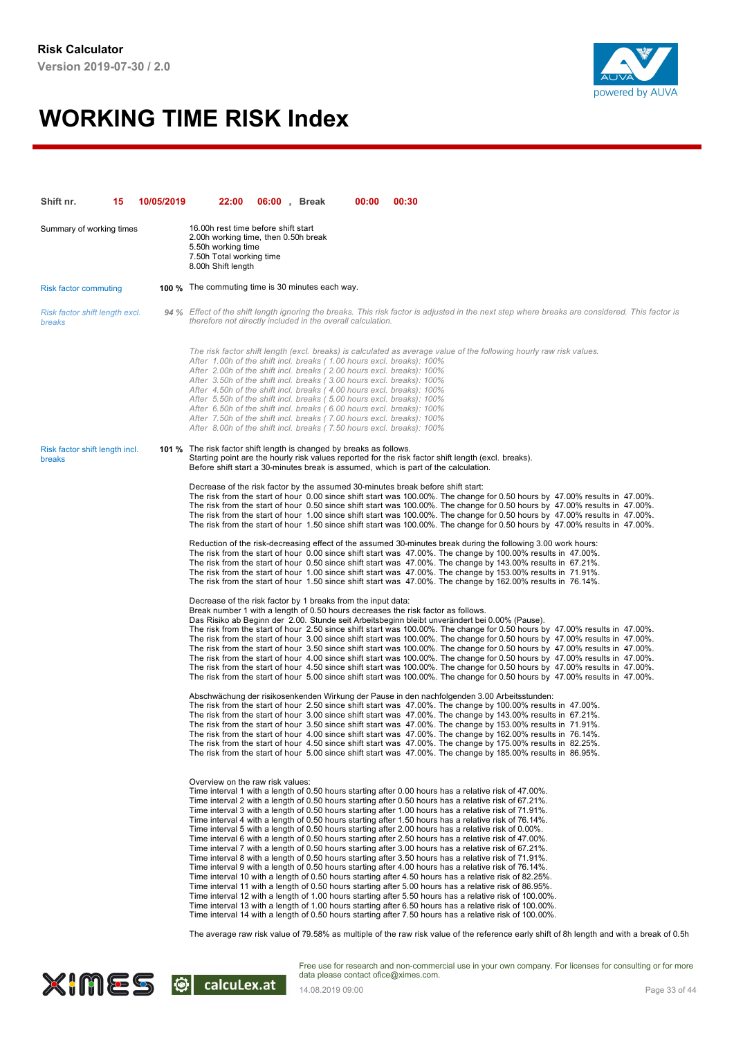**Risk Calculator**
**Version 2019-07-30 / 2.0**

# WORKING TIME RISK Index

| **Shift nr.** | **15** | **10/05/2019** | **22:00** | **06:00** | **, Break** | **00:00** | **00:30** |
|---|---|---|---|---|---|---|---|

Summary of working times

16.00h rest time before shift start
2.00h working time, then 0.50h break
5.50h working time
7.50h Total working time
8.00h Shift length

Risk factor commuting — **100 %** The commuting time is 30 minutes each way.

*Risk factor shift length excl. breaks* — *94 %* *Effect of the shift length ignoring the breaks. This risk factor is adjusted in the next step where breaks are considered. This factor is therefore not directly included in the overall calculation.*

*The risk factor shift length (excl. breaks) is calculated as average value of the following hourly raw risk values.*
*After 1.00h of the shift incl. breaks ( 1.00 hours excl. breaks): 100%*
*After 2.00h of the shift incl. breaks ( 2.00 hours excl. breaks): 100%*
*After 3.50h of the shift incl. breaks ( 3.00 hours excl. breaks): 100%*
*After 4.50h of the shift incl. breaks ( 4.00 hours excl. breaks): 100%*
*After 5.50h of the shift incl. breaks ( 5.00 hours excl. breaks): 100%*
*After 6.50h of the shift incl. breaks ( 6.00 hours excl. breaks): 100%*
*After 7.50h of the shift incl. breaks ( 7.00 hours excl. breaks): 100%*
*After 8.00h of the shift incl. breaks ( 7.50 hours excl. breaks): 100%*

Risk factor shift length incl. breaks — **101 %** The risk factor shift length is changed by breaks as follows.
Starting point are the hourly risk values reported for the risk factor shift length (excl. breaks).
Before shift start a 30-minutes break is assumed, which is part of the calculation.

Decrease of the risk factor by the assumed 30-minutes break before shift start:
The risk from the start of hour 0.00 since shift start was 100.00%. The change for 0.50 hours by 47.00% results in 47.00%.
The risk from the start of hour 0.50 since shift start was 100.00%. The change for 0.50 hours by 47.00% results in 47.00%.
The risk from the start of hour 1.00 since shift start was 100.00%. The change for 0.50 hours by 47.00% results in 47.00%.
The risk from the start of hour 1.50 since shift start was 100.00%. The change for 0.50 hours by 47.00% results in 47.00%.

Reduction of the risk-decreasing effect of the assumed 30-minutes break during the following 3.00 work hours:
The risk from the start of hour 0.00 since shift start was 47.00%. The change by 100.00% results in 47.00%.
The risk from the start of hour 0.50 since shift start was 47.00%. The change by 143.00% results in 67.21%.
The risk from the start of hour 1.00 since shift start was 47.00%. The change by 153.00% results in 71.91%.
The risk from the start of hour 1.50 since shift start was 47.00%. The change by 162.00% results in 76.14%.

Decrease of the risk factor by 1 breaks from the input data:
Break number 1 with a length of 0.50 hours decreases the risk factor as follows.
Das Risiko ab Beginn der 2.00. Stunde seit Arbeitsbeginn bleibt unverändert bei 0.00% (Pause).
The risk from the start of hour 2.50 since shift start was 100.00%. The change for 0.50 hours by 47.00% results in 47.00%.
The risk from the start of hour 3.00 since shift start was 100.00%. The change for 0.50 hours by 47.00% results in 47.00%.
The risk from the start of hour 3.50 since shift start was 100.00%. The change for 0.50 hours by 47.00% results in 47.00%.
The risk from the start of hour 4.00 since shift start was 100.00%. The change for 0.50 hours by 47.00% results in 47.00%.
The risk from the start of hour 4.50 since shift start was 100.00%. The change for 0.50 hours by 47.00% results in 47.00%.
The risk from the start of hour 5.00 since shift start was 100.00%. The change for 0.50 hours by 47.00% results in 47.00%.

Abschwächung der risikosenkenden Wirkung der Pause in den nachfolgenden 3.00 Arbeitsstunden:
The risk from the start of hour 2.50 since shift start was 47.00%. The change by 100.00% results in 47.00%.
The risk from the start of hour 3.00 since shift start was 47.00%. The change by 143.00% results in 67.21%.
The risk from the start of hour 3.50 since shift start was 47.00%. The change by 153.00% results in 71.91%.
The risk from the start of hour 4.00 since shift start was 47.00%. The change by 162.00% results in 76.14%.
The risk from the start of hour 4.50 since shift start was 47.00%. The change by 175.00% results in 82.25%.
The risk from the start of hour 5.00 since shift start was 47.00%. The change by 185.00% results in 86.95%.

Overview on the raw risk values:
Time interval 1 with a length of 0.50 hours starting after 0.00 hours has a relative risk of 47.00%.
Time interval 2 with a length of 0.50 hours starting after 0.50 hours has a relative risk of 67.21%.
Time interval 3 with a length of 0.50 hours starting after 1.00 hours has a relative risk of 71.91%.
Time interval 4 with a length of 0.50 hours starting after 1.50 hours has a relative risk of 76.14%.
Time interval 5 with a length of 0.50 hours starting after 2.00 hours has a relative risk of 0.00%.
Time interval 6 with a length of 0.50 hours starting after 2.50 hours has a relative risk of 47.00%.
Time interval 7 with a length of 0.50 hours starting after 3.00 hours has a relative risk of 67.21%.
Time interval 8 with a length of 0.50 hours starting after 3.50 hours has a relative risk of 71.91%.
Time interval 9 with a length of 0.50 hours starting after 4.00 hours has a relative risk of 76.14%.
Time interval 10 with a length of 0.50 hours starting after 4.50 hours has a relative risk of 82.25%.
Time interval 11 with a length of 0.50 hours starting after 5.00 hours has a relative risk of 86.95%.
Time interval 12 with a length of 1.00 hours starting after 5.50 hours has a relative risk of 100.00%.
Time interval 13 with a length of 1.00 hours starting after 6.50 hours has a relative risk of 100.00%.
Time interval 14 with a length of 0.50 hours starting after 7.50 hours has a relative risk of 100.00%.

The average raw risk value of 79.58% as multiple of the raw risk value of the reference early shift of 8h length and with a break of 0.5h

Free use for research and non-commercial use in your own company. For licenses for consulting or for more data please contact ofice@ximes.com.
14.08.2019 09:00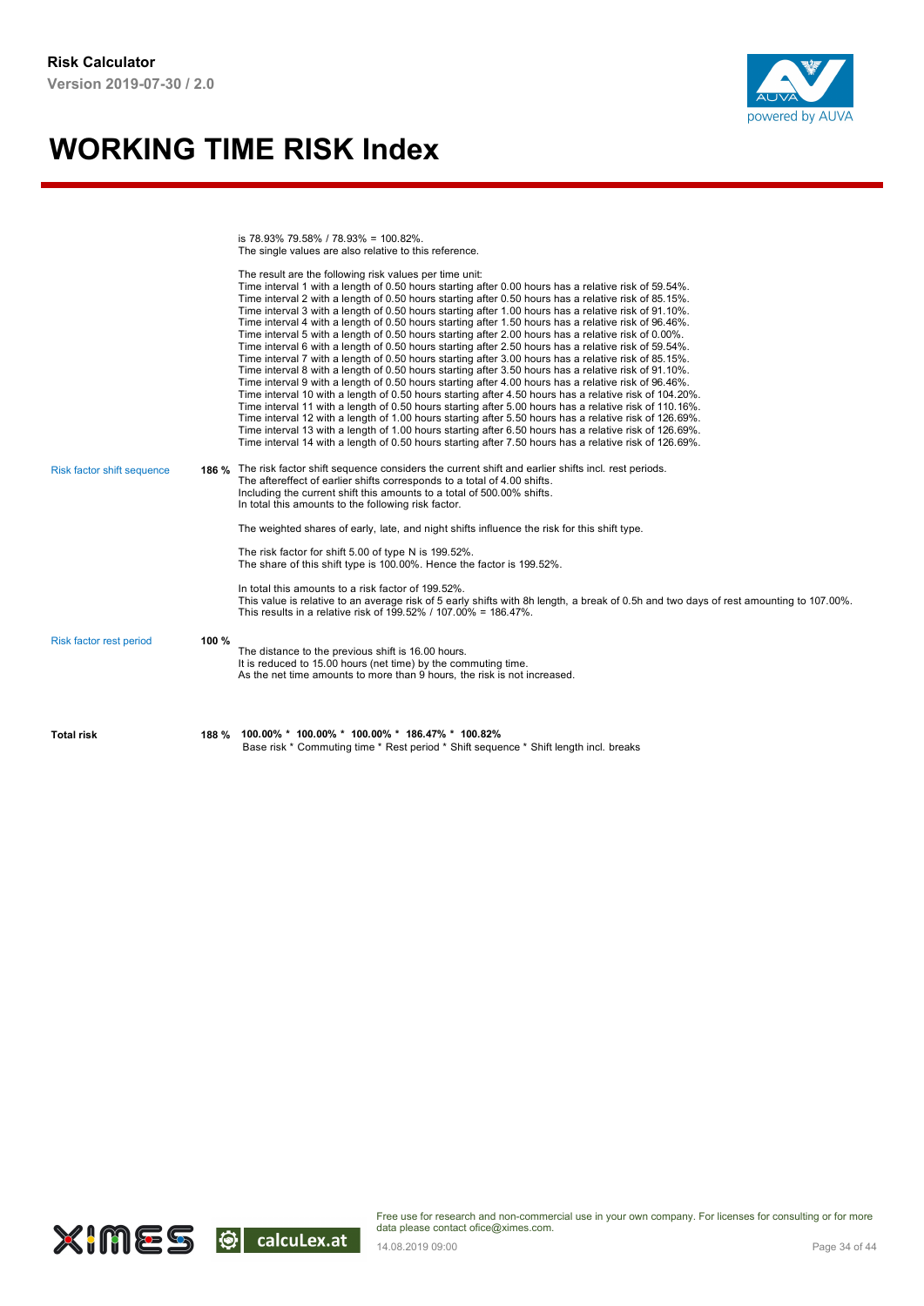is 78.93% 79.58% / 78.93% = 100.82%.
The single values are also relative to this reference.

The result are the following risk values per time unit:
Time interval 1 with a length of 0.50 hours starting after 0.00 hours has a relative risk of 59.54%.
Time interval 2 with a length of 0.50 hours starting after 0.50 hours has a relative risk of 85.15%.
Time interval 3 with a length of 0.50 hours starting after 1.00 hours has a relative risk of 91.10%.
Time interval 4 with a length of 0.50 hours starting after 1.50 hours has a relative risk of 96.46%.
Time interval 5 with a length of 0.50 hours starting after 2.00 hours has a relative risk of 0.00%.
Time interval 6 with a length of 0.50 hours starting after 2.50 hours has a relative risk of 59.54%.
Time interval 7 with a length of 0.50 hours starting after 3.00 hours has a relative risk of 85.15%.
Time interval 8 with a length of 0.50 hours starting after 3.50 hours has a relative risk of 91.10%.
Time interval 9 with a length of 0.50 hours starting after 4.00 hours has a relative risk of 96.46%.
Time interval 10 with a length of 0.50 hours starting after 4.50 hours has a relative risk of 104.20%.
Time interval 11 with a length of 0.50 hours starting after 5.00 hours has a relative risk of 110.16%.
Time interval 12 with a length of 1.00 hours starting after 5.50 hours has a relative risk of 126.69%.
Time interval 13 with a length of 1.00 hours starting after 6.50 hours has a relative risk of 126.69%.
Time interval 14 with a length of 0.50 hours starting after 7.50 hours has a relative risk of 126.69%.

**Risk factor shift sequence** — **186 %**

The risk factor shift sequence considers the current shift and earlier shifts incl. rest periods.
The aftereffect of earlier shifts corresponds to a total of 4.00 shifts.
Including the current shift this amounts to a total of 500.00% shifts.
In total this amounts to the following risk factor.

The weighted shares of early, late, and night shifts influence the risk for this shift type.

The risk factor for shift 5.00 of type N is 199.52%.
The share of this shift type is 100.00%. Hence the factor is 199.52%.

In total this amounts to a risk factor of 199.52%.
This value is relative to an average risk of 5 early shifts with 8h length, a break of 0.5h and two days of rest amounting to 107.00%.
This results in a relative risk of 199.52% / 107.00% = 186.47%.

**Risk factor rest period** — **100 %**

The distance to the previous shift is 16.00 hours.
It is reduced to 15.00 hours (net time) by the commuting time.
As the net time amounts to more than 9 hours, the risk is not increased.

**Total risk** — **188 %**

**100.00% * 100.00% * 100.00% * 186.47% * 100.82%**
Base risk * Commuting time * Rest period * Shift sequence * Shift length incl. breaks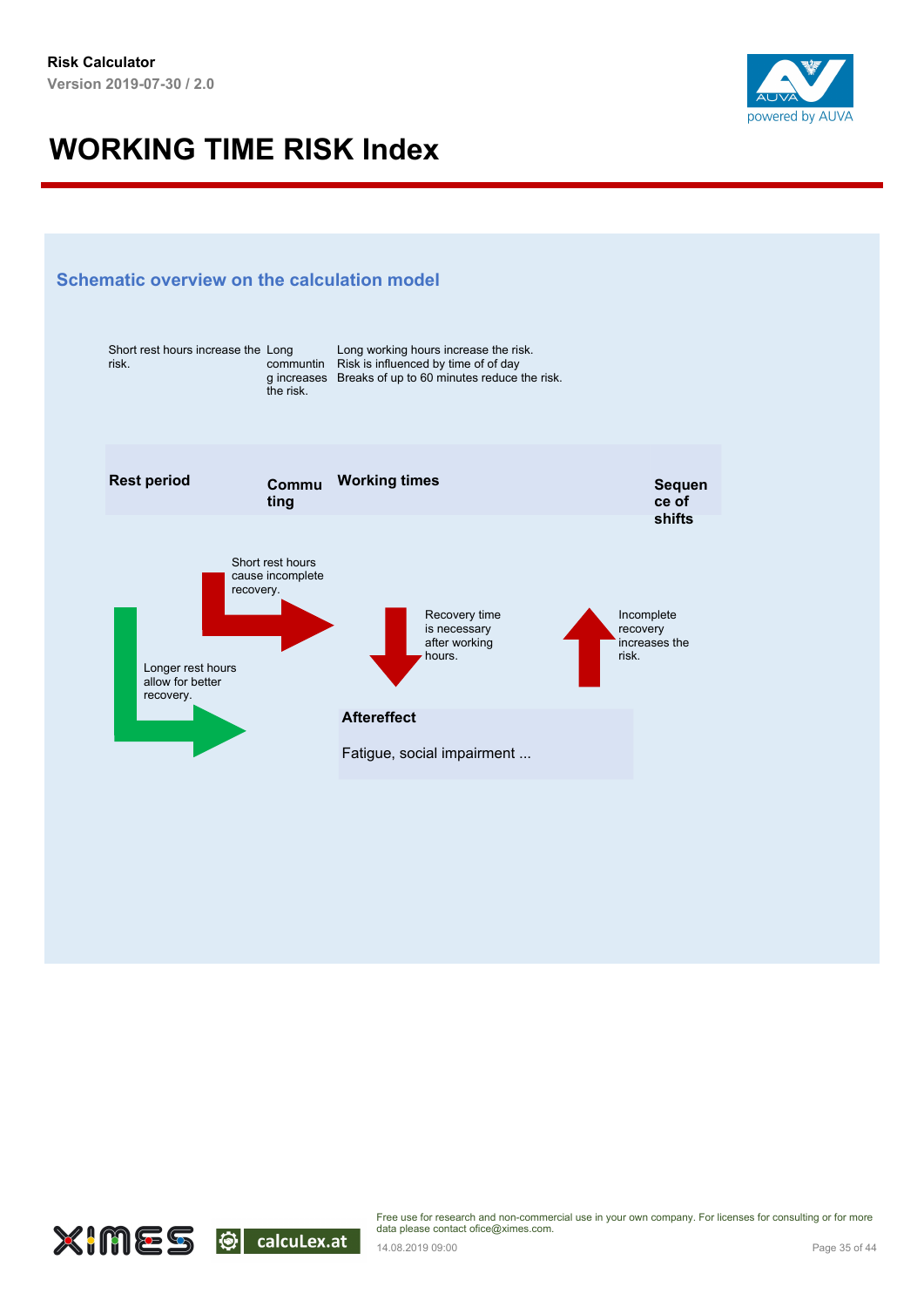# WORKING TIME RISK Index

## Schematic overview on the calculation model

Short rest hours increase the risk.

Long communting increases the risk.

Long working hours increase the risk.
Risk is influenced by time of of day
Breaks of up to 60 minutes reduce the risk.

**Rest period**

**Commuting**

**Working times**

**Sequence of shifts**

Short rest hours cause incomplete recovery.

Recovery time is necessary after working hours.

Incomplete recovery increases the risk.

Longer rest hours allow for better recovery.

**Aftereffect**

Fatigue, social impairment ...

Free use for research and non-commercial use in your own company. For licenses for consulting or for more data please contact ofice@ximes.com.

14.08.2019 09:00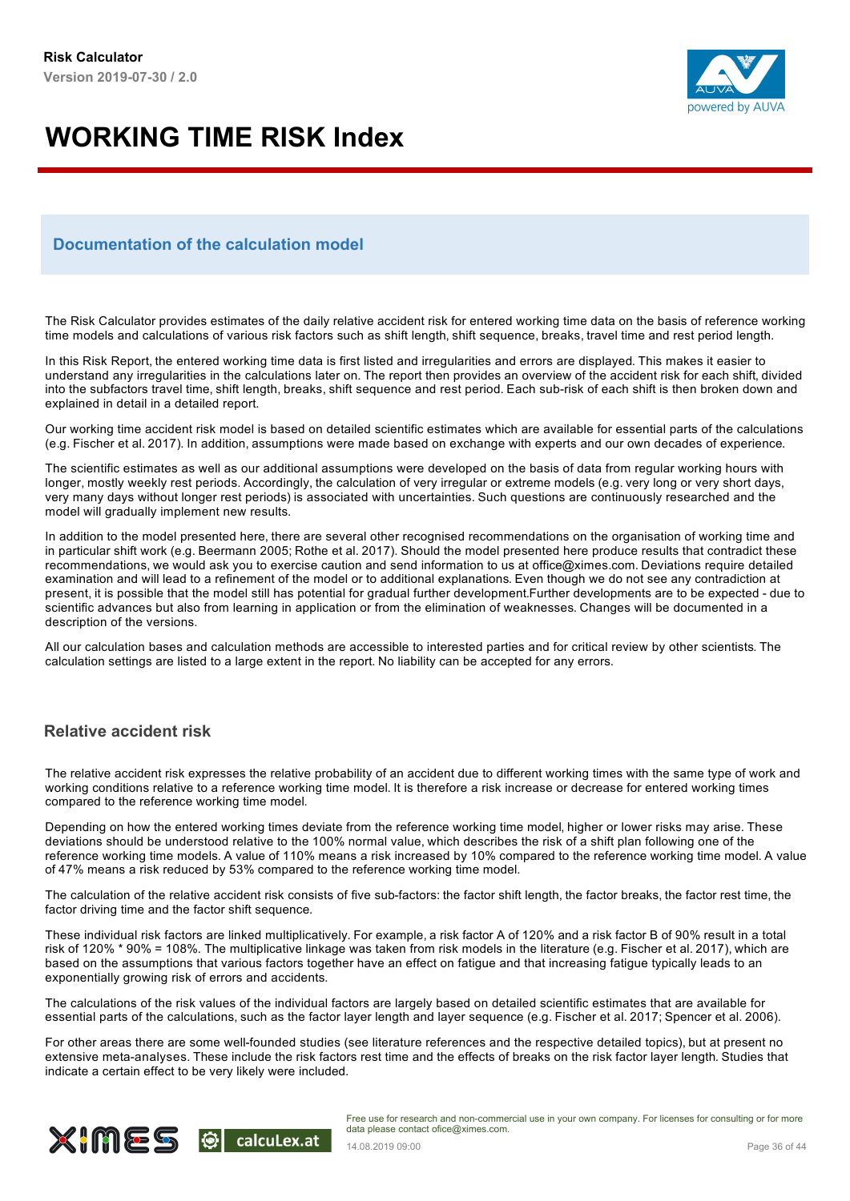# WORKING TIME RISK Index

## Documentation of the calculation model

The Risk Calculator provides estimates of the daily relative accident risk for entered working time data on the basis of reference working time models and calculations of various risk factors such as shift length, shift sequence, breaks, travel time and rest period length.

In this Risk Report, the entered working time data is first listed and irregularities and errors are displayed. This makes it easier to understand any irregularities in the calculations later on. The report then provides an overview of the accident risk for each shift, divided into the subfactors travel time, shift length, breaks, shift sequence and rest period. Each sub-risk of each shift is then broken down and explained in detail in a detailed report.

Our working time accident risk model is based on detailed scientific estimates which are available for essential parts of the calculations (e.g. Fischer et al. 2017). In addition, assumptions were made based on exchange with experts and our own decades of experience.

The scientific estimates as well as our additional assumptions were developed on the basis of data from regular working hours with longer, mostly weekly rest periods. Accordingly, the calculation of very irregular or extreme models (e.g. very long or very short days, very many days without longer rest periods) is associated with uncertainties. Such questions are continuously researched and the model will gradually implement new results.

In addition to the model presented here, there are several other recognised recommendations on the organisation of working time and in particular shift work (e.g. Beermann 2005; Rothe et al. 2017). Should the model presented here produce results that contradict these recommendations, we would ask you to exercise caution and send information to us at office@ximes.com. Deviations require detailed examination and will lead to a refinement of the model or to additional explanations. Even though we do not see any contradiction at present, it is possible that the model still has potential for gradual further development.Further developments are to be expected - due to scientific advances but also from learning in application or from the elimination of weaknesses. Changes will be documented in a description of the versions.

All our calculation bases and calculation methods are accessible to interested parties and for critical review by other scientists. The calculation settings are listed to a large extent in the report. No liability can be accepted for any errors.

### Relative accident risk

The relative accident risk expresses the relative probability of an accident due to different working times with the same type of work and working conditions relative to a reference working time model. It is therefore a risk increase or decrease for entered working times compared to the reference working time model.

Depending on how the entered working times deviate from the reference working time model, higher or lower risks may arise. These deviations should be understood relative to the 100% normal value, which describes the risk of a shift plan following one of the reference working time models. A value of 110% means a risk increased by 10% compared to the reference working time model. A value of 47% means a risk reduced by 53% compared to the reference working time model.

The calculation of the relative accident risk consists of five sub-factors: the factor shift length, the factor breaks, the factor rest time, the factor driving time and the factor shift sequence.

These individual risk factors are linked multiplicatively. For example, a risk factor A of 120% and a risk factor B of 90% result in a total risk of 120% * 90% = 108%. The multiplicative linkage was taken from risk models in the literature (e.g. Fischer et al. 2017), which are based on the assumptions that various factors together have an effect on fatigue and that increasing fatigue typically leads to an exponentially growing risk of errors and accidents.

The calculations of the risk values of the individual factors are largely based on detailed scientific estimates that are available for essential parts of the calculations, such as the factor layer length and layer sequence (e.g. Fischer et al. 2017; Spencer et al. 2006).

For other areas there are some well-founded studies (see literature references and the respective detailed topics), but at present no extensive meta-analyses. These include the risk factors rest time and the effects of breaks on the risk factor layer length. Studies that indicate a certain effect to be very likely were included.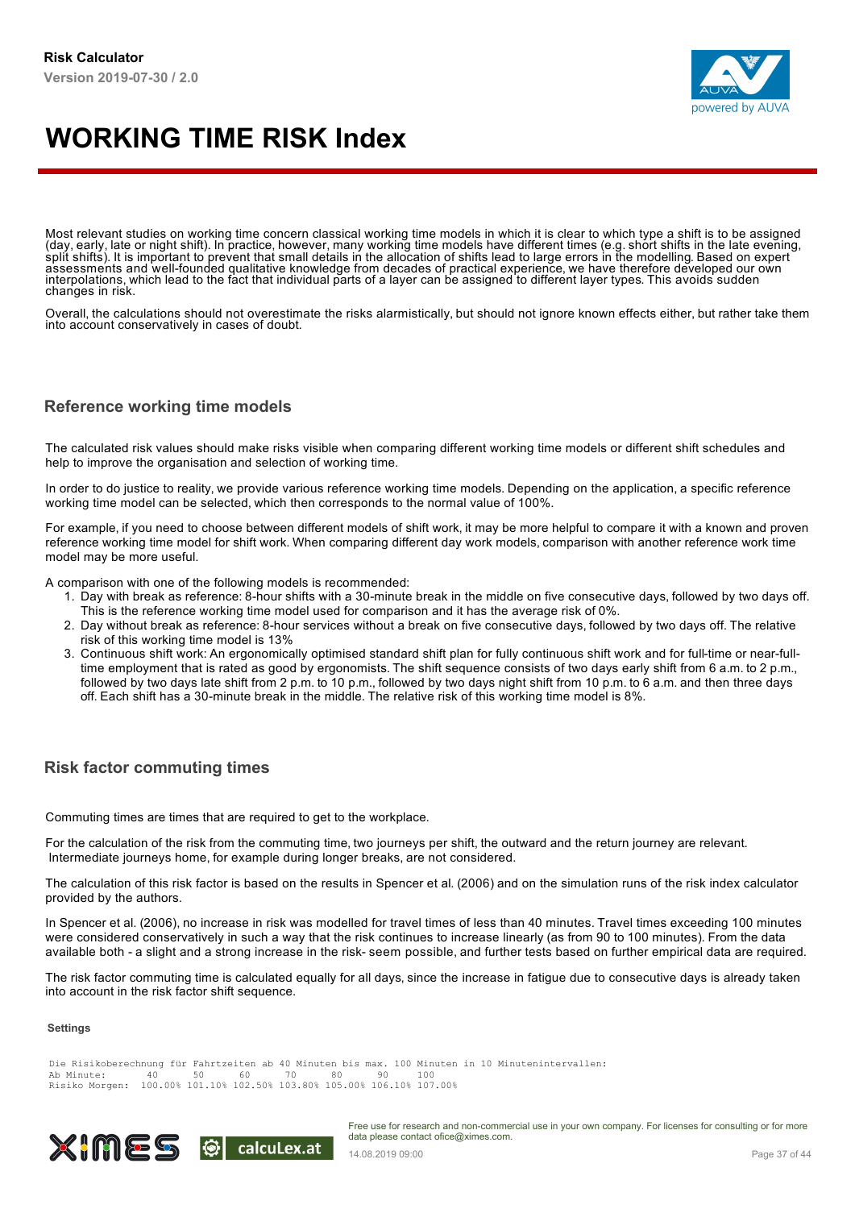Most relevant studies on working time concern classical working time models in which it is clear to which type a shift is to be assigned (day, early, late or night shift). In practice, however, many working time models have different times (e.g. short shifts in the late evening, split shifts). It is important to prevent that small details in the allocation of shifts lead to large errors in the modelling. Based on expert assessments and well-founded qualitative knowledge from decades of practical experience, we have therefore developed our own interpolations, which lead to the fact that individual parts of a layer can be assigned to different layer types. This avoids sudden changes in risk.

Overall, the calculations should not overestimate the risks alarmistically, but should not ignore known effects either, but rather take them into account conservatively in cases of doubt.

## Reference working time models

The calculated risk values should make risks visible when comparing different working time models or different shift schedules and help to improve the organisation and selection of working time.

In order to do justice to reality, we provide various reference working time models. Depending on the application, a specific reference working time model can be selected, which then corresponds to the normal value of 100%.

For example, if you need to choose between different models of shift work, it may be more helpful to compare it with a known and proven reference working time model for shift work. When comparing different day work models, comparison with another reference work time model may be more useful.

A comparison with one of the following models is recommended:

1. Day with break as reference: 8-hour shifts with a 30-minute break in the middle on five consecutive days, followed by two days off. This is the reference working time model used for comparison and it has the average risk of 0%.
2. Day without break as reference: 8-hour services without a break on five consecutive days, followed by two days off. The relative risk of this working time model is 13%
3. Continuous shift work: An ergonomically optimised standard shift plan for fully continuous shift work and for full-time or near-full-time employment that is rated as good by ergonomists. The shift sequence consists of two days early shift from 6 a.m. to 2 p.m., followed by two days late shift from 2 p.m. to 10 p.m., followed by two days night shift from 10 p.m. to 6 a.m. and then three days off. Each shift has a 30-minute break in the middle. The relative risk of this working time model is 8%.

## Risk factor commuting times

Commuting times are times that are required to get to the workplace.

For the calculation of the risk from the commuting time, two journeys per shift, the outward and the return journey are relevant. Intermediate journeys home, for example during longer breaks, are not considered.

The calculation of this risk factor is based on the results in Spencer et al. (2006) and on the simulation runs of the risk index calculator provided by the authors.

In Spencer et al. (2006), no increase in risk was modelled for travel times of less than 40 minutes. Travel times exceeding 100 minutes were considered conservatively in such a way that the risk continues to increase linearly (as from 90 to 100 minutes). From the data available both - a slight and a strong increase in the risk- seem possible, and further tests based on further empirical data are required.

The risk factor commuting time is calculated equally for all days, since the increase in fatigue due to consecutive days is already taken into account in the risk factor shift sequence.

**Settings**

```
Die Risikoberechnung für Fahrtzeiten ab 40 Minuten bis max. 100 Minuten in 10 Minutenintervallen:
Ab Minute:       40      50      60      70      80      90      100
Risiko Morgen:  100.00% 101.10% 102.50% 103.80% 105.00% 106.10% 107.00%
```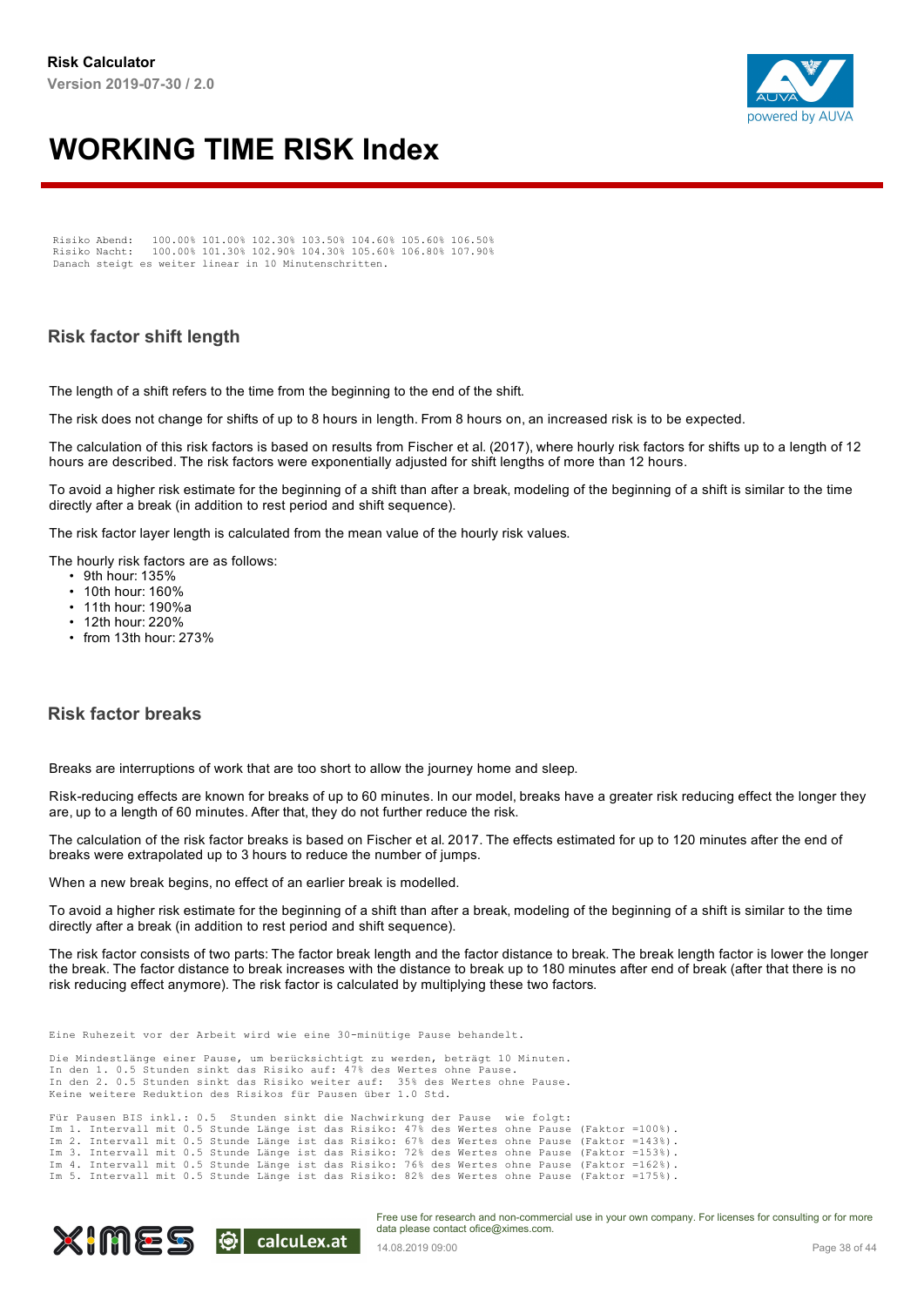```
Risiko Abend:   100.00% 101.00% 102.30% 103.50% 104.60% 105.60% 106.50%
Risiko Nacht:   100.00% 101.30% 102.90% 104.30% 105.60% 106.80% 107.90%
Danach steigt es weiter linear in 10 Minutenschritten.
```

## Risk factor shift length

The length of a shift refers to the time from the beginning to the end of the shift.

The risk does not change for shifts of up to 8 hours in length. From 8 hours on, an increased risk is to be expected.

The calculation of this risk factors is based on results from Fischer et al. (2017), where hourly risk factors for shifts up to a length of 12 hours are described. The risk factors were exponentially adjusted for shift lengths of more than 12 hours.

To avoid a higher risk estimate for the beginning of a shift than after a break, modeling of the beginning of a shift is similar to the time directly after a break (in addition to rest period and shift sequence).

The risk factor layer length is calculated from the mean value of the hourly risk values.

The hourly risk factors are as follows:

- 9th hour: 135%
- 10th hour: 160%
- 11th hour: 190%a
- 12th hour: 220%
- from 13th hour: 273%

## Risk factor breaks

Breaks are interruptions of work that are too short to allow the journey home and sleep.

Risk-reducing effects are known for breaks of up to 60 minutes. In our model, breaks have a greater risk reducing effect the longer they are, up to a length of 60 minutes. After that, they do not further reduce the risk.

The calculation of the risk factor breaks is based on Fischer et al. 2017. The effects estimated for up to 120 minutes after the end of breaks were extrapolated up to 3 hours to reduce the number of jumps.

When a new break begins, no effect of an earlier break is modelled.

To avoid a higher risk estimate for the beginning of a shift than after a break, modeling of the beginning of a shift is similar to the time directly after a break (in addition to rest period and shift sequence).

The risk factor consists of two parts: The factor break length and the factor distance to break. The break length factor is lower the longer the break. The factor distance to break increases with the distance to break up to 180 minutes after end of break (after that there is no risk reducing effect anymore). The risk factor is calculated by multiplying these two factors.

```
Eine Ruhezeit vor der Arbeit wird wie eine 30-minütige Pause behandelt.

Die Mindestlänge einer Pause, um berücksichtigt zu werden, beträgt 10 Minuten.
In den 1. 0.5 Stunden sinkt das Risiko auf: 47% des Wertes ohne Pause.
In den 2. 0.5 Stunden sinkt das Risiko weiter auf:  35% des Wertes ohne Pause.
Keine weitere Reduktion des Risikos für Pausen über 1.0 Std.

Für Pausen BIS inkl.: 0.5  Stunden sinkt die Nachwirkung der Pause  wie folgt:
Im 1. Intervall mit 0.5 Stunde Länge ist das Risiko: 47% des Wertes ohne Pause (Faktor =100%).
Im 2. Intervall mit 0.5 Stunde Länge ist das Risiko: 67% des Wertes ohne Pause (Faktor =143%).
Im 3. Intervall mit 0.5 Stunde Länge ist das Risiko: 72% des Wertes ohne Pause (Faktor =153%).
Im 4. Intervall mit 0.5 Stunde Länge ist das Risiko: 76% des Wertes ohne Pause (Faktor =162%).
Im 5. Intervall mit 0.5 Stunde Länge ist das Risiko: 82% des Wertes ohne Pause (Faktor =175%).
```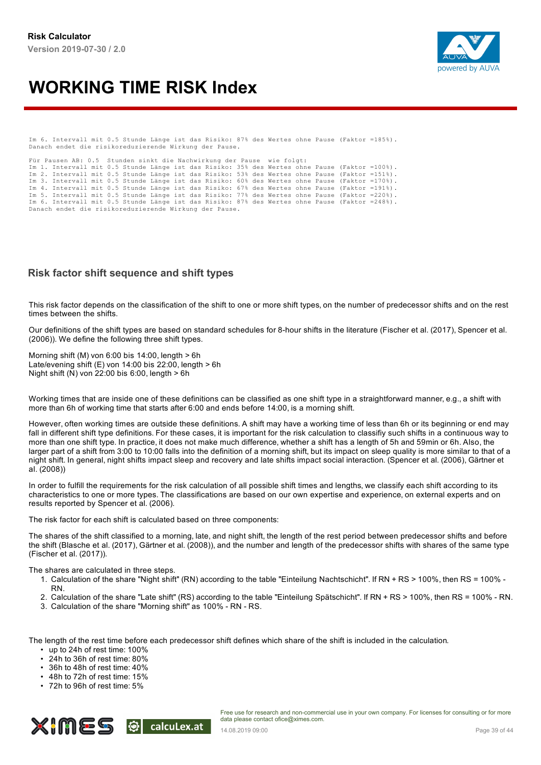```
Im 6. Intervall mit 0.5 Stunde Länge ist das Risiko: 87% des Wertes ohne Pause (Faktor =185%).
Danach endet die risikoreduzierende Wirkung der Pause.

Für Pausen AB: 0.5  Stunden sinkt die Nachwirkung der Pause  wie folgt:
Im 1. Intervall mit 0.5 Stunde Länge ist das Risiko: 35% des Wertes ohne Pause (Faktor =100%).
Im 2. Intervall mit 0.5 Stunde Länge ist das Risiko: 53% des Wertes ohne Pause (Faktor =151%).
Im 3. Intervall mit 0.5 Stunde Länge ist das Risiko: 60% des Wertes ohne Pause (Faktor =170%).
Im 4. Intervall mit 0.5 Stunde Länge ist das Risiko: 67% des Wertes ohne Pause (Faktor =191%).
Im 5. Intervall mit 0.5 Stunde Länge ist das Risiko: 77% des Wertes ohne Pause (Faktor =220%).
Im 6. Intervall mit 0.5 Stunde Länge ist das Risiko: 87% des Wertes ohne Pause (Faktor =248%).
Danach endet die risikoreduzierende Wirkung der Pause.
```

## Risk factor shift sequence and shift types

This risk factor depends on the classification of the shift to one or more shift types, on the number of predecessor shifts and on the rest times between the shifts.

Our definitions of the shift types are based on standard schedules for 8-hour shifts in the literature (Fischer et al. (2017), Spencer et al. (2006)). We define the following three shift types.

Morning shift (M) von 6:00 bis 14:00, length > 6h
Late/evening shift (E) von 14:00 bis 22:00, length > 6h
Night shift (N) von 22:00 bis 6:00, length > 6h

Working times that are inside one of these definitions can be classified as one shift type in a straightforward manner, e.g., a shift with more than 6h of working time that starts after 6:00 and ends before 14:00, is a morning shift.

However, often working times are outside these definitions. A shift may have a working time of less than 6h or its beginning or end may fall in different shift type definitions. For these cases, it is important for the risk calculation to classifiy such shifts in a continuous way to more than one shift type. In practice, it does not make much difference, whether a shift has a length of 5h and 59min or 6h. Also, the larger part of a shift from 3:00 to 10:00 falls into the definition of a morning shift, but its impact on sleep quality is more similar to that of a night shift. In general, night shifts impact sleep and recovery and late shifts impact social interaction. (Spencer et al. (2006), Gärtner et al. (2008))

In order to fulfill the requirements for the risk calculation of all possible shift times and lengths, we classify each shift according to its characteristics to one or more types. The classifications are based on our own expertise and experience, on external experts and on results reported by Spencer et al. (2006).

The risk factor for each shift is calculated based on three components:

The shares of the shift classified to a morning, late, and night shift, the length of the rest period between predecessor shifts and before the shift (Blasche et al. (2017), Gärtner et al. (2008)), and the number and length of the predecessor shifts with shares of the same type (Fischer et al. (2017)).

The shares are calculated in three steps.

1. Calculation of the share "Night shift" (RN) according to the table "Einteilung Nachtschicht". If RN + RS > 100%, then RS = 100% - RN.
2. Calculation of the share "Late shift" (RS) according to the table "Einteilung Spätschicht". If RN + RS > 100%, then RS = 100% - RN.
3. Calculation of the share "Morning shift" as 100% - RN - RS.

The length of the rest time before each predecessor shift defines which share of the shift is included in the calculation.

- up to 24h of rest time: 100%
- 24h to 36h of rest time: 80%
- 36h to 48h of rest time: 40%
- 48h to 72h of rest time: 15%
- 72h to 96h of rest time: 5%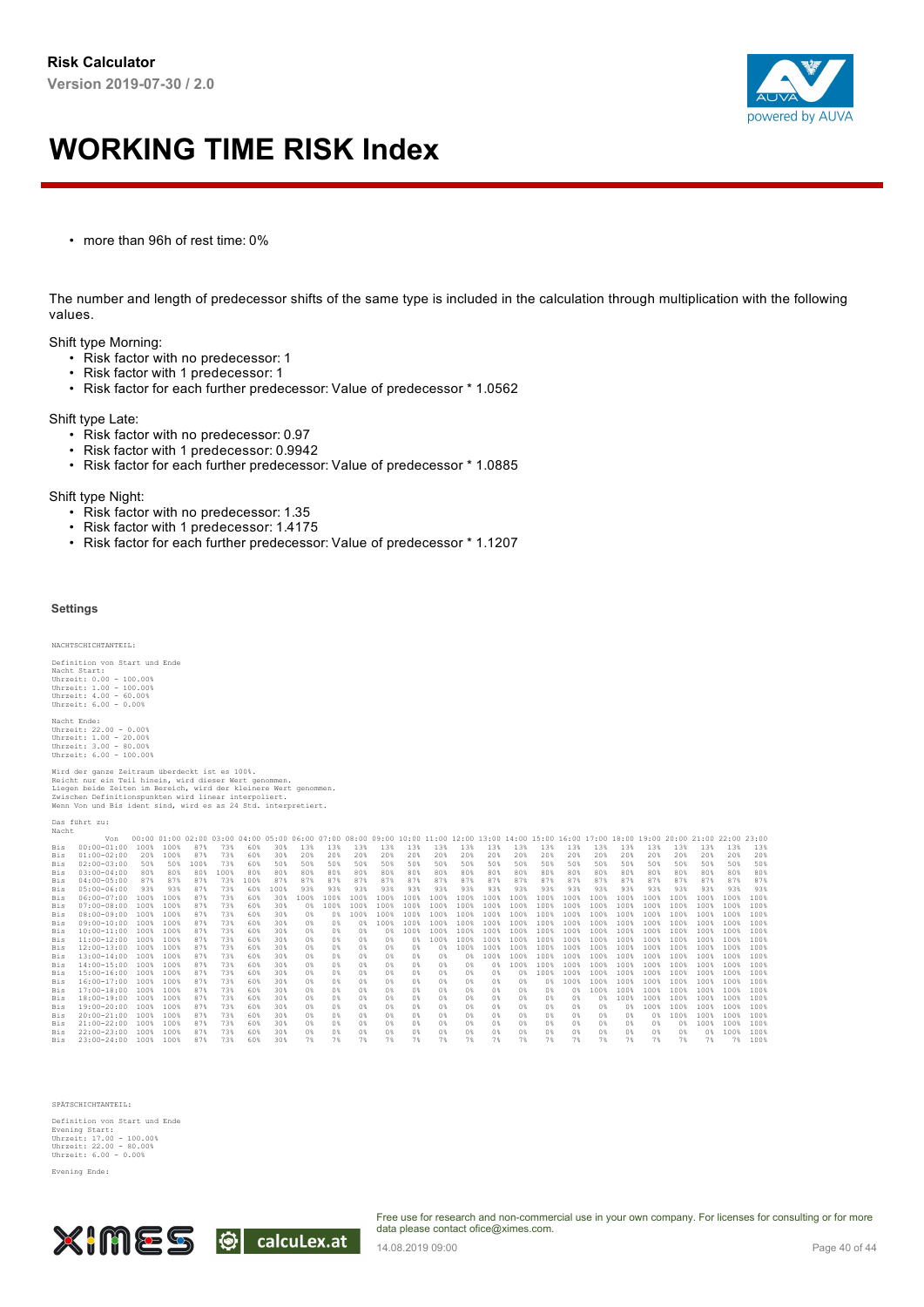- more than 96h of rest time: 0%

The number and length of predecessor shifts of the same type is included in the calculation through multiplication with the following values.

Shift type Morning:
- Risk factor with no predecessor: 1
- Risk factor with 1 predecessor: 1
- Risk factor for each further predecessor: Value of predecessor * 1.0562

Shift type Late:
- Risk factor with no predecessor: 0.97
- Risk factor with 1 predecessor: 0.9942
- Risk factor for each further predecessor: Value of predecessor * 1.0885

Shift type Night:
- Risk factor with no predecessor: 1.35
- Risk factor with 1 predecessor: 1.4175
- Risk factor for each further predecessor: Value of predecessor * 1.1207

#### Settings

```
NACHTSCHICHTANTEIL:

Definition von Start und Ende
Nacht Start:
Uhrzeit: 0.00 - 100.00%
Uhrzeit: 1.00 - 100.00%
Uhrzeit: 4.00 - 60.00%
Uhrzeit: 6.00 - 0.00%

Nacht Ende:
Uhrzeit: 22.00 - 0.00%
Uhrzeit: 1.00 - 20.00%
Uhrzeit: 3.00 - 80.00%
Uhrzeit: 6.00 - 100.00%

Wird der ganze Zeitraum überdeckt ist es 100%.
Reicht nur ein Teil hinein, wird dieser Wert genommen.
Liegen beide Zeiten im Bereich, wird der kleinere Wert genommen.
Zwischen Definitionspunkten wird linear interpoliert.
Wenn Von und Bis ident sind, wird es as 24 Std. interpretiert.

Das führt zu:
Nacht
```

| Von | 00:00 | 01:00 | 02:00 | 03:00 | 04:00 | 05:00 | 06:00 | 07:00 | 08:00 | 09:00 | 10:00 | 11:00 | 12:00 | 13:00 | 14:00 | 15:00 | 16:00 | 17:00 | 18:00 | 19:00 | 20:00 | 21:00 | 22:00 | 23:00 |
|---|---|---|---|---|---|---|---|---|---|---|---|---|---|---|---|---|---|---|---|---|---|---|---|---|
| Bis 00:00-01:00 | 100% | 100% | 87% | 73% | 60% | 30% | 13% | 13% | 13% | 13% | 13% | 13% | 13% | 13% | 13% | 13% | 13% | 13% | 13% | 13% | 13% | 13% | 13% | 13% |
| Bis 01:00-02:00 | 20% | 100% | 87% | 73% | 60% | 30% | 20% | 20% | 20% | 20% | 20% | 20% | 20% | 20% | 20% | 20% | 20% | 20% | 20% | 20% | 20% | 20% | 20% | 20% |
| Bis 02:00-03:00 | 50% | 50% | 100% | 73% | 60% | 50% | 50% | 50% | 50% | 50% | 50% | 50% | 50% | 50% | 50% | 50% | 50% | 50% | 50% | 50% | 50% | 50% | 50% | 50% |
| Bis 03:00-04:00 | 80% | 80% | 80% | 100% | 80% | 80% | 80% | 80% | 80% | 80% | 80% | 80% | 80% | 80% | 80% | 80% | 80% | 80% | 80% | 80% | 80% | 80% | 80% | 80% |
| Bis 04:00-05:00 | 87% | 87% | 87% | 73% | 100% | 87% | 87% | 87% | 87% | 87% | 87% | 87% | 87% | 87% | 87% | 87% | 87% | 87% | 87% | 87% | 87% | 87% | 87% | 87% |
| Bis 05:00-06:00 | 93% | 93% | 87% | 73% | 60% | 100% | 93% | 93% | 93% | 93% | 93% | 93% | 93% | 93% | 93% | 93% | 93% | 93% | 93% | 93% | 93% | 93% | 93% | 93% |
| Bis 06:00-07:00 | 100% | 100% | 87% | 73% | 60% | 30% | 100% | 100% | 100% | 100% | 100% | 100% | 100% | 100% | 100% | 100% | 100% | 100% | 100% | 100% | 100% | 100% | 100% | 100% |
| Bis 07:00-08:00 | 100% | 100% | 87% | 73% | 60% | 30% | 0% | 100% | 100% | 100% | 100% | 100% | 100% | 100% | 100% | 100% | 100% | 100% | 100% | 100% | 100% | 100% | 100% | 100% |
| Bis 08:00-09:00 | 100% | 100% | 87% | 73% | 60% | 30% | 0% | 0% | 100% | 100% | 100% | 100% | 100% | 100% | 100% | 100% | 100% | 100% | 100% | 100% | 100% | 100% | 100% | 100% |
| Bis 09:00-10:00 | 100% | 100% | 87% | 73% | 60% | 30% | 0% | 0% | 0% | 100% | 100% | 100% | 100% | 100% | 100% | 100% | 100% | 100% | 100% | 100% | 100% | 100% | 100% | 100% |
| Bis 10:00-11:00 | 100% | 100% | 87% | 73% | 60% | 30% | 0% | 0% | 0% | 0% | 100% | 100% | 100% | 100% | 100% | 100% | 100% | 100% | 100% | 100% | 100% | 100% | 100% | 100% |
| Bis 11:00-12:00 | 100% | 100% | 87% | 73% | 60% | 30% | 0% | 0% | 0% | 0% | 0% | 100% | 100% | 100% | 100% | 100% | 100% | 100% | 100% | 100% | 100% | 100% | 100% | 100% |
| Bis 12:00-13:00 | 100% | 100% | 87% | 73% | 60% | 30% | 0% | 0% | 0% | 0% | 0% | 0% | 100% | 100% | 100% | 100% | 100% | 100% | 100% | 100% | 100% | 100% | 100% | 100% |
| Bis 13:00-14:00 | 100% | 100% | 87% | 73% | 60% | 30% | 0% | 0% | 0% | 0% | 0% | 0% | 0% | 100% | 100% | 100% | 100% | 100% | 100% | 100% | 100% | 100% | 100% | 100% |
| Bis 14:00-15:00 | 100% | 100% | 87% | 73% | 60% | 30% | 0% | 0% | 0% | 0% | 0% | 0% | 0% | 0% | 100% | 100% | 100% | 100% | 100% | 100% | 100% | 100% | 100% | 100% |
| Bis 15:00-16:00 | 100% | 100% | 87% | 73% | 60% | 30% | 0% | 0% | 0% | 0% | 0% | 0% | 0% | 0% | 0% | 100% | 100% | 100% | 100% | 100% | 100% | 100% | 100% | 100% |
| Bis 16:00-17:00 | 100% | 100% | 87% | 73% | 60% | 30% | 0% | 0% | 0% | 0% | 0% | 0% | 0% | 0% | 0% | 0% | 100% | 100% | 100% | 100% | 100% | 100% | 100% | 100% |
| Bis 17:00-18:00 | 100% | 100% | 87% | 73% | 60% | 30% | 0% | 0% | 0% | 0% | 0% | 0% | 0% | 0% | 0% | 0% | 0% | 100% | 100% | 100% | 100% | 100% | 100% | 100% |
| Bis 18:00-19:00 | 100% | 100% | 87% | 73% | 60% | 30% | 0% | 0% | 0% | 0% | 0% | 0% | 0% | 0% | 0% | 0% | 0% | 0% | 100% | 100% | 100% | 100% | 100% | 100% |
| Bis 19:00-20:00 | 100% | 100% | 87% | 73% | 60% | 30% | 0% | 0% | 0% | 0% | 0% | 0% | 0% | 0% | 0% | 0% | 0% | 0% | 0% | 100% | 100% | 100% | 100% | 100% |
| Bis 20:00-21:00 | 100% | 100% | 87% | 73% | 60% | 30% | 0% | 0% | 0% | 0% | 0% | 0% | 0% | 0% | 0% | 0% | 0% | 0% | 0% | 0% | 100% | 100% | 100% | 100% |
| Bis 21:00-22:00 | 100% | 100% | 87% | 73% | 60% | 30% | 0% | 0% | 0% | 0% | 0% | 0% | 0% | 0% | 0% | 0% | 0% | 0% | 0% | 0% | 0% | 100% | 100% | 100% |
| Bis 22:00-23:00 | 100% | 100% | 87% | 73% | 60% | 30% | 0% | 0% | 0% | 0% | 0% | 0% | 0% | 0% | 0% | 0% | 0% | 0% | 0% | 0% | 0% | 0% | 100% | 100% |
| Bis 23:00-24:00 | 100% | 100% | 87% | 73% | 60% | 30% | 7% | 7% | 7% | 7% | 7% | 7% | 7% | 7% | 7% | 7% | 7% | 7% | 7% | 7% | 7% | 7% | 7% | 100% |

```
SPÄTSCHICHTANTEIL:

Definition von Start und Ende
Evening Start:
Uhrzeit: 17.00 - 100.00%
Uhrzeit: 22.00 - 80.00%
Uhrzeit: 6.00 - 0.00%

Evening Ende:
```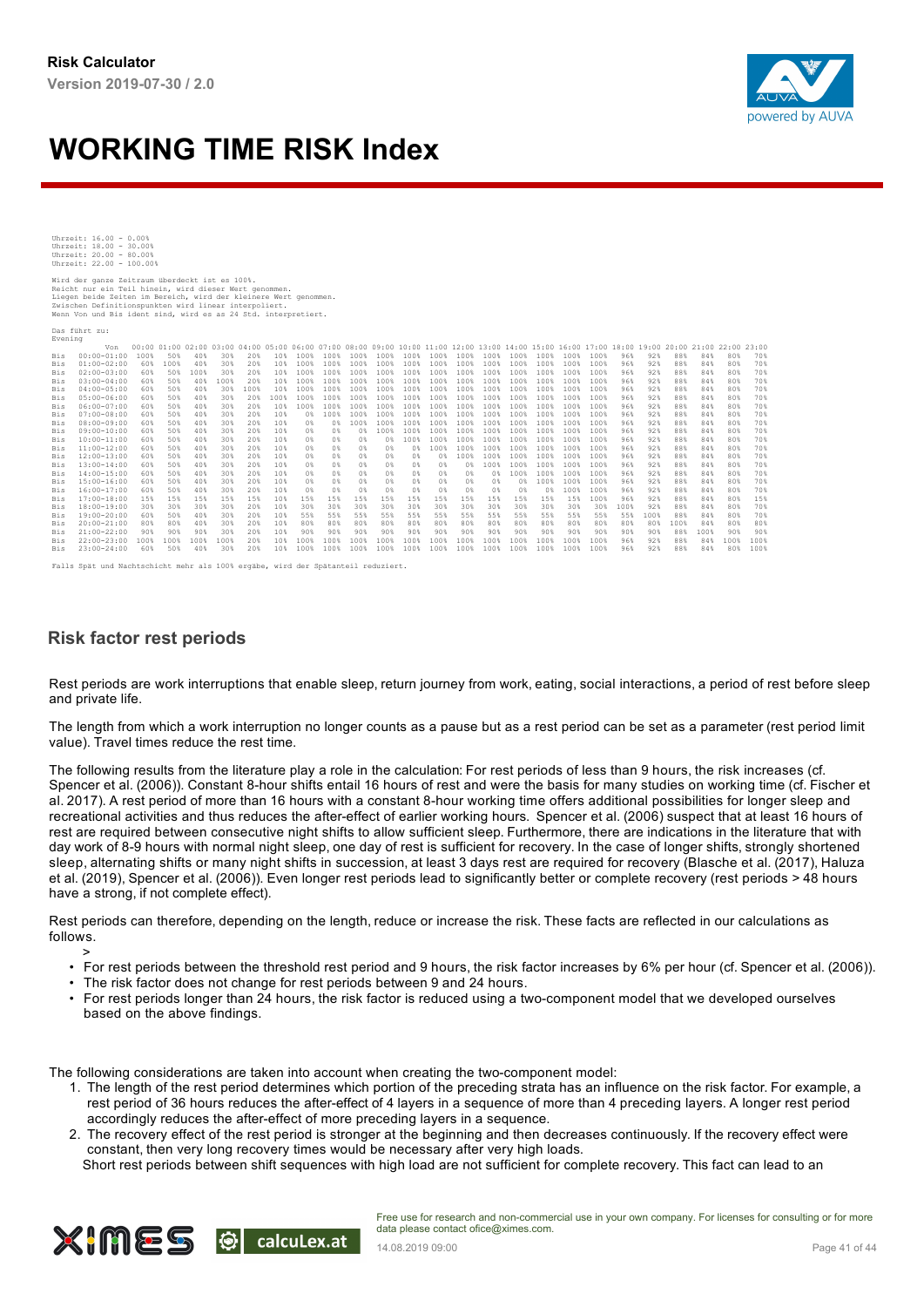# WORKING TIME RISK Index

```
Uhrzeit: 16.00 - 0.00%
Uhrzeit: 18.00 - 30.00%
Uhrzeit: 20.00 - 80.00%
Uhrzeit: 22.00 - 100.00%

Wird der ganze Zeitraum überdeckt ist es 100%.
Reicht nur ein Teil hinein, wird dieser Wert genommen.
Liegen beide Zeiten im Bereich, wird der kleinere Wert genommen.
Zwischen Definitionspunkten wird linear interpoliert.
Wenn Von und Bis ident sind, wird es as 24 Std. interpretiert.

Das führt zu:
Evening
```

| | Von | 00:00 | 01:00 | 02:00 | 03:00 | 04:00 | 05:00 | 06:00 | 07:00 | 08:00 | 09:00 | 10:00 | 11:00 | 12:00 | 13:00 | 14:00 | 15:00 | 16:00 | 17:00 | 18:00 | 19:00 | 20:00 | 21:00 | 22:00 | 23:00 |
|---|---|---|---|---|---|---|---|---|---|---|---|---|---|---|---|---|---|---|---|---|---|---|---|---|---|
| Bis | 00:00-01:00 | 100% | 50% | 40% | 30% | 20% | 10% | 100% | 100% | 100% | 100% | 100% | 100% | 100% | 100% | 100% | 100% | 100% | 100% | 96% | 92% | 88% | 84% | 80% | 70% |
| Bis | 01:00-02:00 | 60% | 100% | 40% | 30% | 20% | 10% | 100% | 100% | 100% | 100% | 100% | 100% | 100% | 100% | 100% | 100% | 100% | 100% | 96% | 92% | 88% | 84% | 80% | 70% |
| Bis | 02:00-03:00 | 60% | 50% | 100% | 30% | 20% | 10% | 100% | 100% | 100% | 100% | 100% | 100% | 100% | 100% | 100% | 100% | 100% | 100% | 96% | 92% | 88% | 84% | 80% | 70% |
| Bis | 03:00-04:00 | 60% | 50% | 40% | 100% | 20% | 10% | 100% | 100% | 100% | 100% | 100% | 100% | 100% | 100% | 100% | 100% | 100% | 100% | 96% | 92% | 88% | 84% | 80% | 70% |
| Bis | 04:00-05:00 | 60% | 50% | 40% | 30% | 100% | 10% | 100% | 100% | 100% | 100% | 100% | 100% | 100% | 100% | 100% | 100% | 100% | 100% | 96% | 92% | 88% | 84% | 80% | 70% |
| Bis | 05:00-06:00 | 60% | 50% | 40% | 30% | 20% | 100% | 100% | 100% | 100% | 100% | 100% | 100% | 100% | 100% | 100% | 100% | 100% | 100% | 96% | 92% | 88% | 84% | 80% | 70% |
| Bis | 06:00-07:00 | 60% | 50% | 40% | 30% | 20% | 10% | 100% | 100% | 100% | 100% | 100% | 100% | 100% | 100% | 100% | 100% | 100% | 100% | 96% | 92% | 88% | 84% | 80% | 70% |
| Bis | 07:00-08:00 | 60% | 50% | 40% | 30% | 20% | 10% | 0% | 100% | 100% | 100% | 100% | 100% | 100% | 100% | 100% | 100% | 100% | 100% | 96% | 92% | 88% | 84% | 80% | 70% |
| Bis | 08:00-09:00 | 60% | 50% | 40% | 30% | 20% | 10% | 0% | 0% | 100% | 100% | 100% | 100% | 100% | 100% | 100% | 100% | 100% | 100% | 96% | 92% | 88% | 84% | 80% | 70% |
| Bis | 09:00-10:00 | 60% | 50% | 40% | 30% | 20% | 10% | 0% | 0% | 0% | 100% | 100% | 100% | 100% | 100% | 100% | 100% | 100% | 100% | 96% | 92% | 88% | 84% | 80% | 70% |
| Bis | 10:00-11:00 | 60% | 50% | 40% | 30% | 20% | 10% | 0% | 0% | 0% | 0% | 100% | 100% | 100% | 100% | 100% | 100% | 100% | 100% | 96% | 92% | 88% | 84% | 80% | 70% |
| Bis | 11:00-12:00 | 60% | 50% | 40% | 30% | 20% | 10% | 0% | 0% | 0% | 0% | 0% | 100% | 100% | 100% | 100% | 100% | 100% | 100% | 96% | 92% | 88% | 84% | 80% | 70% |
| Bis | 12:00-13:00 | 60% | 50% | 40% | 30% | 20% | 10% | 0% | 0% | 0% | 0% | 0% | 0% | 100% | 100% | 100% | 100% | 100% | 100% | 96% | 92% | 88% | 84% | 80% | 70% |
| Bis | 13:00-14:00 | 60% | 50% | 40% | 30% | 20% | 10% | 0% | 0% | 0% | 0% | 0% | 0% | 0% | 100% | 100% | 100% | 100% | 100% | 96% | 92% | 88% | 84% | 80% | 70% |
| Bis | 14:00-15:00 | 60% | 50% | 40% | 30% | 20% | 10% | 0% | 0% | 0% | 0% | 0% | 0% | 0% | 0% | 100% | 100% | 100% | 100% | 96% | 92% | 88% | 84% | 80% | 70% |
| Bis | 15:00-16:00 | 60% | 50% | 40% | 30% | 20% | 10% | 0% | 0% | 0% | 0% | 0% | 0% | 0% | 0% | 0% | 100% | 100% | 100% | 96% | 92% | 88% | 84% | 80% | 70% |
| Bis | 16:00-17:00 | 60% | 50% | 40% | 30% | 20% | 10% | 0% | 0% | 0% | 0% | 0% | 0% | 0% | 0% | 0% | 0% | 100% | 100% | 96% | 92% | 88% | 84% | 80% | 70% |
| Bis | 17:00-18:00 | 15% | 15% | 15% | 15% | 15% | 10% | 15% | 15% | 15% | 15% | 15% | 15% | 15% | 15% | 15% | 15% | 15% | 100% | 96% | 92% | 88% | 84% | 80% | 15% |
| Bis | 18:00-19:00 | 30% | 30% | 30% | 30% | 20% | 10% | 30% | 30% | 30% | 30% | 30% | 30% | 30% | 30% | 30% | 30% | 30% | 30% | 100% | 92% | 88% | 84% | 80% | 70% |
| Bis | 19:00-20:00 | 60% | 50% | 40% | 30% | 20% | 10% | 55% | 55% | 55% | 55% | 55% | 55% | 55% | 55% | 55% | 55% | 55% | 55% | 55% | 100% | 88% | 84% | 80% | 70% |
| Bis | 20:00-21:00 | 80% | 80% | 40% | 30% | 20% | 10% | 80% | 80% | 80% | 80% | 80% | 80% | 80% | 80% | 80% | 80% | 80% | 80% | 80% | 80% | 100% | 84% | 80% | 80% |
| Bis | 21:00-22:00 | 90% | 90% | 90% | 30% | 20% | 10% | 90% | 90% | 90% | 90% | 90% | 90% | 90% | 90% | 90% | 90% | 90% | 90% | 90% | 90% | 88% | 100% | 90% | 90% |
| Bis | 22:00-23:00 | 100% | 100% | 100% | 100% | 20% | 10% | 100% | 100% | 100% | 100% | 100% | 100% | 100% | 100% | 100% | 100% | 100% | 100% | 96% | 92% | 88% | 84% | 100% | 100% |
| Bis | 23:00-24:00 | 60% | 50% | 40% | 30% | 20% | 10% | 100% | 100% | 100% | 100% | 100% | 100% | 100% | 100% | 100% | 100% | 100% | 100% | 96% | 92% | 88% | 84% | 80% | 100% |

Falls Spät und Nachtschicht mehr als 100% ergäbe, wird der Spätanteil reduziert.

## Risk factor rest periods

Rest periods are work interruptions that enable sleep, return journey from work, eating, social interactions, a period of rest before sleep and private life.

The length from which a work interruption no longer counts as a pause but as a rest period can be set as a parameter (rest period limit value). Travel times reduce the rest time.

The following results from the literature play a role in the calculation: For rest periods of less than 9 hours, the risk increases (cf. Spencer et al. (2006)). Constant 8-hour shifts entail 16 hours of rest and were the basis for many studies on working time (cf. Fischer et al. 2017). A rest period of more than 16 hours with a constant 8-hour working time offers additional possibilities for longer sleep and recreational activities and thus reduces the after-effect of earlier working hours. Spencer et al. (2006) suspect that at least 16 hours of rest are required between consecutive night shifts to allow sufficient sleep. Furthermore, there are indications in the literature that with day work of 8-9 hours with normal night sleep, one day of rest is sufficient for recovery. In the case of longer shifts, strongly shortened sleep, alternating shifts or many night shifts in succession, at least 3 days rest are required for recovery (Blasche et al. (2017), Haluza et al. (2019), Spencer et al. (2006)). Even longer rest periods lead to significantly better or complete recovery (rest periods > 48 hours have a strong, if not complete effect).

Rest periods can therefore, depending on the length, reduce or increase the risk. These facts are reflected in our calculations as follows.

>

- For rest periods between the threshold rest period and 9 hours, the risk factor increases by 6% per hour (cf. Spencer et al. (2006)).
- The risk factor does not change for rest periods between 9 and 24 hours.
- For rest periods longer than 24 hours, the risk factor is reduced using a two-component model that we developed ourselves based on the above findings.

The following considerations are taken into account when creating the two-component model:

1. The length of the rest period determines which portion of the preceding strata has an influence on the risk factor. For example, a rest period of 36 hours reduces the after-effect of 4 layers in a sequence of more than 4 preceding layers. A longer rest period accordingly reduces the after-effect of more preceding layers in a sequence.
2. The recovery effect of the rest period is stronger at the beginning and then decreases continuously. If the recovery effect were constant, then very long recovery times would be necessary after very high loads.

   Short rest periods between shift sequences with high load are not sufficient for complete recovery. This fact can lead to an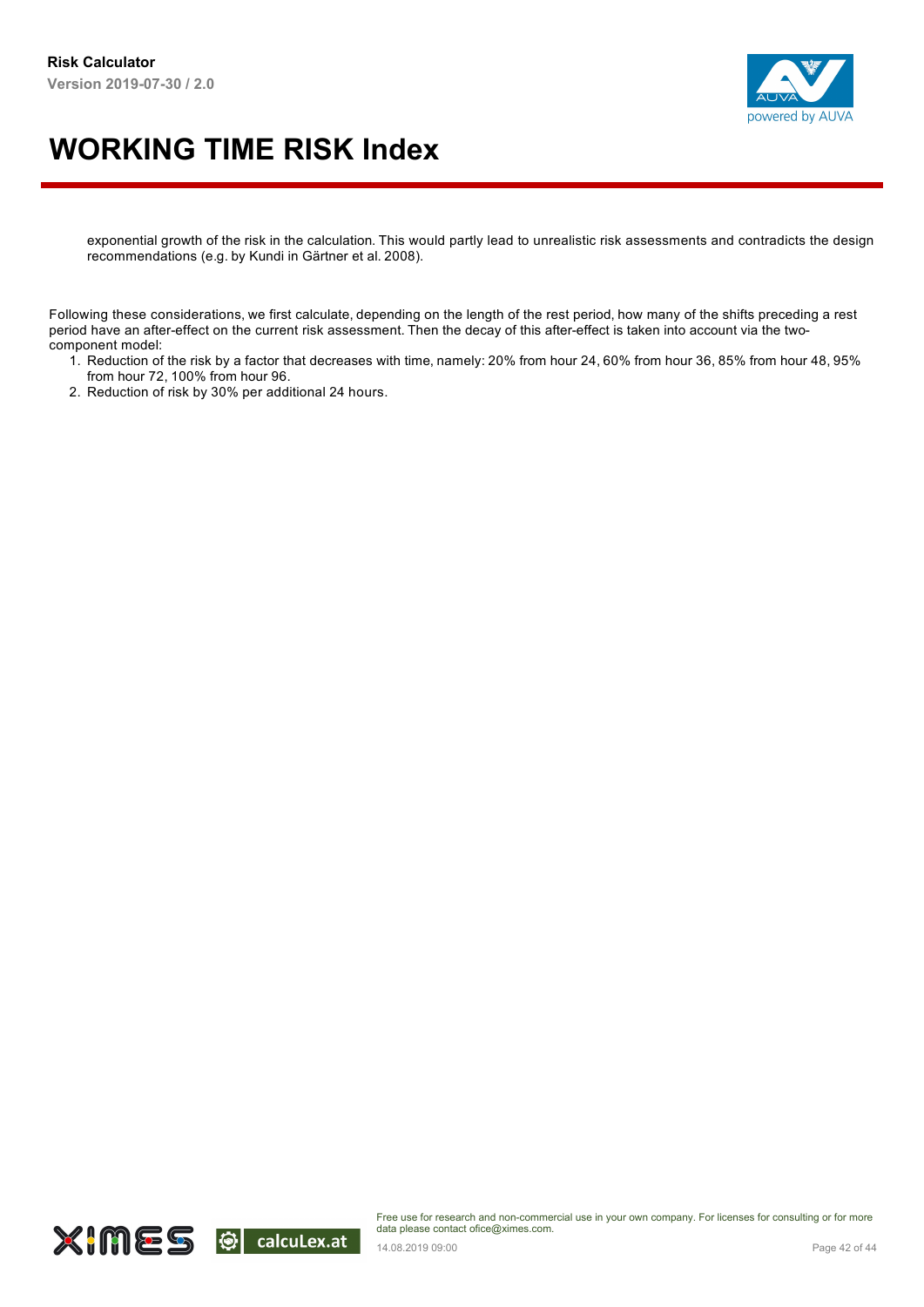exponential growth of the risk in the calculation. This would partly lead to unrealistic risk assessments and contradicts the design recommendations (e.g. by Kundi in Gärtner et al. 2008).

Following these considerations, we first calculate, depending on the length of the rest period, how many of the shifts preceding a rest period have an after-effect on the current risk assessment. Then the decay of this after-effect is taken into account via the two-component model:

1. Reduction of the risk by a factor that decreases with time, namely: 20% from hour 24, 60% from hour 36, 85% from hour 48, 95% from hour 72, 100% from hour 96.
2. Reduction of risk by 30% per additional 24 hours.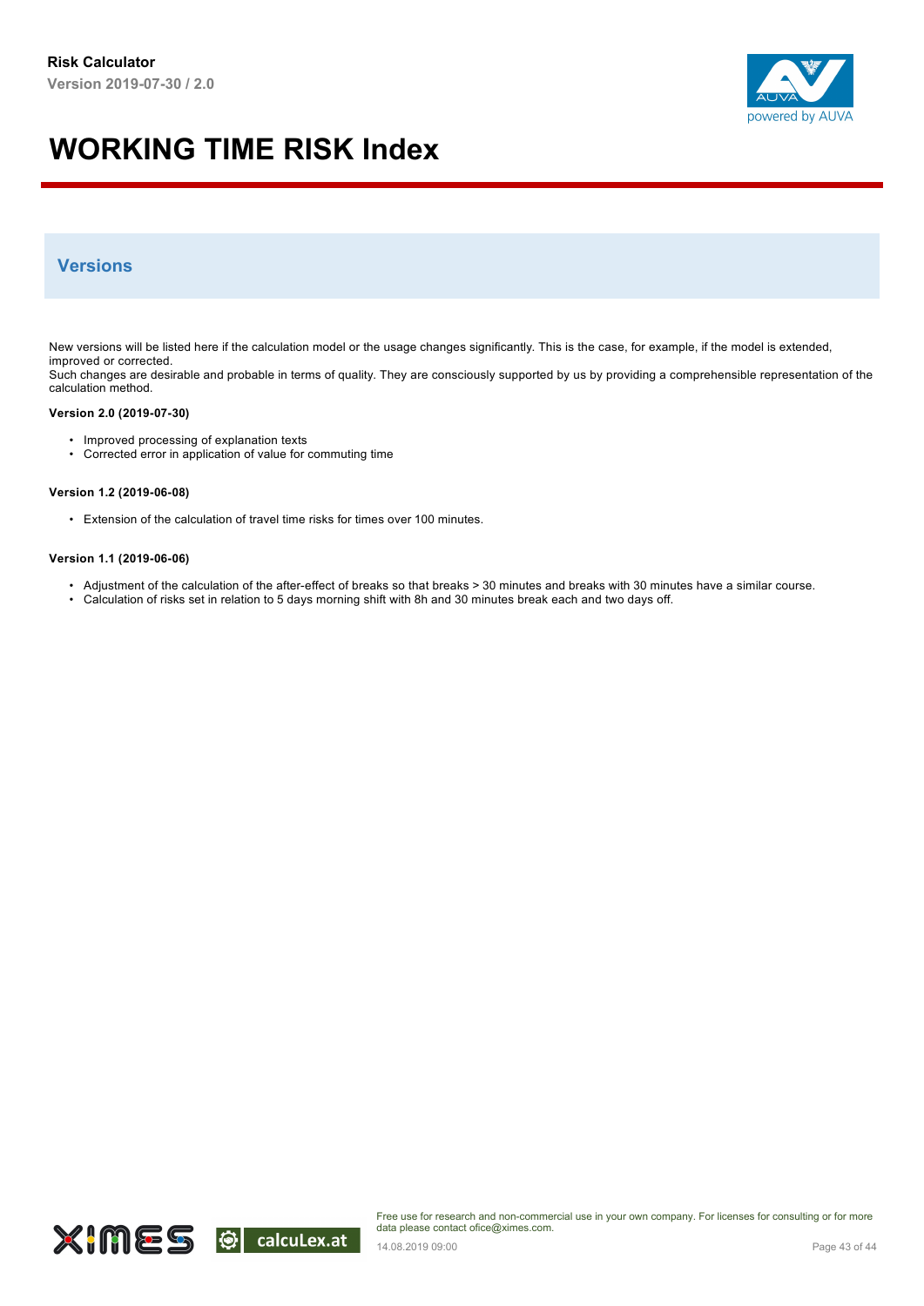## Versions

New versions will be listed here if the calculation model or the usage changes significantly. This is the case, for example, if the model is extended, improved or corrected.
Such changes are desirable and probable in terms of quality. They are consciously supported by us by providing a comprehensible representation of the calculation method.

**Version 2.0 (2019-07-30)**

- Improved processing of explanation texts
- Corrected error in application of value for commuting time

**Version 1.2 (2019-06-08)**

- Extension of the calculation of travel time risks for times over 100 minutes.

**Version 1.1 (2019-06-06)**

- Adjustment of the calculation of the after-effect of breaks so that breaks > 30 minutes and breaks with 30 minutes have a similar course.
- Calculation of risks set in relation to 5 days morning shift with 8h and 30 minutes break each and two days off.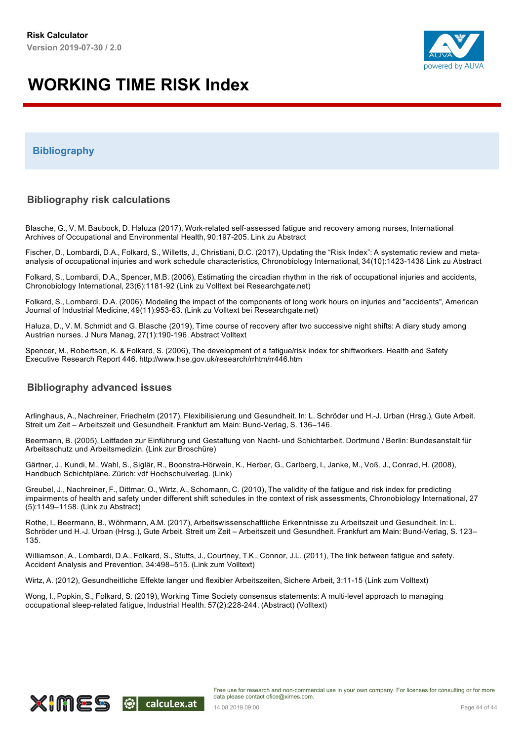# WORKING TIME RISK Index

## Bibliography

### Bibliography risk calculations

Blasche, G., V. M. Baubock, D. Haluza (2017), Work-related self-assessed fatigue and recovery among nurses, International Archives of Occupational and Environmental Health, 90:197-205. Link zu Abstract

Fischer, D., Lombardi, D.A., Folkard, S., Willetts, J., Christiani, D.C. (2017), Updating the “Risk Index”: A systematic review and meta-analysis of occupational injuries and work schedule characteristics, Chronobiology International, 34(10):1423-1438 Link zu Abstract

Folkard, S., Lombardi, D.A., Spencer, M.B. (2006), Estimating the circadian rhythm in the risk of occupational injuries and accidents, Chronobiology International, 23(6):1181-92 (Link zu Volltext bei Researchgate.net)

Folkard, S., Lombardi, D.A. (2006), Modeling the impact of the components of long work hours on injuries and "accidents", American Journal of Industrial Medicine, 49(11):953-63. (Link zu Volltext bei Researchgate.net)

Haluza, D., V. M. Schmidt and G. Blasche (2019), Time course of recovery after two successive night shifts: A diary study among Austrian nurses. J Nurs Manag, 27(1):190-196. Abstract Volltext

Spencer, M., Robertson, K. & Folkard, S. (2006), The development of a fatigue/risk index for shiftworkers. Health and Safety Executive Research Report 446. http://www.hse.gov.uk/research/rrhtm/rr446.htm

### Bibliography advanced issues

Arlinghaus, A., Nachreiner, Friedhelm (2017), Flexibilisierung und Gesundheit. In: L. Schröder und H.-J. Urban (Hrsg.), Gute Arbeit. Streit um Zeit – Arbeitszeit und Gesundheit. Frankfurt am Main: Bund-Verlag, S. 136–146.

Beermann, B. (2005), Leitfaden zur Einführung und Gestaltung von Nacht- und Schichtarbeit. Dortmund / Berlin: Bundesanstalt für Arbeitsschutz und Arbeitsmedizin. (Link zur Broschüre)

Gärtner, J., Kundi, M., Wahl, S., Siglär, R., Boonstra-Hörwein, K., Herber, G., Carlberg, I., Janke, M., Voß, J., Conrad, H. (2008), Handbuch Schichtpläne. Zürich: vdf Hochschulverlag. (Link)

Greubel, J., Nachreiner, F., Dittmar, O., Wirtz, A., Schomann, C. (2010), The validity of the fatigue and risk index for predicting impairments of health and safety under different shift schedules in the context of risk assessments, Chronobiology International, 27 (5):1149–1158. (Link zu Abstract)

Rothe, I., Beermann, B., Wöhrmann, A.M. (2017), Arbeitswissenschaftliche Erkenntnisse zu Arbeitszeit und Gesundheit. In: L. Schröder und H.-J. Urban (Hrsg.), Gute Arbeit. Streit um Zeit – Arbeitszeit und Gesundheit. Frankfurt am Main: Bund-Verlag, S. 123–135.

Williamson, A., Lombardi, D.A., Folkard, S., Stutts, J., Courtney, T.K., Connor, J.L. (2011), The link between fatigue and safety. Accident Analysis and Prevention, 34:498–515. (Link zum Volltext)

Wirtz, A. (2012), Gesundheitliche Effekte langer und flexibler Arbeitszeiten, Sichere Arbeit, 3:11-15 (Link zum Volltext)

Wong, I., Popkin, S., Folkard, S. (2019), Working Time Society consensus statements: A multi-level approach to managing occupational sleep-related fatigue, Industrial Health. 57(2):228-244. (Abstract) (Volltext)